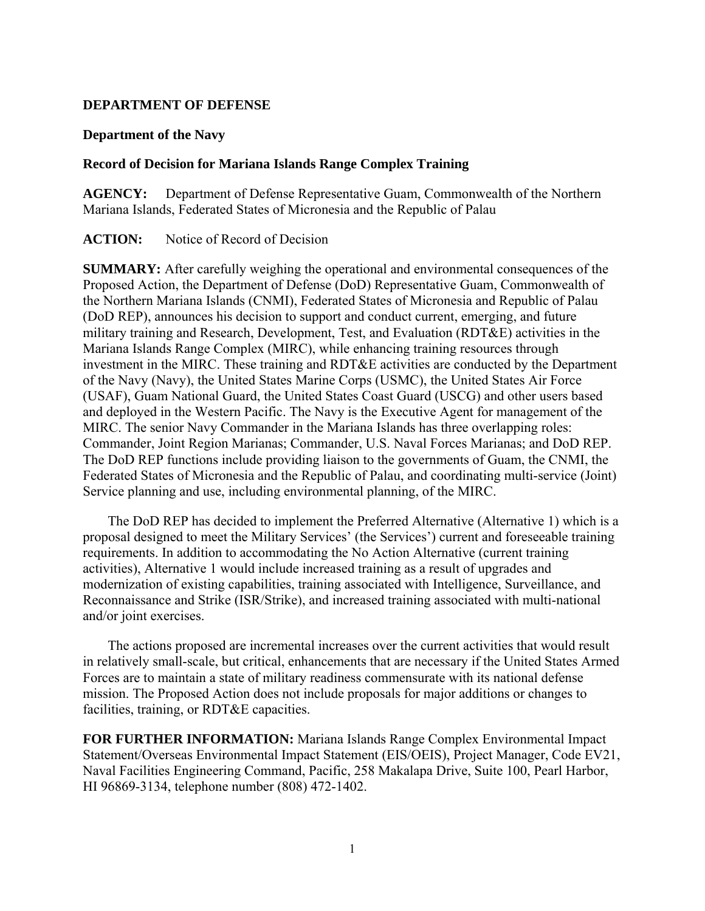**DEPARTMENT OF DEFENSE**

**Department of the Navy**

**Record of Decision for Mariana Islands Range Complex Training**

**AGENCY:** Department of Defense Representative Guam, Commonwealth of the Northern Mariana Islands, Federated States of Micronesia and the Republic of Palau

**ACTION:** Notice of Record of Decision

**SUMMARY:** After carefully weighing the operational and environmental consequences of the Proposed Action, the Department of Defense (DoD) Representative Guam, Commonwealth of the Northern Mariana Islands (CNMI), Federated States of Micronesia and Republic of Palau (DoD REP), announces his decision to support and conduct current, emerging, and future military training and Research, Development, Test, and Evaluation (RDT&E) activities in the Mariana Islands Range Complex (MIRC), while enhancing training resources through investment in the MIRC. These training and RDT&E activities are conducted by the Department of the Navy (Navy), the United States Marine Corps (USMC), the United States Air Force (USAF), Guam National Guard, the United States Coast Guard (USCG) and other users based and deployed in the Western Pacific. The Navy is the Executive Agent for management of the MIRC. The senior Navy Commander in the Mariana Islands has three overlapping roles: Commander, Joint Region Marianas; Commander, U.S. Naval Forces Marianas; and DoD REP. The DoD REP functions include providing liaison to the governments of Guam, the CNMI, the Federated States of Micronesia and the Republic of Palau, and coordinating multi-service (Joint) Service planning and use, including environmental planning, of the MIRC.

The DoD REP has decided to implement the Preferred Alternative (Alternative 1) which is a proposal designed to meet the Military Services' (the Services') current and foreseeable training requirements. In addition to accommodating the No Action Alternative (current training activities), Alternative 1 would include increased training as a result of upgrades and modernization of existing capabilities, training associated with Intelligence, Surveillance, and Reconnaissance and Strike (ISR/Strike), and increased training associated with multi-national and/or joint exercises.

The actions proposed are incremental increases over the current activities that would result in relatively small-scale, but critical, enhancements that are necessary if the United States Armed Forces are to maintain a state of military readiness commensurate with its national defense mission. The Proposed Action does not include proposals for major additions or changes to facilities, training, or RDT&E capacities.

**FOR FURTHER INFORMATION:** Mariana Islands Range Complex Environmental Impact Statement/Overseas Environmental Impact Statement (EIS/OEIS), Project Manager, Code EV21, Naval Facilities Engineering Command, Pacific, 258 Makalapa Drive, Suite 100, Pearl Harbor, HI 96869-3134, telephone number (808) 472-1402.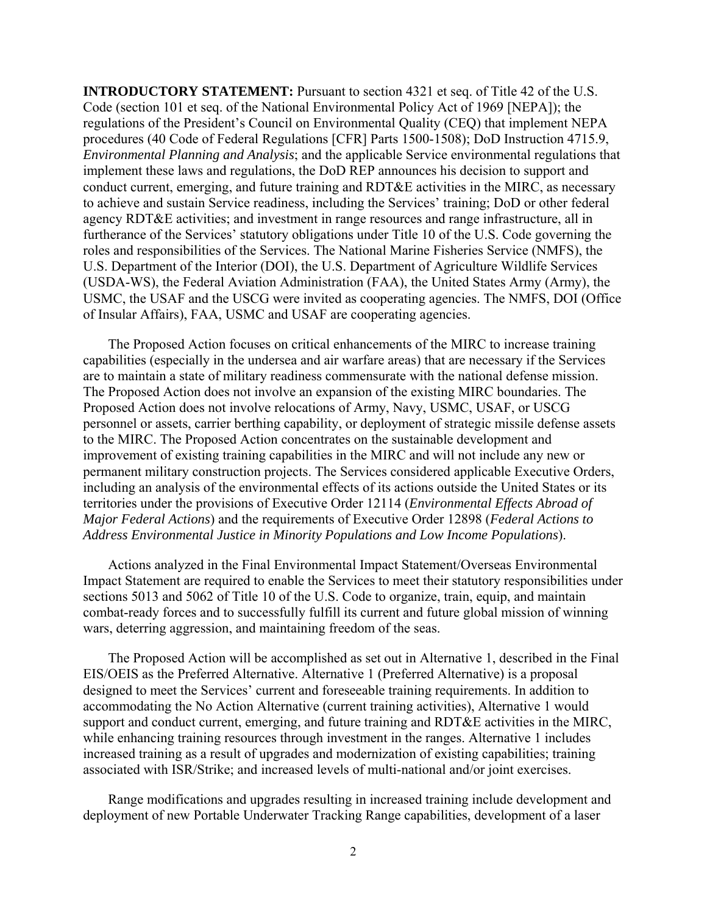**INTRODUCTORY STATEMENT:** Pursuant to section 4321 et seq. of Title 42 of the U.S. Code (section 101 et seq. of the National Environmental Policy Act of 1969 [NEPA]); the regulations of the President's Council on Environmental Quality (CEQ) that implement NEPA procedures (40 Code of Federal Regulations [CFR] Parts 1500-1508); DoD Instruction 4715.9, *Environmental Planning and Analysis*; and the applicable Service environmental regulations that implement these laws and regulations, the DoD REP announces his decision to support and conduct current, emerging, and future training and RDT&E activities in the MIRC, as necessary to achieve and sustain Service readiness, including the Services' training; DoD or other federal agency RDT&E activities; and investment in range resources and range infrastructure, all in furtherance of the Services' statutory obligations under Title 10 of the U.S. Code governing the roles and responsibilities of the Services. The National Marine Fisheries Service (NMFS), the U.S. Department of the Interior (DOI), the U.S. Department of Agriculture Wildlife Services (USDA-WS), the Federal Aviation Administration (FAA), the United States Army (Army), the USMC, the USAF and the USCG were invited as cooperating agencies. The NMFS, DOI (Office of Insular Affairs), FAA, USMC and USAF are cooperating agencies.

The Proposed Action focuses on critical enhancements of the MIRC to increase training capabilities (especially in the undersea and air warfare areas) that are necessary if the Services are to maintain a state of military readiness commensurate with the national defense mission. The Proposed Action does not involve an expansion of the existing MIRC boundaries. The Proposed Action does not involve relocations of Army, Navy, USMC, USAF, or USCG personnel or assets, carrier berthing capability, or deployment of strategic missile defense assets to the MIRC. The Proposed Action concentrates on the sustainable development and improvement of existing training capabilities in the MIRC and will not include any new or permanent military construction projects. The Services considered applicable Executive Orders, including an analysis of the environmental effects of its actions outside the United States or its territories under the provisions of Executive Order 12114 (*Environmental Effects Abroad of Major Federal Actions*) and the requirements of Executive Order 12898 (*Federal Actions to Address Environmental Justice in Minority Populations and Low Income Populations*).

Actions analyzed in the Final Environmental Impact Statement/Overseas Environmental Impact Statement are required to enable the Services to meet their statutory responsibilities under sections 5013 and 5062 of Title 10 of the U.S. Code to organize, train, equip, and maintain combat-ready forces and to successfully fulfill its current and future global mission of winning wars, deterring aggression, and maintaining freedom of the seas.

The Proposed Action will be accomplished as set out in Alternative 1, described in the Final EIS/OEIS as the Preferred Alternative. Alternative 1 (Preferred Alternative) is a proposal designed to meet the Services' current and foreseeable training requirements. In addition to accommodating the No Action Alternative (current training activities), Alternative 1 would support and conduct current, emerging, and future training and RDT&E activities in the MIRC, while enhancing training resources through investment in the ranges. Alternative 1 includes increased training as a result of upgrades and modernization of existing capabilities; training associated with ISR/Strike; and increased levels of multi-national and/or joint exercises.

Range modifications and upgrades resulting in increased training include development and deployment of new Portable Underwater Tracking Range capabilities, development of a laser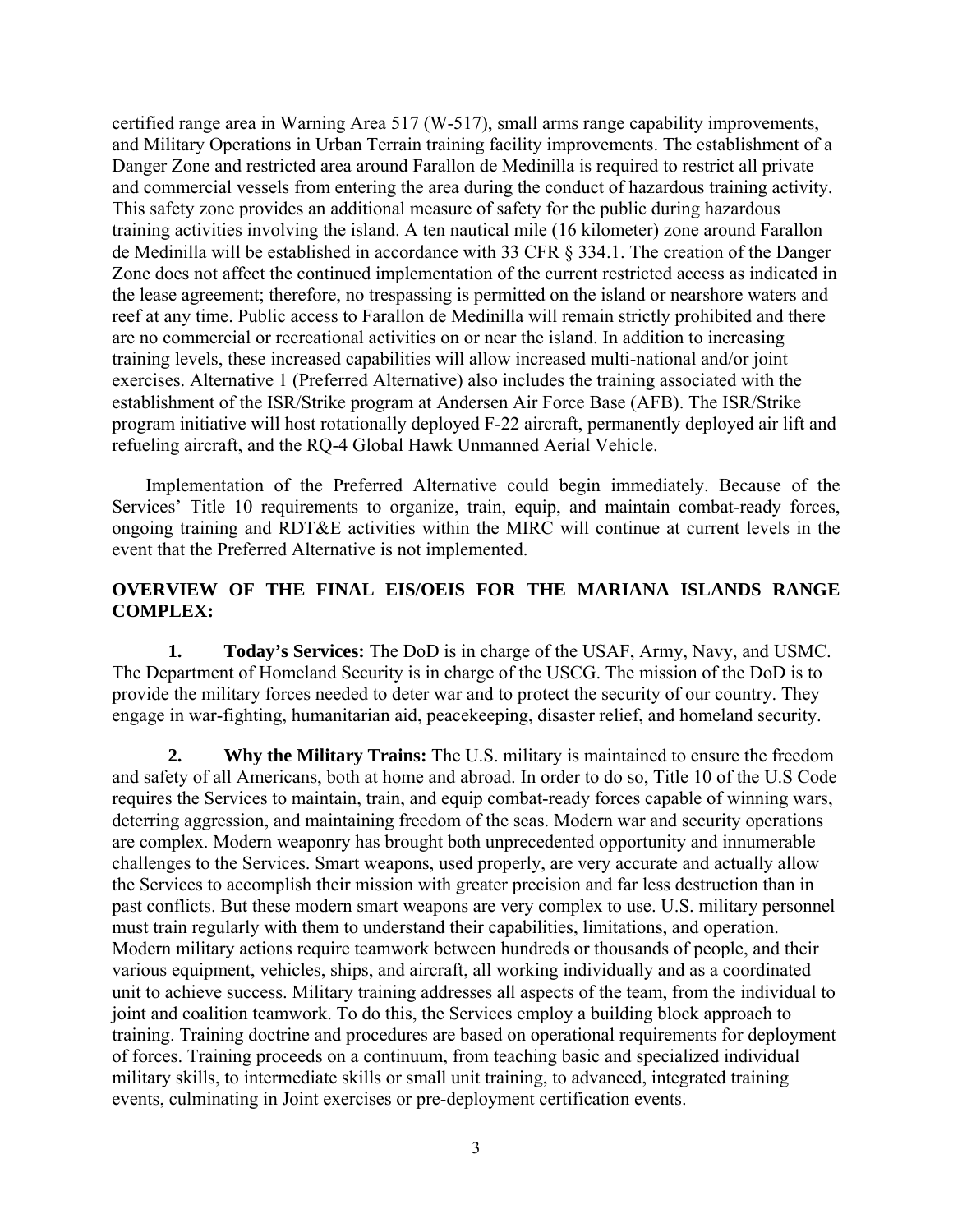certified range area in Warning Area 517 (W-517), small arms range capability improvements, and Military Operations in Urban Terrain training facility improvements. The establishment of a Danger Zone and restricted area around Farallon de Medinilla is required to restrict all private and commercial vessels from entering the area during the conduct of hazardous training activity. This safety zone provides an additional measure of safety for the public during hazardous training activities involving the island. A ten nautical mile (16 kilometer) zone around Farallon de Medinilla will be established in accordance with 33 CFR § 334.1. The creation of the Danger Zone does not affect the continued implementation of the current restricted access as indicated in the lease agreement; therefore, no trespassing is permitted on the island or nearshore waters and reef at any time. Public access to Farallon de Medinilla will remain strictly prohibited and there are no commercial or recreational activities on or near the island. In addition to increasing training levels, these increased capabilities will allow increased multi-national and/or joint exercises. Alternative 1 (Preferred Alternative) also includes the training associated with the establishment of the ISR/Strike program at Andersen Air Force Base (AFB). The ISR/Strike program initiative will host rotationally deployed F-22 aircraft, permanently deployed air lift and refueling aircraft, and the RQ-4 Global Hawk Unmanned Aerial Vehicle.

Implementation of the Preferred Alternative could begin immediately. Because of the Services' Title 10 requirements to organize, train, equip, and maintain combat-ready forces, ongoing training and RDT&E activities within the MIRC will continue at current levels in the event that the Preferred Alternative is not implemented.

## OVERVIEW OF THE FINAL EIS/OEIS FOR THE MARIANA ISLANDS RANGE COMPLEX:

**1. Today's Services:** The DoD is in charge of the USAF, Army, Navy, and USMC. The Department of Homeland Security is in charge of the USCG. The mission of the DoD is to provide the military forces needed to deter war and to protect the security of our country. They engage in war-fighting, humanitarian aid, peacekeeping, disaster relief, and homeland security.

**2. Why the Military Trains:** The U.S. military is maintained to ensure the freedom and safety of all Americans, both at home and abroad. In order to do so, Title 10 of the U.S Code requires the Services to maintain, train, and equip combat-ready forces capable of winning wars, deterring aggression, and maintaining freedom of the seas. Modern war and security operations are complex. Modern weaponry has brought both unprecedented opportunity and innumerable challenges to the Services. Smart weapons, used properly, are very accurate and actually allow the Services to accomplish their mission with greater precision and far less destruction than in past conflicts. But these modern smart weapons are very complex to use. U.S. military personnel must train regularly with them to understand their capabilities, limitations, and operation. Modern military actions require teamwork between hundreds or thousands of people, and their various equipment, vehicles, ships, and aircraft, all working individually and as a coordinated unit to achieve success. Military training addresses all aspects of the team, from the individual to joint and coalition teamwork. To do this, the Services employ a building block approach to training. Training doctrine and procedures are based on operational requirements for deployment of forces. Training proceeds on a continuum, from teaching basic and specialized individual military skills, to intermediate skills or small unit training, to advanced, integrated training events, culminating in Joint exercises or pre-deployment certification events.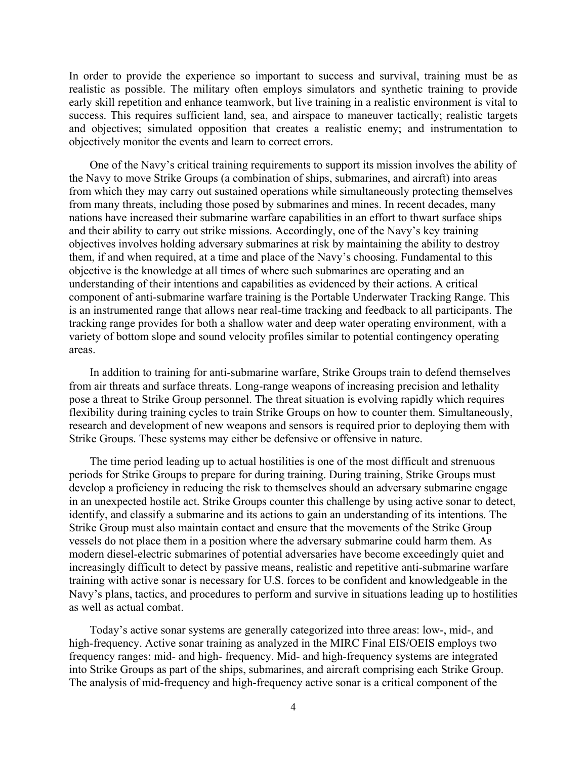In order to provide the experience so important to success and survival, training must be as realistic as possible. The military often employs simulators and synthetic training to provide early skill repetition and enhance teamwork, but live training in a realistic environment is vital to success. This requires sufficient land, sea, and airspace to maneuver tactically; realistic targets and objectives; simulated opposition that creates a realistic enemy; and instrumentation to objectively monitor the events and learn to correct errors.

One of the Navy's critical training requirements to support its mission involves the ability of the Navy to move Strike Groups (a combination of ships, submarines, and aircraft) into areas from which they may carry out sustained operations while simultaneously protecting themselves from many threats, including those posed by submarines and mines. In recent decades, many nations have increased their submarine warfare capabilities in an effort to thwart surface ships and their ability to carry out strike missions. Accordingly, one of the Navy's key training objectives involves holding adversary submarines at risk by maintaining the ability to destroy them, if and when required, at a time and place of the Navy's choosing. Fundamental to this objective is the knowledge at all times of where such submarines are operating and an understanding of their intentions and capabilities as evidenced by their actions. A critical component of anti-submarine warfare training is the Portable Underwater Tracking Range. This is an instrumented range that allows near real-time tracking and feedback to all participants. The tracking range provides for both a shallow water and deep water operating environment, with a variety of bottom slope and sound velocity profiles similar to potential contingency operating areas.

In addition to training for anti-submarine warfare, Strike Groups train to defend themselves from air threats and surface threats. Long-range weapons of increasing precision and lethality pose a threat to Strike Group personnel. The threat situation is evolving rapidly which requires flexibility during training cycles to train Strike Groups on how to counter them. Simultaneously, research and development of new weapons and sensors is required prior to deploying them with Strike Groups. These systems may either be defensive or offensive in nature.

The time period leading up to actual hostilities is one of the most difficult and strenuous periods for Strike Groups to prepare for during training. During training, Strike Groups must develop a proficiency in reducing the risk to themselves should an adversary submarine engage in an unexpected hostile act. Strike Groups counter this challenge by using active sonar to detect, identify, and classify a submarine and its actions to gain an understanding of its intentions. The Strike Group must also maintain contact and ensure that the movements of the Strike Group vessels do not place them in a position where the adversary submarine could harm them. As modern diesel-electric submarines of potential adversaries have become exceedingly quiet and increasingly difficult to detect by passive means, realistic and repetitive anti-submarine warfare training with active sonar is necessary for U.S. forces to be confident and knowledgeable in the Navy's plans, tactics, and procedures to perform and survive in situations leading up to hostilities as well as actual combat.

Today's active sonar systems are generally categorized into three areas: low-, mid-, and high-frequency. Active sonar training as analyzed in the MIRC Final EIS/OEIS employs two frequency ranges: mid- and high- frequency. Mid- and high-frequency systems are integrated into Strike Groups as part of the ships, submarines, and aircraft comprising each Strike Group. The analysis of mid-frequency and high-frequency active sonar is a critical component of the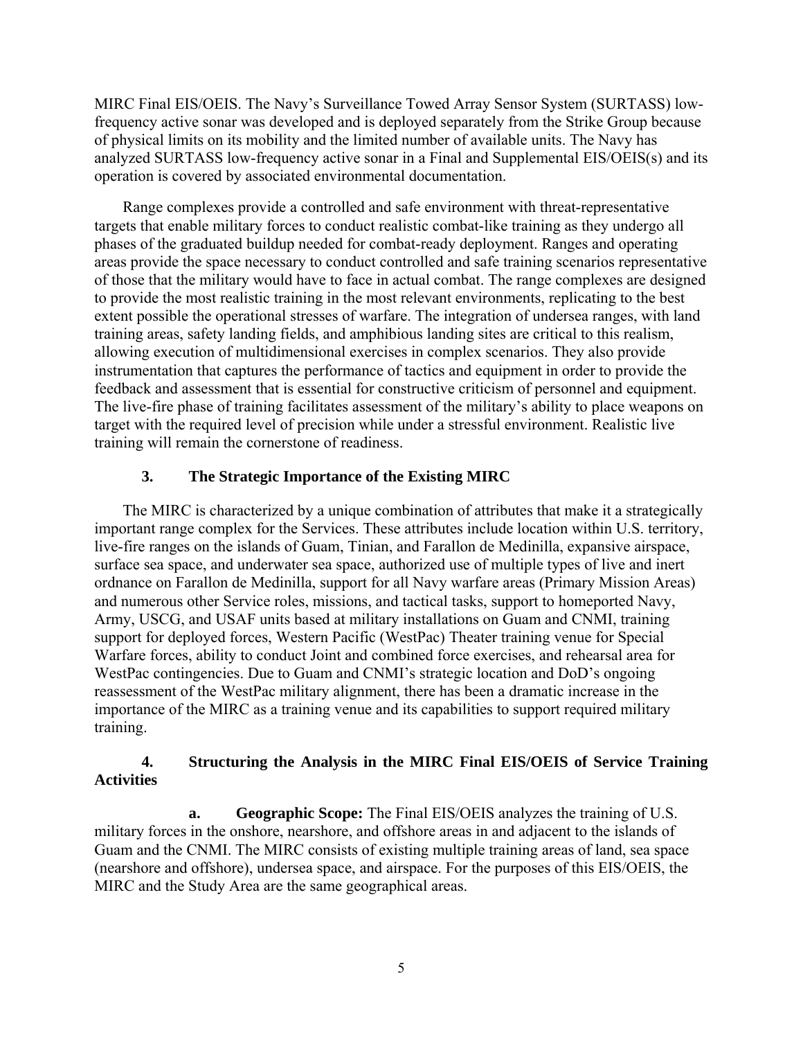MIRC Final EIS/OEIS. The Navy's Surveillance Towed Array Sensor System (SURTASS) low-frequency active sonar was developed and is deployed separately from the Strike Group because of physical limits on its mobility and the limited number of available units. The Navy has analyzed SURTASS low-frequency active sonar in a Final and Supplemental EIS/OEIS(s) and its operation is covered by associated environmental documentation.

Range complexes provide a controlled and safe environment with threat-representative targets that enable military forces to conduct realistic combat-like training as they undergo all phases of the graduated buildup needed for combat-ready deployment. Ranges and operating areas provide the space necessary to conduct controlled and safe training scenarios representative of those that the military would have to face in actual combat. The range complexes are designed to provide the most realistic training in the most relevant environments, replicating to the best extent possible the operational stresses of warfare. The integration of undersea ranges, with land training areas, safety landing fields, and amphibious landing sites are critical to this realism, allowing execution of multidimensional exercises in complex scenarios. They also provide instrumentation that captures the performance of tactics and equipment in order to provide the feedback and assessment that is essential for constructive criticism of personnel and equipment. The live-fire phase of training facilitates assessment of the military's ability to place weapons on target with the required level of precision while under a stressful environment. Realistic live training will remain the cornerstone of readiness.

### 3. The Strategic Importance of the Existing MIRC

The MIRC is characterized by a unique combination of attributes that make it a strategically important range complex for the Services. These attributes include location within U.S. territory, live-fire ranges on the islands of Guam, Tinian, and Farallon de Medinilla, expansive airspace, surface sea space, and underwater sea space, authorized use of multiple types of live and inert ordnance on Farallon de Medinilla, support for all Navy warfare areas (Primary Mission Areas) and numerous other Service roles, missions, and tactical tasks, support to homeported Navy, Army, USCG, and USAF units based at military installations on Guam and CNMI, training support for deployed forces, Western Pacific (WestPac) Theater training venue for Special Warfare forces, ability to conduct Joint and combined force exercises, and rehearsal area for WestPac contingencies. Due to Guam and CNMI's strategic location and DoD's ongoing reassessment of the WestPac military alignment, there has been a dramatic increase in the importance of the MIRC as a training venue and its capabilities to support required military training.

### 4. Structuring the Analysis in the MIRC Final EIS/OEIS of Service Training Activities

**a. Geographic Scope:** The Final EIS/OEIS analyzes the training of U.S. military forces in the onshore, nearshore, and offshore areas in and adjacent to the islands of Guam and the CNMI. The MIRC consists of existing multiple training areas of land, sea space (nearshore and offshore), undersea space, and airspace. For the purposes of this EIS/OEIS, the MIRC and the Study Area are the same geographical areas.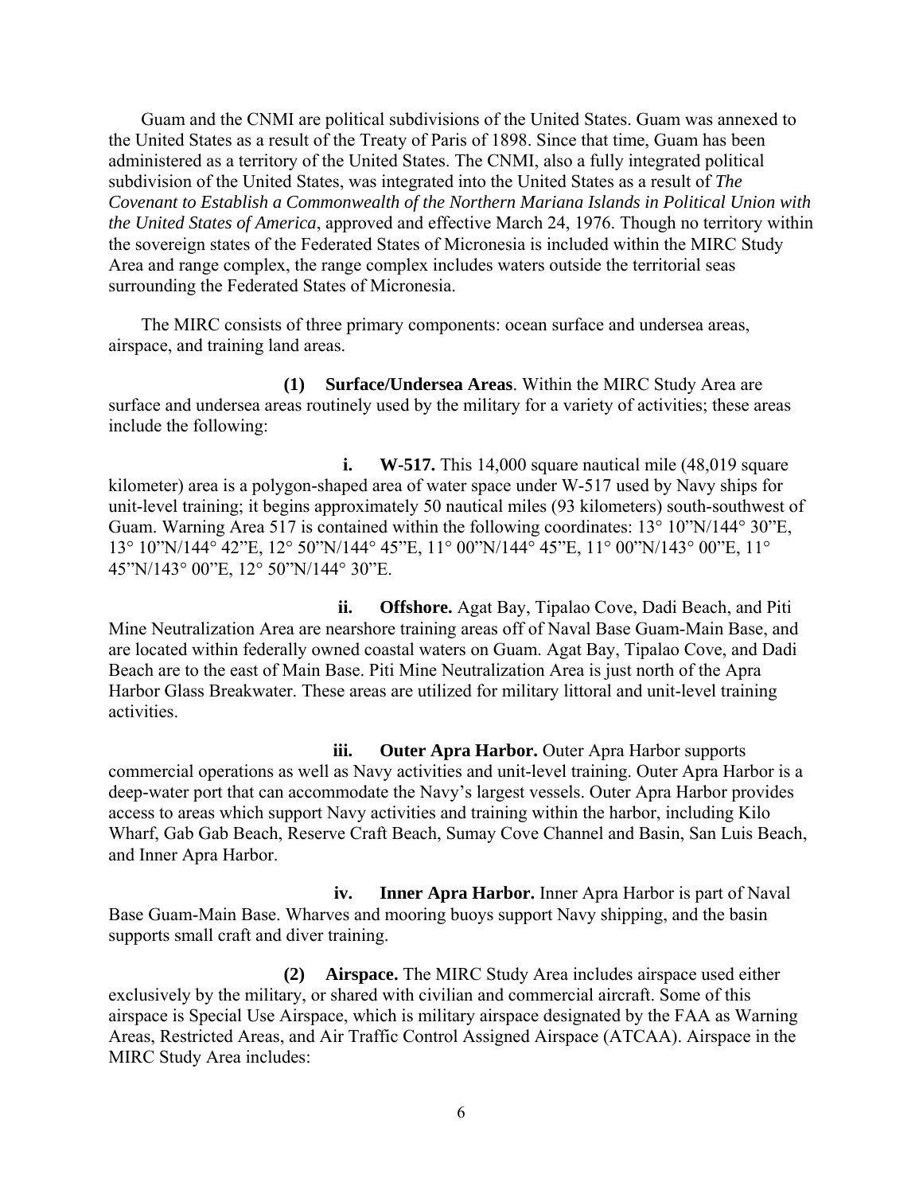Guam and the CNMI are political subdivisions of the United States. Guam was annexed to the United States as a result of the Treaty of Paris of 1898. Since that time, Guam has been administered as a territory of the United States. The CNMI, also a fully integrated political subdivision of the United States, was integrated into the United States as a result of *The Covenant to Establish a Commonwealth of the Northern Mariana Islands in Political Union with the United States of America*, approved and effective March 24, 1976. Though no territory within the sovereign states of the Federated States of Micronesia is included within the MIRC Study Area and range complex, the range complex includes waters outside the territorial seas surrounding the Federated States of Micronesia.

The MIRC consists of three primary components: ocean surface and undersea areas, airspace, and training land areas.

**(1) Surface/Undersea Areas**. Within the MIRC Study Area are surface and undersea areas routinely used by the military for a variety of activities; these areas include the following:

**i. W-517.** This 14,000 square nautical mile (48,019 square kilometer) area is a polygon-shaped area of water space under W-517 used by Navy ships for unit-level training; it begins approximately 50 nautical miles (93 kilometers) south-southwest of Guam. Warning Area 517 is contained within the following coordinates: 13° 10"N/144° 30"E, 13° 10"N/144° 42"E, 12° 50"N/144° 45"E, 11° 00"N/144° 45"E, 11° 00"N/143° 00"E, 11° 45"N/143° 00"E, 12° 50"N/144° 30"E.

**ii. Offshore.** Agat Bay, Tipalao Cove, Dadi Beach, and Piti Mine Neutralization Area are nearshore training areas off of Naval Base Guam-Main Base, and are located within federally owned coastal waters on Guam. Agat Bay, Tipalao Cove, and Dadi Beach are to the east of Main Base. Piti Mine Neutralization Area is just north of the Apra Harbor Glass Breakwater. These areas are utilized for military littoral and unit-level training activities.

**iii. Outer Apra Harbor.** Outer Apra Harbor supports commercial operations as well as Navy activities and unit-level training. Outer Apra Harbor is a deep-water port that can accommodate the Navy's largest vessels. Outer Apra Harbor provides access to areas which support Navy activities and training within the harbor, including Kilo Wharf, Gab Gab Beach, Reserve Craft Beach, Sumay Cove Channel and Basin, San Luis Beach, and Inner Apra Harbor.

**iv. Inner Apra Harbor.** Inner Apra Harbor is part of Naval Base Guam-Main Base. Wharves and mooring buoys support Navy shipping, and the basin supports small craft and diver training.

**(2) Airspace.** The MIRC Study Area includes airspace used either exclusively by the military, or shared with civilian and commercial aircraft. Some of this airspace is Special Use Airspace, which is military airspace designated by the FAA as Warning Areas, Restricted Areas, and Air Traffic Control Assigned Airspace (ATCAA). Airspace in the MIRC Study Area includes: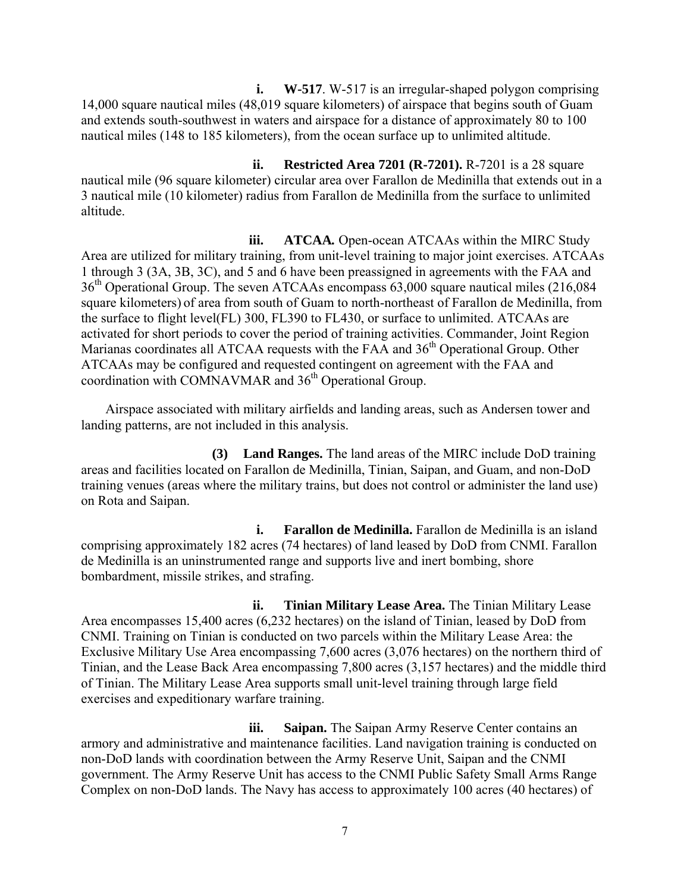**i. W-517**. W-517 is an irregular-shaped polygon comprising 14,000 square nautical miles (48,019 square kilometers) of airspace that begins south of Guam and extends south-southwest in waters and airspace for a distance of approximately 80 to 100 nautical miles (148 to 185 kilometers), from the ocean surface up to unlimited altitude.

**ii. Restricted Area 7201 (R-7201).** R-7201 is a 28 square nautical mile (96 square kilometer) circular area over Farallon de Medinilla that extends out in a 3 nautical mile (10 kilometer) radius from Farallon de Medinilla from the surface to unlimited altitude.

**iii. ATCAA.** Open-ocean ATCAAs within the MIRC Study Area are utilized for military training, from unit-level training to major joint exercises. ATCAAs 1 through 3 (3A, 3B, 3C), and 5 and 6 have been preassigned in agreements with the FAA and 36th Operational Group. The seven ATCAAs encompass 63,000 square nautical miles (216,084 square kilometers) of area from south of Guam to north-northeast of Farallon de Medinilla, from the surface to flight level(FL) 300, FL390 to FL430, or surface to unlimited. ATCAAs are activated for short periods to cover the period of training activities. Commander, Joint Region Marianas coordinates all ATCAA requests with the FAA and 36th Operational Group. Other ATCAAs may be configured and requested contingent on agreement with the FAA and coordination with COMNAVMAR and 36th Operational Group.

Airspace associated with military airfields and landing areas, such as Andersen tower and landing patterns, are not included in this analysis.

**(3) Land Ranges.** The land areas of the MIRC include DoD training areas and facilities located on Farallon de Medinilla, Tinian, Saipan, and Guam, and non-DoD training venues (areas where the military trains, but does not control or administer the land use) on Rota and Saipan.

**i. Farallon de Medinilla.** Farallon de Medinilla is an island comprising approximately 182 acres (74 hectares) of land leased by DoD from CNMI. Farallon de Medinilla is an uninstrumented range and supports live and inert bombing, shore bombardment, missile strikes, and strafing.

**ii. Tinian Military Lease Area.** The Tinian Military Lease Area encompasses 15,400 acres (6,232 hectares) on the island of Tinian, leased by DoD from CNMI. Training on Tinian is conducted on two parcels within the Military Lease Area: the Exclusive Military Use Area encompassing 7,600 acres (3,076 hectares) on the northern third of Tinian, and the Lease Back Area encompassing 7,800 acres (3,157 hectares) and the middle third of Tinian. The Military Lease Area supports small unit-level training through large field exercises and expeditionary warfare training.

**iii. Saipan.** The Saipan Army Reserve Center contains an armory and administrative and maintenance facilities. Land navigation training is conducted on non-DoD lands with coordination between the Army Reserve Unit, Saipan and the CNMI government. The Army Reserve Unit has access to the CNMI Public Safety Small Arms Range Complex on non-DoD lands. The Navy has access to approximately 100 acres (40 hectares) of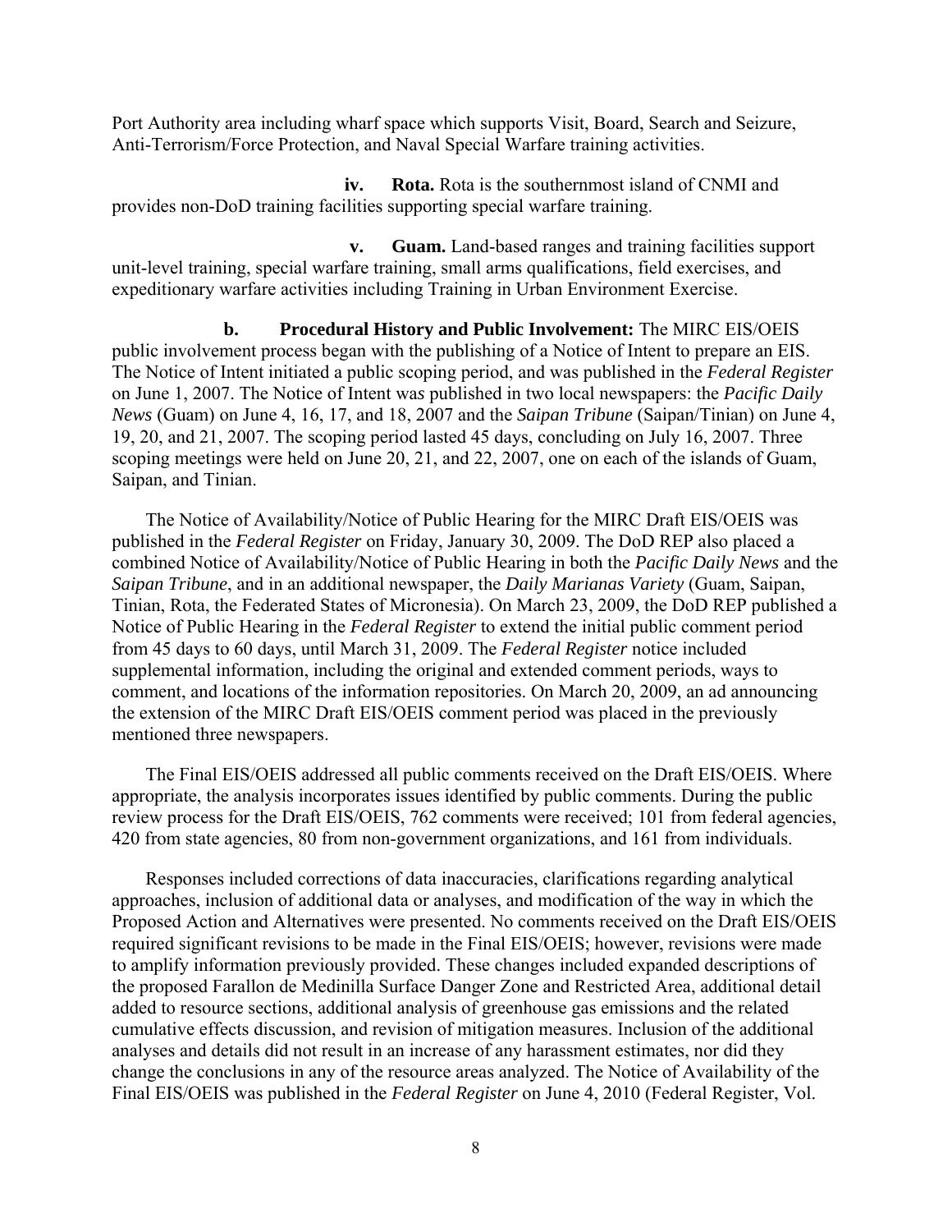Port Authority area including wharf space which supports Visit, Board, Search and Seizure, Anti-Terrorism/Force Protection, and Naval Special Warfare training activities.

**iv. Rota.** Rota is the southernmost island of CNMI and provides non-DoD training facilities supporting special warfare training.

**v. Guam.** Land-based ranges and training facilities support unit-level training, special warfare training, small arms qualifications, field exercises, and expeditionary warfare activities including Training in Urban Environment Exercise.

**b. Procedural History and Public Involvement:** The MIRC EIS/OEIS public involvement process began with the publishing of a Notice of Intent to prepare an EIS. The Notice of Intent initiated a public scoping period, and was published in the *Federal Register* on June 1, 2007. The Notice of Intent was published in two local newspapers: the *Pacific Daily News* (Guam) on June 4, 16, 17, and 18, 2007 and the *Saipan Tribune* (Saipan/Tinian) on June 4, 19, 20, and 21, 2007. The scoping period lasted 45 days, concluding on July 16, 2007. Three scoping meetings were held on June 20, 21, and 22, 2007, one on each of the islands of Guam, Saipan, and Tinian.

The Notice of Availability/Notice of Public Hearing for the MIRC Draft EIS/OEIS was published in the *Federal Register* on Friday, January 30, 2009. The DoD REP also placed a combined Notice of Availability/Notice of Public Hearing in both the *Pacific Daily News* and the *Saipan Tribune*, and in an additional newspaper, the *Daily Marianas Variety* (Guam, Saipan, Tinian, Rota, the Federated States of Micronesia). On March 23, 2009, the DoD REP published a Notice of Public Hearing in the *Federal Register* to extend the initial public comment period from 45 days to 60 days, until March 31, 2009. The *Federal Register* notice included supplemental information, including the original and extended comment periods, ways to comment, and locations of the information repositories. On March 20, 2009, an ad announcing the extension of the MIRC Draft EIS/OEIS comment period was placed in the previously mentioned three newspapers.

The Final EIS/OEIS addressed all public comments received on the Draft EIS/OEIS. Where appropriate, the analysis incorporates issues identified by public comments. During the public review process for the Draft EIS/OEIS, 762 comments were received; 101 from federal agencies, 420 from state agencies, 80 from non-government organizations, and 161 from individuals.

Responses included corrections of data inaccuracies, clarifications regarding analytical approaches, inclusion of additional data or analyses, and modification of the way in which the Proposed Action and Alternatives were presented. No comments received on the Draft EIS/OEIS required significant revisions to be made in the Final EIS/OEIS; however, revisions were made to amplify information previously provided. These changes included expanded descriptions of the proposed Farallon de Medinilla Surface Danger Zone and Restricted Area, additional detail added to resource sections, additional analysis of greenhouse gas emissions and the related cumulative effects discussion, and revision of mitigation measures. Inclusion of the additional analyses and details did not result in an increase of any harassment estimates, nor did they change the conclusions in any of the resource areas analyzed. The Notice of Availability of the Final EIS/OEIS was published in the *Federal Register* on June 4, 2010 (Federal Register, Vol.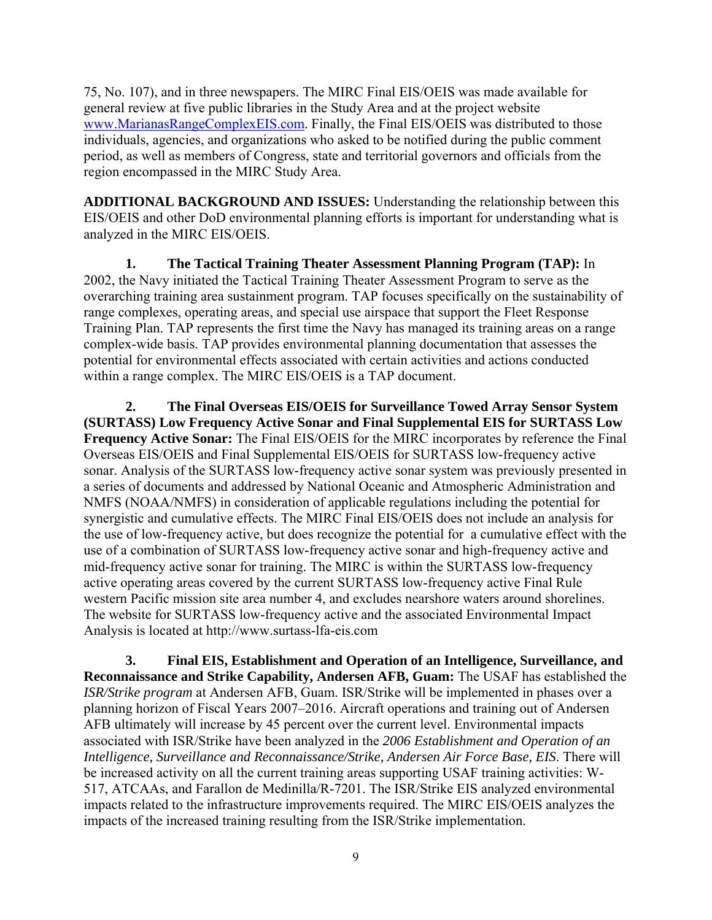75, No. 107), and in three newspapers. The MIRC Final EIS/OEIS was made available for general review at five public libraries in the Study Area and at the project website www.MarianasRangeComplexEIS.com. Finally, the Final EIS/OEIS was distributed to those individuals, agencies, and organizations who asked to be notified during the public comment period, as well as members of Congress, state and territorial governors and officials from the region encompassed in the MIRC Study Area.

**ADDITIONAL BACKGROUND AND ISSUES:** Understanding the relationship between this EIS/OEIS and other DoD environmental planning efforts is important for understanding what is analyzed in the MIRC EIS/OEIS.

1. **The Tactical Training Theater Assessment Planning Program (TAP):** In 2002, the Navy initiated the Tactical Training Theater Assessment Program to serve as the overarching training area sustainment program. TAP focuses specifically on the sustainability of range complexes, operating areas, and special use airspace that support the Fleet Response Training Plan. TAP represents the first time the Navy has managed its training areas on a range complex-wide basis. TAP provides environmental planning documentation that assesses the potential for environmental effects associated with certain activities and actions conducted within a range complex. The MIRC EIS/OEIS is a TAP document.

2. **The Final Overseas EIS/OEIS for Surveillance Towed Array Sensor System (SURTASS) Low Frequency Active Sonar and Final Supplemental EIS for SURTASS Low Frequency Active Sonar:** The Final EIS/OEIS for the MIRC incorporates by reference the Final Overseas EIS/OEIS and Final Supplemental EIS/OEIS for SURTASS low-frequency active sonar. Analysis of the SURTASS low-frequency active sonar system was previously presented in a series of documents and addressed by National Oceanic and Atmospheric Administration and NMFS (NOAA/NMFS) in consideration of applicable regulations including the potential for synergistic and cumulative effects. The MIRC Final EIS/OEIS does not include an analysis for the use of low-frequency active, but does recognize the potential for a cumulative effect with the use of a combination of SURTASS low-frequency active sonar and high-frequency active and mid-frequency active sonar for training. The MIRC is within the SURTASS low-frequency active operating areas covered by the current SURTASS low-frequency active Final Rule western Pacific mission site area number 4, and excludes nearshore waters around shorelines. The website for SURTASS low-frequency active and the associated Environmental Impact Analysis is located at http://www.surtass-lfa-eis.com

3. **Final EIS, Establishment and Operation of an Intelligence, Surveillance, and Reconnaissance and Strike Capability, Andersen AFB, Guam:** The USAF has established the *ISR/Strike program* at Andersen AFB, Guam. ISR/Strike will be implemented in phases over a planning horizon of Fiscal Years 2007–2016. Aircraft operations and training out of Andersen AFB ultimately will increase by 45 percent over the current level. Environmental impacts associated with ISR/Strike have been analyzed in the *2006 Establishment and Operation of an Intelligence, Surveillance and Reconnaissance/Strike, Andersen Air Force Base, EIS*. There will be increased activity on all the current training areas supporting USAF training activities: W-517, ATCAAs, and Farallon de Medinilla/R-7201. The ISR/Strike EIS analyzed environmental impacts related to the infrastructure improvements required. The MIRC EIS/OEIS analyzes the impacts of the increased training resulting from the ISR/Strike implementation.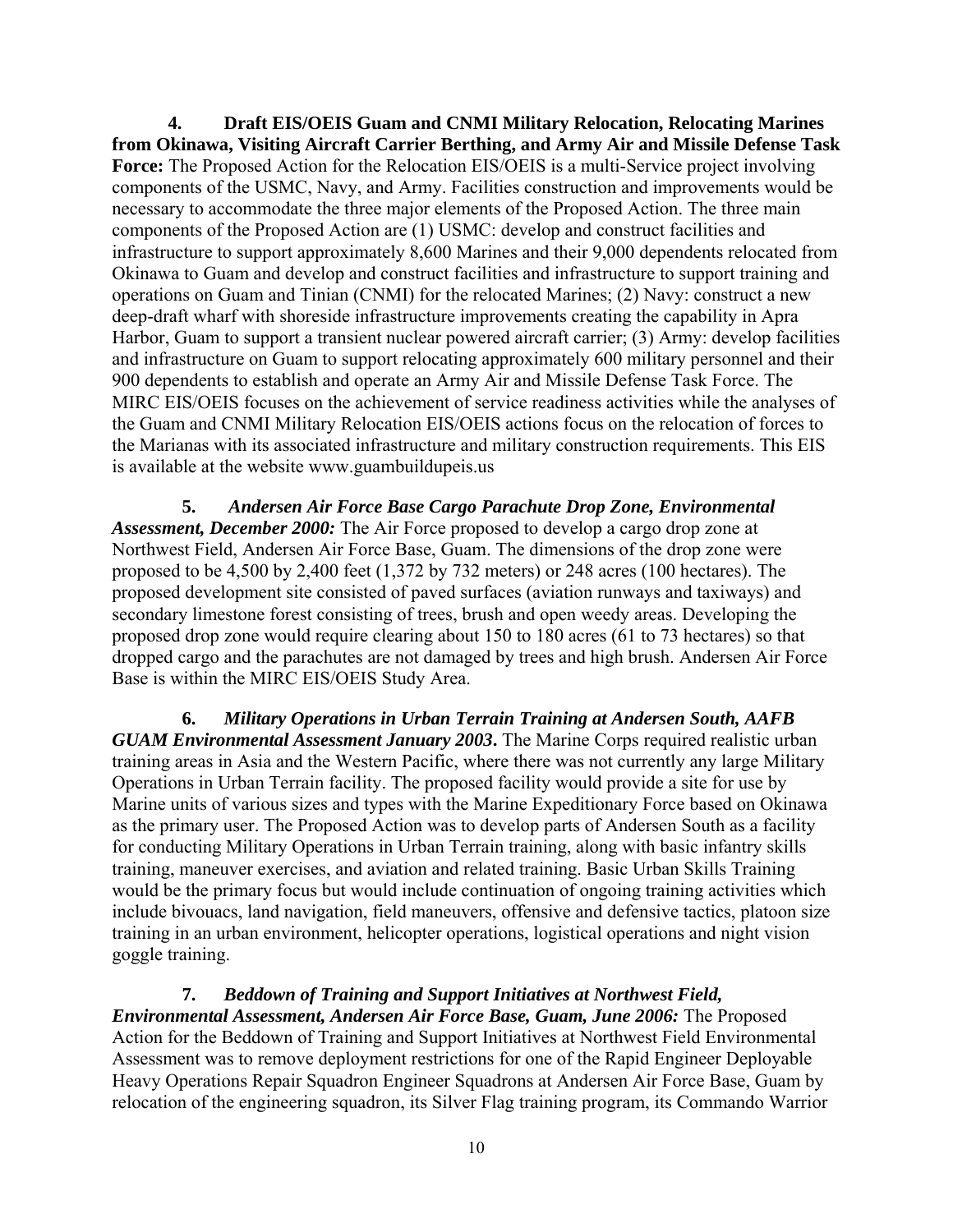**4. Draft EIS/OEIS Guam and CNMI Military Relocation, Relocating Marines from Okinawa, Visiting Aircraft Carrier Berthing, and Army Air and Missile Defense Task Force:** The Proposed Action for the Relocation EIS/OEIS is a multi-Service project involving components of the USMC, Navy, and Army. Facilities construction and improvements would be necessary to accommodate the three major elements of the Proposed Action. The three main components of the Proposed Action are (1) USMC: develop and construct facilities and infrastructure to support approximately 8,600 Marines and their 9,000 dependents relocated from Okinawa to Guam and develop and construct facilities and infrastructure to support training and operations on Guam and Tinian (CNMI) for the relocated Marines; (2) Navy: construct a new deep-draft wharf with shoreside infrastructure improvements creating the capability in Apra Harbor, Guam to support a transient nuclear powered aircraft carrier; (3) Army: develop facilities and infrastructure on Guam to support relocating approximately 600 military personnel and their 900 dependents to establish and operate an Army Air and Missile Defense Task Force. The MIRC EIS/OEIS focuses on the achievement of service readiness activities while the analyses of the Guam and CNMI Military Relocation EIS/OEIS actions focus on the relocation of forces to the Marianas with its associated infrastructure and military construction requirements. This EIS is available at the website www.guambuildupeis.us

**5.** ***Andersen Air Force Base Cargo Parachute Drop Zone, Environmental Assessment, December 2000:*** The Air Force proposed to develop a cargo drop zone at Northwest Field, Andersen Air Force Base, Guam. The dimensions of the drop zone were proposed to be 4,500 by 2,400 feet (1,372 by 732 meters) or 248 acres (100 hectares). The proposed development site consisted of paved surfaces (aviation runways and taxiways) and secondary limestone forest consisting of trees, brush and open weedy areas. Developing the proposed drop zone would require clearing about 150 to 180 acres (61 to 73 hectares) so that dropped cargo and the parachutes are not damaged by trees and high brush. Andersen Air Force Base is within the MIRC EIS/OEIS Study Area.

**6.** ***Military Operations in Urban Terrain Training at Andersen South, AAFB GUAM Environmental Assessment January 2003*.** The Marine Corps required realistic urban training areas in Asia and the Western Pacific, where there was not currently any large Military Operations in Urban Terrain facility. The proposed facility would provide a site for use by Marine units of various sizes and types with the Marine Expeditionary Force based on Okinawa as the primary user. The Proposed Action was to develop parts of Andersen South as a facility for conducting Military Operations in Urban Terrain training, along with basic infantry skills training, maneuver exercises, and aviation and related training. Basic Urban Skills Training would be the primary focus but would include continuation of ongoing training activities which include bivouacs, land navigation, field maneuvers, offensive and defensive tactics, platoon size training in an urban environment, helicopter operations, logistical operations and night vision goggle training.

**7.** ***Beddown of Training and Support Initiatives at Northwest Field, Environmental Assessment, Andersen Air Force Base, Guam, June 2006:*** The Proposed Action for the Beddown of Training and Support Initiatives at Northwest Field Environmental Assessment was to remove deployment restrictions for one of the Rapid Engineer Deployable Heavy Operations Repair Squadron Engineer Squadrons at Andersen Air Force Base, Guam by relocation of the engineering squadron, its Silver Flag training program, its Commando Warrior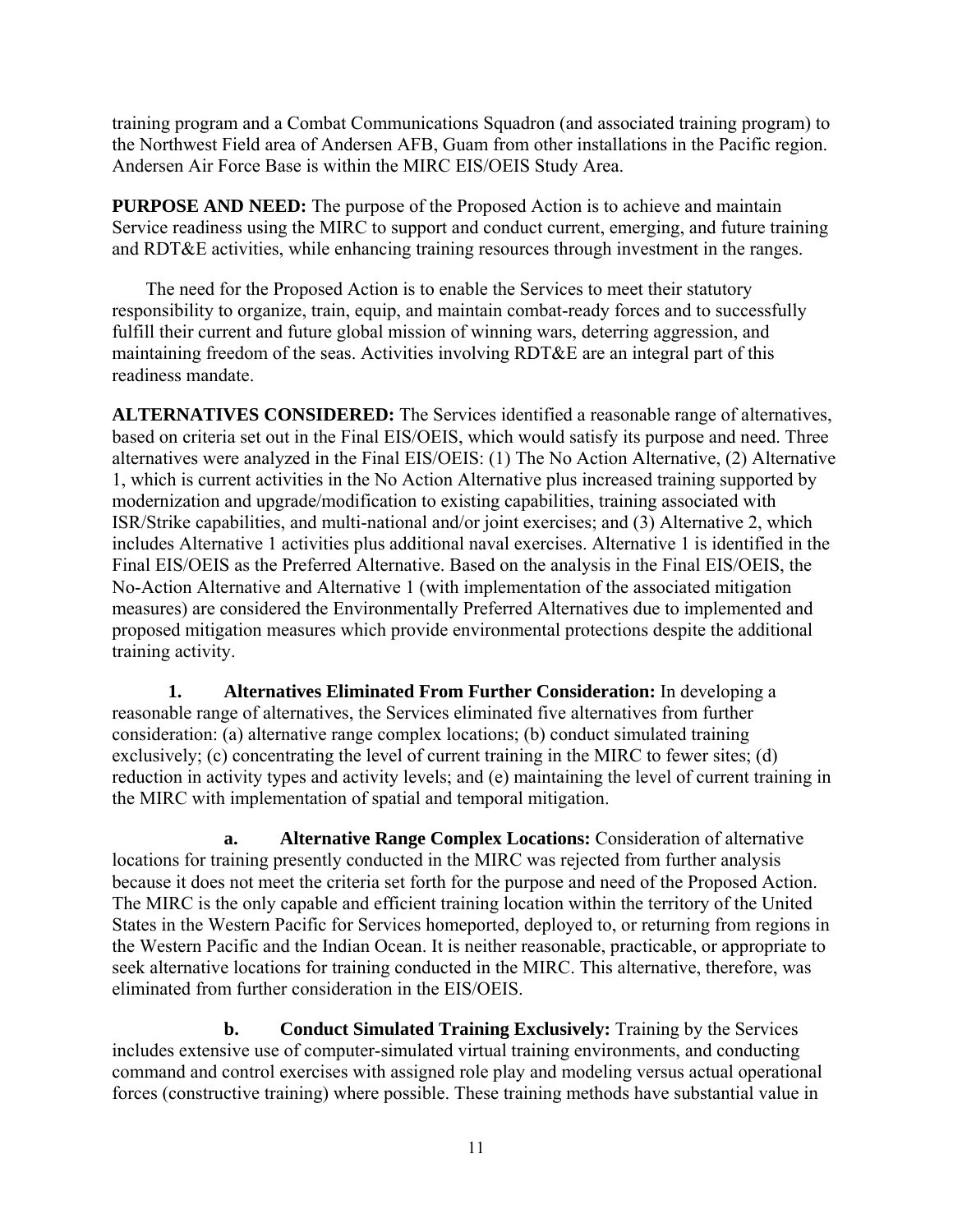training program and a Combat Communications Squadron (and associated training program) to the Northwest Field area of Andersen AFB, Guam from other installations in the Pacific region. Andersen Air Force Base is within the MIRC EIS/OEIS Study Area.

**PURPOSE AND NEED:** The purpose of the Proposed Action is to achieve and maintain Service readiness using the MIRC to support and conduct current, emerging, and future training and RDT&E activities, while enhancing training resources through investment in the ranges.

The need for the Proposed Action is to enable the Services to meet their statutory responsibility to organize, train, equip, and maintain combat-ready forces and to successfully fulfill their current and future global mission of winning wars, deterring aggression, and maintaining freedom of the seas. Activities involving RDT&E are an integral part of this readiness mandate.

**ALTERNATIVES CONSIDERED:** The Services identified a reasonable range of alternatives, based on criteria set out in the Final EIS/OEIS, which would satisfy its purpose and need. Three alternatives were analyzed in the Final EIS/OEIS: (1) The No Action Alternative, (2) Alternative 1, which is current activities in the No Action Alternative plus increased training supported by modernization and upgrade/modification to existing capabilities, training associated with ISR/Strike capabilities, and multi-national and/or joint exercises; and (3) Alternative 2, which includes Alternative 1 activities plus additional naval exercises. Alternative 1 is identified in the Final EIS/OEIS as the Preferred Alternative. Based on the analysis in the Final EIS/OEIS, the No-Action Alternative and Alternative 1 (with implementation of the associated mitigation measures) are considered the Environmentally Preferred Alternatives due to implemented and proposed mitigation measures which provide environmental protections despite the additional training activity.

**1. Alternatives Eliminated From Further Consideration:** In developing a reasonable range of alternatives, the Services eliminated five alternatives from further consideration: (a) alternative range complex locations; (b) conduct simulated training exclusively; (c) concentrating the level of current training in the MIRC to fewer sites; (d) reduction in activity types and activity levels; and (e) maintaining the level of current training in the MIRC with implementation of spatial and temporal mitigation.

**a. Alternative Range Complex Locations:** Consideration of alternative locations for training presently conducted in the MIRC was rejected from further analysis because it does not meet the criteria set forth for the purpose and need of the Proposed Action. The MIRC is the only capable and efficient training location within the territory of the United States in the Western Pacific for Services homeported, deployed to, or returning from regions in the Western Pacific and the Indian Ocean. It is neither reasonable, practicable, or appropriate to seek alternative locations for training conducted in the MIRC. This alternative, therefore, was eliminated from further consideration in the EIS/OEIS.

**b. Conduct Simulated Training Exclusively:** Training by the Services includes extensive use of computer-simulated virtual training environments, and conducting command and control exercises with assigned role play and modeling versus actual operational forces (constructive training) where possible. These training methods have substantial value in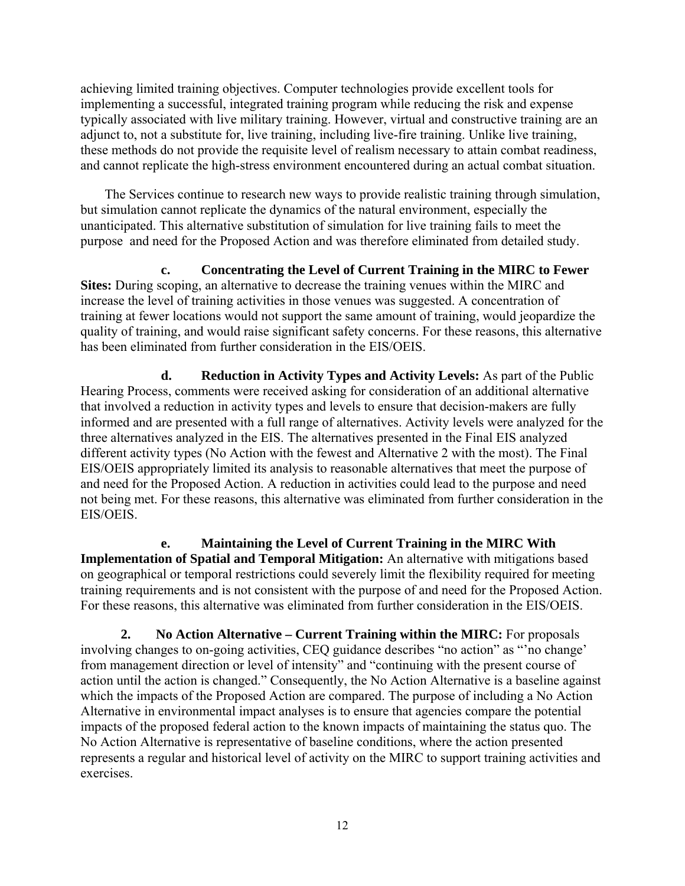achieving limited training objectives. Computer technologies provide excellent tools for implementing a successful, integrated training program while reducing the risk and expense typically associated with live military training. However, virtual and constructive training are an adjunct to, not a substitute for, live training, including live-fire training. Unlike live training, these methods do not provide the requisite level of realism necessary to attain combat readiness, and cannot replicate the high-stress environment encountered during an actual combat situation.

The Services continue to research new ways to provide realistic training through simulation, but simulation cannot replicate the dynamics of the natural environment, especially the unanticipated. This alternative substitution of simulation for live training fails to meet the purpose and need for the Proposed Action and was therefore eliminated from detailed study.

**c. Concentrating the Level of Current Training in the MIRC to Fewer Sites:** During scoping, an alternative to decrease the training venues within the MIRC and increase the level of training activities in those venues was suggested. A concentration of training at fewer locations would not support the same amount of training, would jeopardize the quality of training, and would raise significant safety concerns. For these reasons, this alternative has been eliminated from further consideration in the EIS/OEIS.

**d. Reduction in Activity Types and Activity Levels:** As part of the Public Hearing Process, comments were received asking for consideration of an additional alternative that involved a reduction in activity types and levels to ensure that decision-makers are fully informed and are presented with a full range of alternatives. Activity levels were analyzed for the three alternatives analyzed in the EIS. The alternatives presented in the Final EIS analyzed different activity types (No Action with the fewest and Alternative 2 with the most). The Final EIS/OEIS appropriately limited its analysis to reasonable alternatives that meet the purpose of and need for the Proposed Action. A reduction in activities could lead to the purpose and need not being met. For these reasons, this alternative was eliminated from further consideration in the EIS/OEIS.

**e. Maintaining the Level of Current Training in the MIRC With Implementation of Spatial and Temporal Mitigation:** An alternative with mitigations based on geographical or temporal restrictions could severely limit the flexibility required for meeting training requirements and is not consistent with the purpose of and need for the Proposed Action. For these reasons, this alternative was eliminated from further consideration in the EIS/OEIS.

**2. No Action Alternative – Current Training within the MIRC:** For proposals involving changes to on-going activities, CEQ guidance describes "no action" as "'no change' from management direction or level of intensity" and "continuing with the present course of action until the action is changed." Consequently, the No Action Alternative is a baseline against which the impacts of the Proposed Action are compared. The purpose of including a No Action Alternative in environmental impact analyses is to ensure that agencies compare the potential impacts of the proposed federal action to the known impacts of maintaining the status quo. The No Action Alternative is representative of baseline conditions, where the action presented represents a regular and historical level of activity on the MIRC to support training activities and exercises.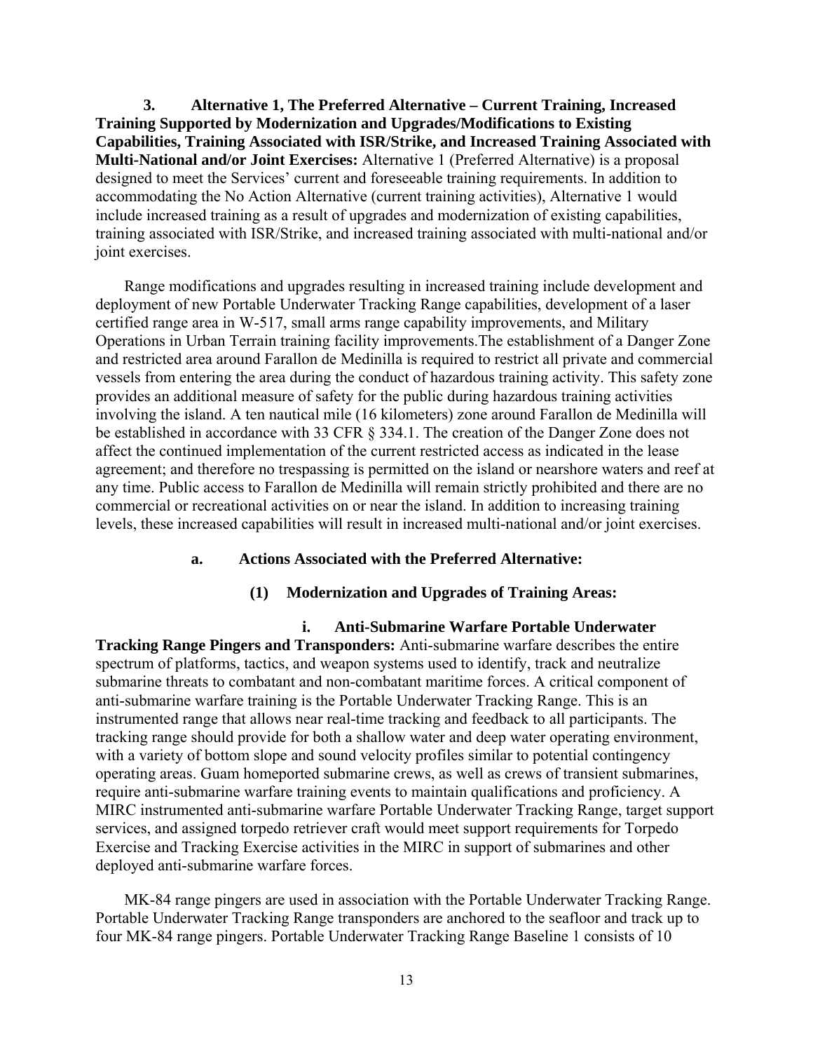**3. Alternative 1, The Preferred Alternative – Current Training, Increased Training Supported by Modernization and Upgrades/Modifications to Existing Capabilities, Training Associated with ISR/Strike, and Increased Training Associated with Multi-National and/or Joint Exercises:** Alternative 1 (Preferred Alternative) is a proposal designed to meet the Services' current and foreseeable training requirements. In addition to accommodating the No Action Alternative (current training activities), Alternative 1 would include increased training as a result of upgrades and modernization of existing capabilities, training associated with ISR/Strike, and increased training associated with multi-national and/or joint exercises.

Range modifications and upgrades resulting in increased training include development and deployment of new Portable Underwater Tracking Range capabilities, development of a laser certified range area in W-517, small arms range capability improvements, and Military Operations in Urban Terrain training facility improvements.The establishment of a Danger Zone and restricted area around Farallon de Medinilla is required to restrict all private and commercial vessels from entering the area during the conduct of hazardous training activity. This safety zone provides an additional measure of safety for the public during hazardous training activities involving the island. A ten nautical mile (16 kilometers) zone around Farallon de Medinilla will be established in accordance with 33 CFR § 334.1. The creation of the Danger Zone does not affect the continued implementation of the current restricted access as indicated in the lease agreement; and therefore no trespassing is permitted on the island or nearshore waters and reef at any time. Public access to Farallon de Medinilla will remain strictly prohibited and there are no commercial or recreational activities on or near the island. In addition to increasing training levels, these increased capabilities will result in increased multi-national and/or joint exercises.

**a. Actions Associated with the Preferred Alternative:**

**(1) Modernization and Upgrades of Training Areas:**

**i. Anti-Submarine Warfare Portable Underwater Tracking Range Pingers and Transponders:** Anti-submarine warfare describes the entire spectrum of platforms, tactics, and weapon systems used to identify, track and neutralize submarine threats to combatant and non-combatant maritime forces. A critical component of anti-submarine warfare training is the Portable Underwater Tracking Range. This is an instrumented range that allows near real-time tracking and feedback to all participants. The tracking range should provide for both a shallow water and deep water operating environment, with a variety of bottom slope and sound velocity profiles similar to potential contingency operating areas. Guam homeported submarine crews, as well as crews of transient submarines, require anti-submarine warfare training events to maintain qualifications and proficiency. A MIRC instrumented anti-submarine warfare Portable Underwater Tracking Range, target support services, and assigned torpedo retriever craft would meet support requirements for Torpedo Exercise and Tracking Exercise activities in the MIRC in support of submarines and other deployed anti-submarine warfare forces.

MK-84 range pingers are used in association with the Portable Underwater Tracking Range. Portable Underwater Tracking Range transponders are anchored to the seafloor and track up to four MK-84 range pingers. Portable Underwater Tracking Range Baseline 1 consists of 10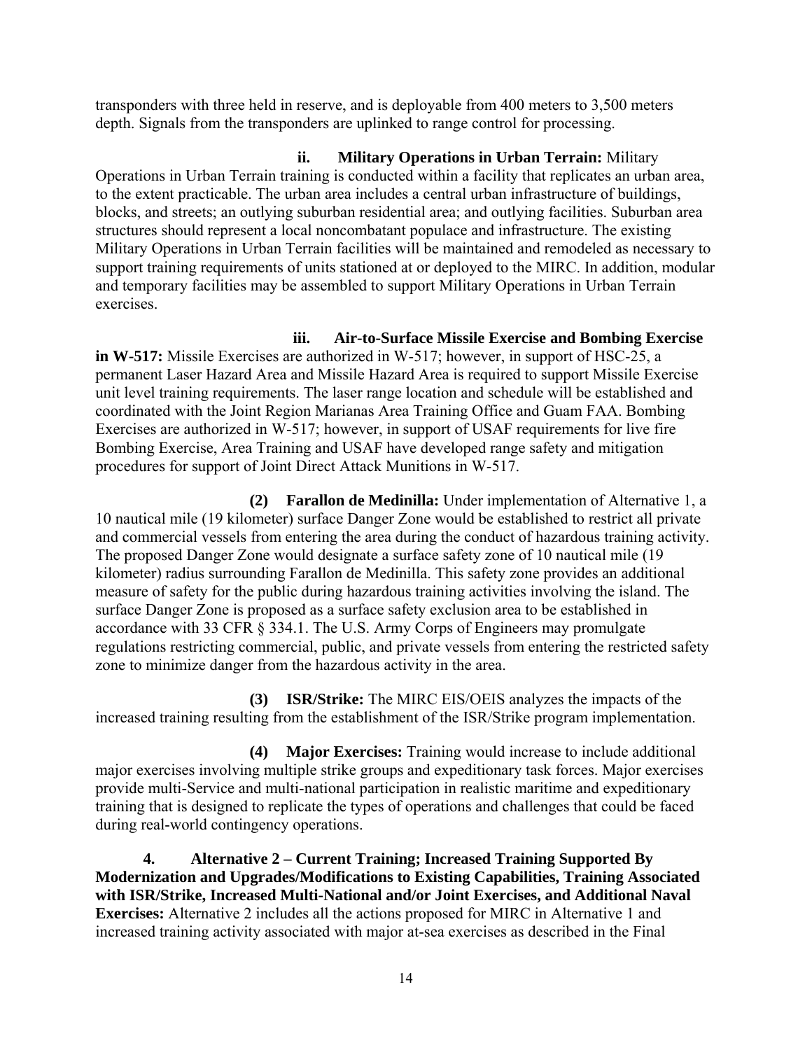transponders with three held in reserve, and is deployable from 400 meters to 3,500 meters depth. Signals from the transponders are uplinked to range control for processing.

**ii. Military Operations in Urban Terrain:** Military Operations in Urban Terrain training is conducted within a facility that replicates an urban area, to the extent practicable. The urban area includes a central urban infrastructure of buildings, blocks, and streets; an outlying suburban residential area; and outlying facilities. Suburban area structures should represent a local noncombatant populace and infrastructure. The existing Military Operations in Urban Terrain facilities will be maintained and remodeled as necessary to support training requirements of units stationed at or deployed to the MIRC. In addition, modular and temporary facilities may be assembled to support Military Operations in Urban Terrain exercises.

**iii. Air-to-Surface Missile Exercise and Bombing Exercise in W-517:** Missile Exercises are authorized in W-517; however, in support of HSC-25, a permanent Laser Hazard Area and Missile Hazard Area is required to support Missile Exercise unit level training requirements. The laser range location and schedule will be established and coordinated with the Joint Region Marianas Area Training Office and Guam FAA. Bombing Exercises are authorized in W-517; however, in support of USAF requirements for live fire Bombing Exercise, Area Training and USAF have developed range safety and mitigation procedures for support of Joint Direct Attack Munitions in W-517.

**(2) Farallon de Medinilla:** Under implementation of Alternative 1, a 10 nautical mile (19 kilometer) surface Danger Zone would be established to restrict all private and commercial vessels from entering the area during the conduct of hazardous training activity. The proposed Danger Zone would designate a surface safety zone of 10 nautical mile (19 kilometer) radius surrounding Farallon de Medinilla. This safety zone provides an additional measure of safety for the public during hazardous training activities involving the island. The surface Danger Zone is proposed as a surface safety exclusion area to be established in accordance with 33 CFR § 334.1. The U.S. Army Corps of Engineers may promulgate regulations restricting commercial, public, and private vessels from entering the restricted safety zone to minimize danger from the hazardous activity in the area.

**(3) ISR/Strike:** The MIRC EIS/OEIS analyzes the impacts of the increased training resulting from the establishment of the ISR/Strike program implementation.

**(4) Major Exercises:** Training would increase to include additional major exercises involving multiple strike groups and expeditionary task forces. Major exercises provide multi-Service and multi-national participation in realistic maritime and expeditionary training that is designed to replicate the types of operations and challenges that could be faced during real-world contingency operations.

**4. Alternative 2 – Current Training; Increased Training Supported By Modernization and Upgrades/Modifications to Existing Capabilities, Training Associated with ISR/Strike, Increased Multi-National and/or Joint Exercises, and Additional Naval Exercises:** Alternative 2 includes all the actions proposed for MIRC in Alternative 1 and increased training activity associated with major at-sea exercises as described in the Final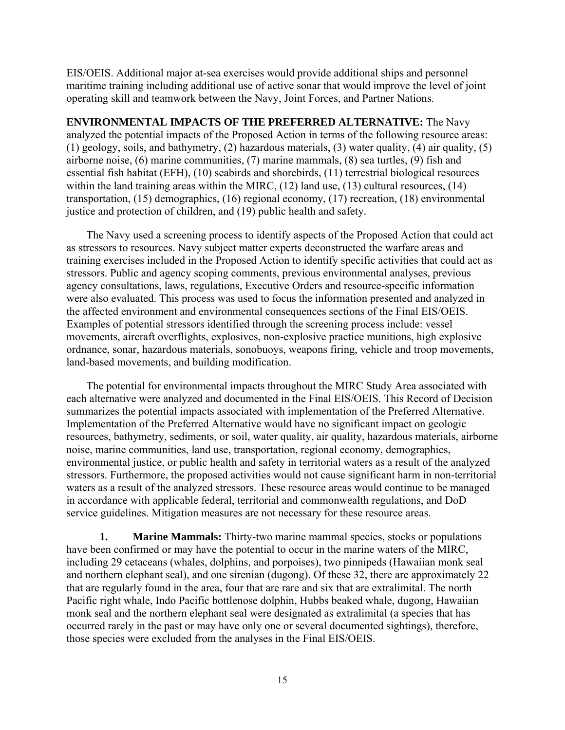EIS/OEIS. Additional major at-sea exercises would provide additional ships and personnel maritime training including additional use of active sonar that would improve the level of joint operating skill and teamwork between the Navy, Joint Forces, and Partner Nations.

**ENVIRONMENTAL IMPACTS OF THE PREFERRED ALTERNATIVE:** The Navy analyzed the potential impacts of the Proposed Action in terms of the following resource areas: (1) geology, soils, and bathymetry, (2) hazardous materials, (3) water quality, (4) air quality, (5) airborne noise, (6) marine communities, (7) marine mammals, (8) sea turtles, (9) fish and essential fish habitat (EFH), (10) seabirds and shorebirds, (11) terrestrial biological resources within the land training areas within the MIRC, (12) land use, (13) cultural resources, (14) transportation, (15) demographics, (16) regional economy, (17) recreation, (18) environmental justice and protection of children, and (19) public health and safety.

The Navy used a screening process to identify aspects of the Proposed Action that could act as stressors to resources. Navy subject matter experts deconstructed the warfare areas and training exercises included in the Proposed Action to identify specific activities that could act as stressors. Public and agency scoping comments, previous environmental analyses, previous agency consultations, laws, regulations, Executive Orders and resource-specific information were also evaluated. This process was used to focus the information presented and analyzed in the affected environment and environmental consequences sections of the Final EIS/OEIS. Examples of potential stressors identified through the screening process include: vessel movements, aircraft overflights, explosives, non-explosive practice munitions, high explosive ordnance, sonar, hazardous materials, sonobuoys, weapons firing, vehicle and troop movements, land-based movements, and building modification.

The potential for environmental impacts throughout the MIRC Study Area associated with each alternative were analyzed and documented in the Final EIS/OEIS. This Record of Decision summarizes the potential impacts associated with implementation of the Preferred Alternative. Implementation of the Preferred Alternative would have no significant impact on geologic resources, bathymetry, sediments, or soil, water quality, air quality, hazardous materials, airborne noise, marine communities, land use, transportation, regional economy, demographics, environmental justice, or public health and safety in territorial waters as a result of the analyzed stressors. Furthermore, the proposed activities would not cause significant harm in non-territorial waters as a result of the analyzed stressors. These resource areas would continue to be managed in accordance with applicable federal, territorial and commonwealth regulations, and DoD service guidelines. Mitigation measures are not necessary for these resource areas.

**1. Marine Mammals:** Thirty-two marine mammal species, stocks or populations have been confirmed or may have the potential to occur in the marine waters of the MIRC, including 29 cetaceans (whales, dolphins, and porpoises), two pinnipeds (Hawaiian monk seal and northern elephant seal), and one sirenian (dugong). Of these 32, there are approximately 22 that are regularly found in the area, four that are rare and six that are extralimital. The north Pacific right whale, Indo Pacific bottlenose dolphin, Hubbs beaked whale, dugong, Hawaiian monk seal and the northern elephant seal were designated as extralimital (a species that has occurred rarely in the past or may have only one or several documented sightings), therefore, those species were excluded from the analyses in the Final EIS/OEIS.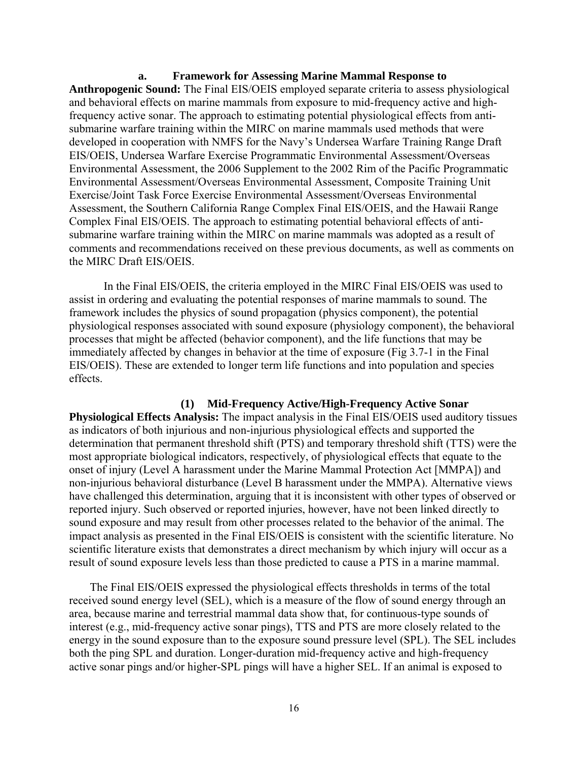**a. Framework for Assessing Marine Mammal Response to Anthropogenic Sound:** The Final EIS/OEIS employed separate criteria to assess physiological and behavioral effects on marine mammals from exposure to mid-frequency active and high-frequency active sonar. The approach to estimating potential physiological effects from anti-submarine warfare training within the MIRC on marine mammals used methods that were developed in cooperation with NMFS for the Navy's Undersea Warfare Training Range Draft EIS/OEIS, Undersea Warfare Exercise Programmatic Environmental Assessment/Overseas Environmental Assessment, the 2006 Supplement to the 2002 Rim of the Pacific Programmatic Environmental Assessment/Overseas Environmental Assessment, Composite Training Unit Exercise/Joint Task Force Exercise Environmental Assessment/Overseas Environmental Assessment, the Southern California Range Complex Final EIS/OEIS, and the Hawaii Range Complex Final EIS/OEIS. The approach to estimating potential behavioral effects of anti-submarine warfare training within the MIRC on marine mammals was adopted as a result of comments and recommendations received on these previous documents, as well as comments on the MIRC Draft EIS/OEIS.

In the Final EIS/OEIS, the criteria employed in the MIRC Final EIS/OEIS was used to assist in ordering and evaluating the potential responses of marine mammals to sound. The framework includes the physics of sound propagation (physics component), the potential physiological responses associated with sound exposure (physiology component), the behavioral processes that might be affected (behavior component), and the life functions that may be immediately affected by changes in behavior at the time of exposure (Fig 3.7-1 in the Final EIS/OEIS). These are extended to longer term life functions and into population and species effects.

**(1) Mid-Frequency Active/High-Frequency Active Sonar Physiological Effects Analysis:** The impact analysis in the Final EIS/OEIS used auditory tissues as indicators of both injurious and non-injurious physiological effects and supported the determination that permanent threshold shift (PTS) and temporary threshold shift (TTS) were the most appropriate biological indicators, respectively, of physiological effects that equate to the onset of injury (Level A harassment under the Marine Mammal Protection Act [MMPA]) and non-injurious behavioral disturbance (Level B harassment under the MMPA). Alternative views have challenged this determination, arguing that it is inconsistent with other types of observed or reported injury. Such observed or reported injuries, however, have not been linked directly to sound exposure and may result from other processes related to the behavior of the animal. The impact analysis as presented in the Final EIS/OEIS is consistent with the scientific literature. No scientific literature exists that demonstrates a direct mechanism by which injury will occur as a result of sound exposure levels less than those predicted to cause a PTS in a marine mammal.

The Final EIS/OEIS expressed the physiological effects thresholds in terms of the total received sound energy level (SEL), which is a measure of the flow of sound energy through an area, because marine and terrestrial mammal data show that, for continuous-type sounds of interest (e.g., mid-frequency active sonar pings), TTS and PTS are more closely related to the energy in the sound exposure than to the exposure sound pressure level (SPL). The SEL includes both the ping SPL and duration. Longer-duration mid-frequency active and high-frequency active sonar pings and/or higher-SPL pings will have a higher SEL. If an animal is exposed to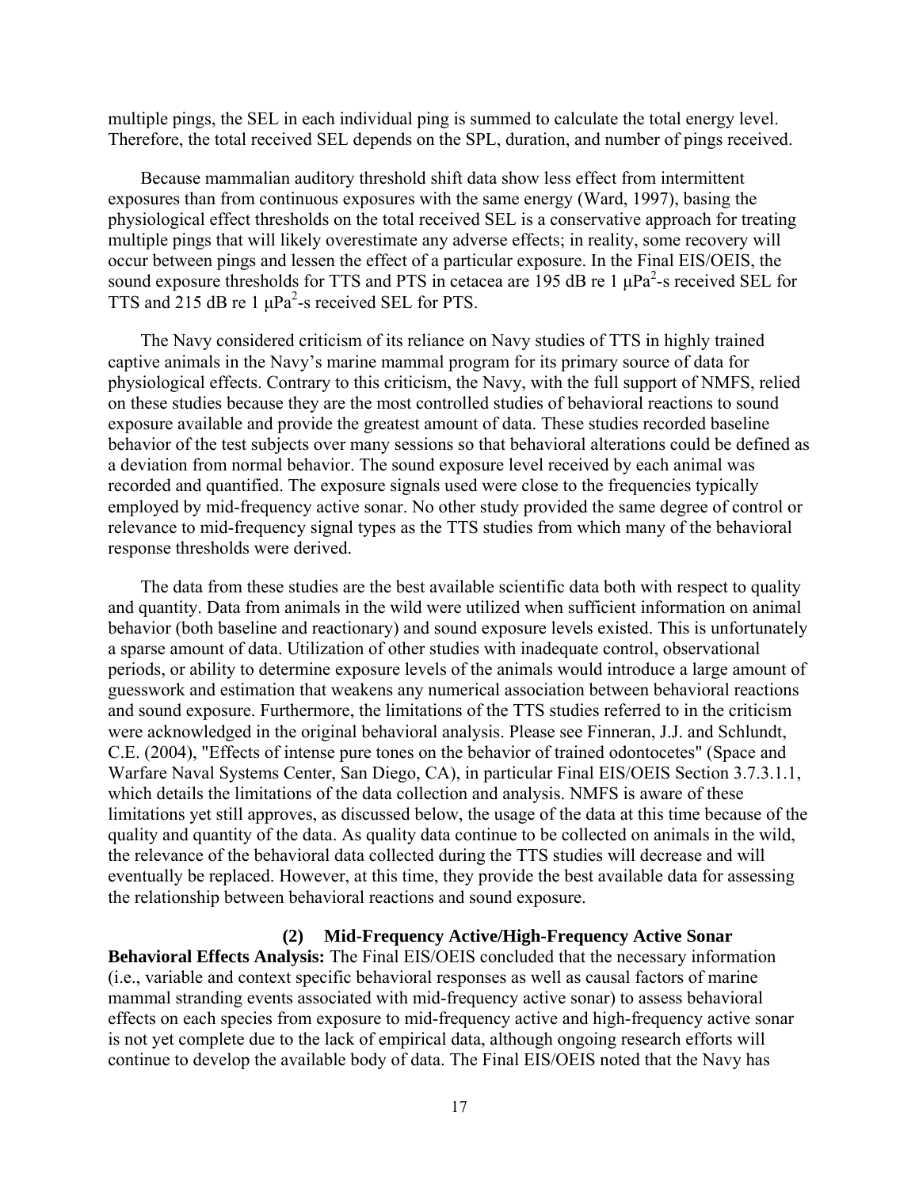multiple pings, the SEL in each individual ping is summed to calculate the total energy level. Therefore, the total received SEL depends on the SPL, duration, and number of pings received.

Because mammalian auditory threshold shift data show less effect from intermittent exposures than from continuous exposures with the same energy (Ward, 1997), basing the physiological effect thresholds on the total received SEL is a conservative approach for treating multiple pings that will likely overestimate any adverse effects; in reality, some recovery will occur between pings and lessen the effect of a particular exposure. In the Final EIS/OEIS, the sound exposure thresholds for TTS and PTS in cetacea are 195 dB re 1 $\mu Pa^2$-s received SEL for TTS and 215 dB re 1 $\mu Pa^2$-s received SEL for PTS.

The Navy considered criticism of its reliance on Navy studies of TTS in highly trained captive animals in the Navy's marine mammal program for its primary source of data for physiological effects. Contrary to this criticism, the Navy, with the full support of NMFS, relied on these studies because they are the most controlled studies of behavioral reactions to sound exposure available and provide the greatest amount of data. These studies recorded baseline behavior of the test subjects over many sessions so that behavioral alterations could be defined as a deviation from normal behavior. The sound exposure level received by each animal was recorded and quantified. The exposure signals used were close to the frequencies typically employed by mid-frequency active sonar. No other study provided the same degree of control or relevance to mid-frequency signal types as the TTS studies from which many of the behavioral response thresholds were derived.

The data from these studies are the best available scientific data both with respect to quality and quantity. Data from animals in the wild were utilized when sufficient information on animal behavior (both baseline and reactionary) and sound exposure levels existed. This is unfortunately a sparse amount of data. Utilization of other studies with inadequate control, observational periods, or ability to determine exposure levels of the animals would introduce a large amount of guesswork and estimation that weakens any numerical association between behavioral reactions and sound exposure. Furthermore, the limitations of the TTS studies referred to in the criticism were acknowledged in the original behavioral analysis. Please see Finneran, J.J. and Schlundt, C.E. (2004), "Effects of intense pure tones on the behavior of trained odontocetes" (Space and Warfare Naval Systems Center, San Diego, CA), in particular Final EIS/OEIS Section 3.7.3.1.1, which details the limitations of the data collection and analysis. NMFS is aware of these limitations yet still approves, as discussed below, the usage of the data at this time because of the quality and quantity of the data. As quality data continue to be collected on animals in the wild, the relevance of the behavioral data collected during the TTS studies will decrease and will eventually be replaced. However, at this time, they provide the best available data for assessing the relationship between behavioral reactions and sound exposure.

**(2) Mid-Frequency Active/High-Frequency Active Sonar Behavioral Effects Analysis:** The Final EIS/OEIS concluded that the necessary information (i.e., variable and context specific behavioral responses as well as causal factors of marine mammal stranding events associated with mid-frequency active sonar) to assess behavioral effects on each species from exposure to mid-frequency active and high-frequency active sonar is not yet complete due to the lack of empirical data, although ongoing research efforts will continue to develop the available body of data. The Final EIS/OEIS noted that the Navy has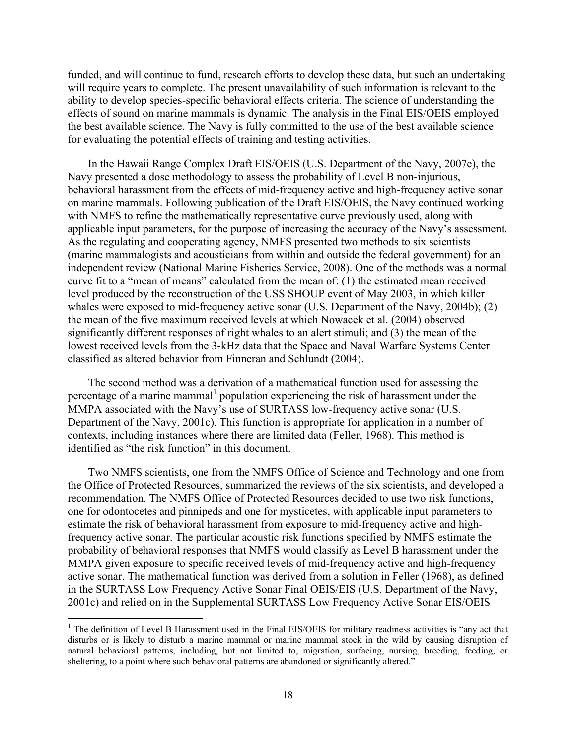funded, and will continue to fund, research efforts to develop these data, but such an undertaking will require years to complete. The present unavailability of such information is relevant to the ability to develop species-specific behavioral effects criteria. The science of understanding the effects of sound on marine mammals is dynamic. The analysis in the Final EIS/OEIS employed the best available science. The Navy is fully committed to the use of the best available science for evaluating the potential effects of training and testing activities.

In the Hawaii Range Complex Draft EIS/OEIS (U.S. Department of the Navy, 2007e), the Navy presented a dose methodology to assess the probability of Level B non-injurious, behavioral harassment from the effects of mid-frequency active and high-frequency active sonar on marine mammals. Following publication of the Draft EIS/OEIS, the Navy continued working with NMFS to refine the mathematically representative curve previously used, along with applicable input parameters, for the purpose of increasing the accuracy of the Navy's assessment. As the regulating and cooperating agency, NMFS presented two methods to six scientists (marine mammalogists and acousticians from within and outside the federal government) for an independent review (National Marine Fisheries Service, 2008). One of the methods was a normal curve fit to a "mean of means" calculated from the mean of: (1) the estimated mean received level produced by the reconstruction of the USS SHOUP event of May 2003, in which killer whales were exposed to mid-frequency active sonar (U.S. Department of the Navy, 2004b); (2) the mean of the five maximum received levels at which Nowacek et al. (2004) observed significantly different responses of right whales to an alert stimuli; and (3) the mean of the lowest received levels from the 3-kHz data that the Space and Naval Warfare Systems Center classified as altered behavior from Finneran and Schlundt (2004).

The second method was a derivation of a mathematical function used for assessing the percentage of a marine mammal[1] population experiencing the risk of harassment under the MMPA associated with the Navy's use of SURTASS low-frequency active sonar (U.S. Department of the Navy, 2001c). This function is appropriate for application in a number of contexts, including instances where there are limited data (Feller, 1968). This method is identified as "the risk function" in this document.

Two NMFS scientists, one from the NMFS Office of Science and Technology and one from the Office of Protected Resources, summarized the reviews of the six scientists, and developed a recommendation. The NMFS Office of Protected Resources decided to use two risk functions, one for odontocetes and pinnipeds and one for mysticetes, with applicable input parameters to estimate the risk of behavioral harassment from exposure to mid-frequency active and high-frequency active sonar. The particular acoustic risk functions specified by NMFS estimate the probability of behavioral responses that NMFS would classify as Level B harassment under the MMPA given exposure to specific received levels of mid-frequency active and high-frequency active sonar. The mathematical function was derived from a solution in Feller (1968), as defined in the SURTASS Low Frequency Active Sonar Final OEIS/EIS (U.S. Department of the Navy, 2001c) and relied on in the Supplemental SURTASS Low Frequency Active Sonar EIS/OEIS

[1] The definition of Level B Harassment used in the Final EIS/OEIS for military readiness activities is "any act that disturbs or is likely to disturb a marine mammal or marine mammal stock in the wild by causing disruption of natural behavioral patterns, including, but not limited to, migration, surfacing, nursing, breeding, feeding, or sheltering, to a point where such behavioral patterns are abandoned or significantly altered."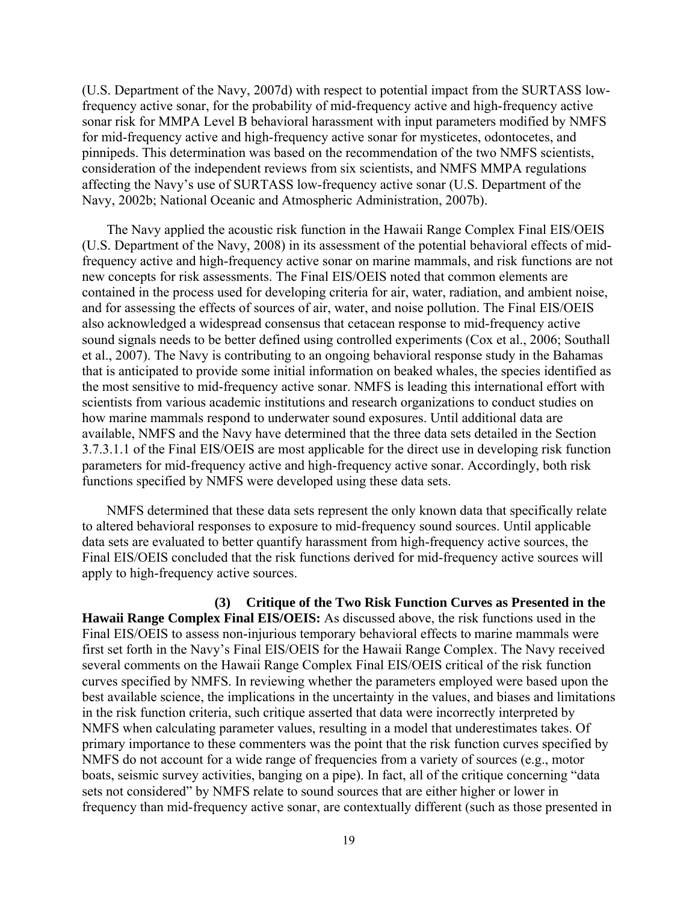(U.S. Department of the Navy, 2007d) with respect to potential impact from the SURTASS low-frequency active sonar, for the probability of mid-frequency active and high-frequency active sonar risk for MMPA Level B behavioral harassment with input parameters modified by NMFS for mid-frequency active and high-frequency active sonar for mysticetes, odontocetes, and pinnipeds. This determination was based on the recommendation of the two NMFS scientists, consideration of the independent reviews from six scientists, and NMFS MMPA regulations affecting the Navy's use of SURTASS low-frequency active sonar (U.S. Department of the Navy, 2002b; National Oceanic and Atmospheric Administration, 2007b).

The Navy applied the acoustic risk function in the Hawaii Range Complex Final EIS/OEIS (U.S. Department of the Navy, 2008) in its assessment of the potential behavioral effects of mid-frequency active and high-frequency active sonar on marine mammals, and risk functions are not new concepts for risk assessments. The Final EIS/OEIS noted that common elements are contained in the process used for developing criteria for air, water, radiation, and ambient noise, and for assessing the effects of sources of air, water, and noise pollution. The Final EIS/OEIS also acknowledged a widespread consensus that cetacean response to mid-frequency active sound signals needs to be better defined using controlled experiments (Cox et al., 2006; Southall et al., 2007). The Navy is contributing to an ongoing behavioral response study in the Bahamas that is anticipated to provide some initial information on beaked whales, the species identified as the most sensitive to mid-frequency active sonar. NMFS is leading this international effort with scientists from various academic institutions and research organizations to conduct studies on how marine mammals respond to underwater sound exposures. Until additional data are available, NMFS and the Navy have determined that the three data sets detailed in the Section 3.7.3.1.1 of the Final EIS/OEIS are most applicable for the direct use in developing risk function parameters for mid-frequency active and high-frequency active sonar. Accordingly, both risk functions specified by NMFS were developed using these data sets.

NMFS determined that these data sets represent the only known data that specifically relate to altered behavioral responses to exposure to mid-frequency sound sources. Until applicable data sets are evaluated to better quantify harassment from high-frequency active sources, the Final EIS/OEIS concluded that the risk functions derived for mid-frequency active sources will apply to high-frequency active sources.

**(3) Critique of the Two Risk Function Curves as Presented in the Hawaii Range Complex Final EIS/OEIS:** As discussed above, the risk functions used in the Final EIS/OEIS to assess non-injurious temporary behavioral effects to marine mammals were first set forth in the Navy's Final EIS/OEIS for the Hawaii Range Complex. The Navy received several comments on the Hawaii Range Complex Final EIS/OEIS critical of the risk function curves specified by NMFS. In reviewing whether the parameters employed were based upon the best available science, the implications in the uncertainty in the values, and biases and limitations in the risk function criteria, such critique asserted that data were incorrectly interpreted by NMFS when calculating parameter values, resulting in a model that underestimates takes. Of primary importance to these commenters was the point that the risk function curves specified by NMFS do not account for a wide range of frequencies from a variety of sources (e.g., motor boats, seismic survey activities, banging on a pipe). In fact, all of the critique concerning "data sets not considered" by NMFS relate to sound sources that are either higher or lower in frequency than mid-frequency active sonar, are contextually different (such as those presented in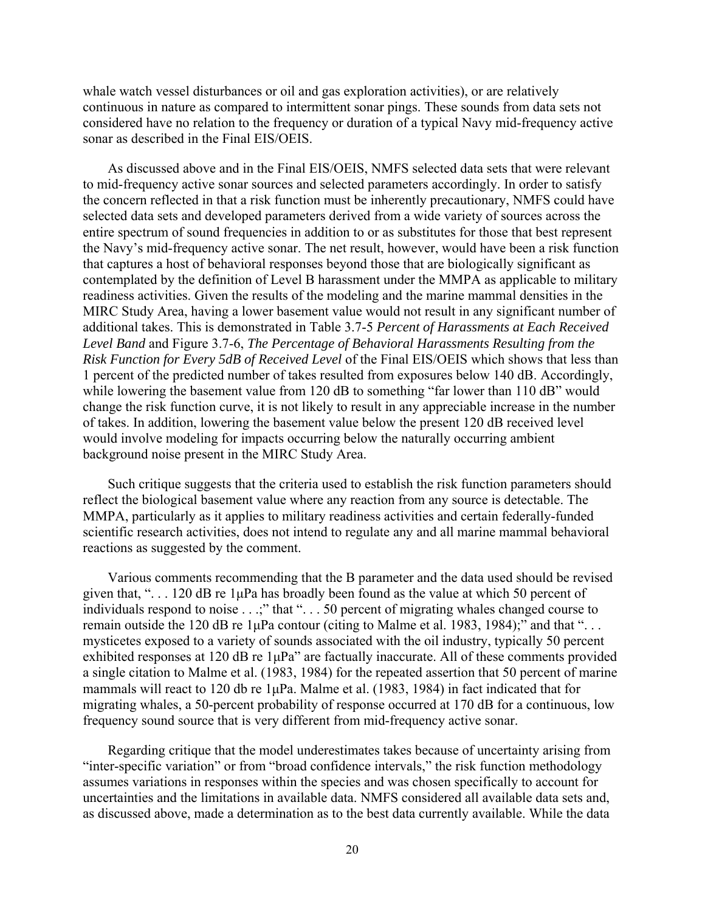whale watch vessel disturbances or oil and gas exploration activities), or are relatively continuous in nature as compared to intermittent sonar pings. These sounds from data sets not considered have no relation to the frequency or duration of a typical Navy mid-frequency active sonar as described in the Final EIS/OEIS.

As discussed above and in the Final EIS/OEIS, NMFS selected data sets that were relevant to mid-frequency active sonar sources and selected parameters accordingly. In order to satisfy the concern reflected in that a risk function must be inherently precautionary, NMFS could have selected data sets and developed parameters derived from a wide variety of sources across the entire spectrum of sound frequencies in addition to or as substitutes for those that best represent the Navy's mid-frequency active sonar. The net result, however, would have been a risk function that captures a host of behavioral responses beyond those that are biologically significant as contemplated by the definition of Level B harassment under the MMPA as applicable to military readiness activities. Given the results of the modeling and the marine mammal densities in the MIRC Study Area, having a lower basement value would not result in any significant number of additional takes. This is demonstrated in Table 3.7-5 *Percent of Harassments at Each Received Level Band* and Figure 3.7-6, *The Percentage of Behavioral Harassments Resulting from the Risk Function for Every 5dB of Received Level* of the Final EIS/OEIS which shows that less than 1 percent of the predicted number of takes resulted from exposures below 140 dB. Accordingly, while lowering the basement value from 120 dB to something "far lower than 110 dB" would change the risk function curve, it is not likely to result in any appreciable increase in the number of takes. In addition, lowering the basement value below the present 120 dB received level would involve modeling for impacts occurring below the naturally occurring ambient background noise present in the MIRC Study Area.

Such critique suggests that the criteria used to establish the risk function parameters should reflect the biological basement value where any reaction from any source is detectable. The MMPA, particularly as it applies to military readiness activities and certain federally-funded scientific research activities, does not intend to regulate any and all marine mammal behavioral reactions as suggested by the comment.

Various comments recommending that the B parameter and the data used should be revised given that, ". . . 120 dB re 1μPa has broadly been found as the value at which 50 percent of individuals respond to noise . . .;" that ". . . 50 percent of migrating whales changed course to remain outside the 120 dB re 1μPa contour (citing to Malme et al. 1983, 1984);" and that ". . . mysticetes exposed to a variety of sounds associated with the oil industry, typically 50 percent exhibited responses at 120 dB re 1μPa" are factually inaccurate. All of these comments provided a single citation to Malme et al. (1983, 1984) for the repeated assertion that 50 percent of marine mammals will react to 120 db re 1μPa. Malme et al. (1983, 1984) in fact indicated that for migrating whales, a 50-percent probability of response occurred at 170 dB for a continuous, low frequency sound source that is very different from mid-frequency active sonar.

Regarding critique that the model underestimates takes because of uncertainty arising from "inter-specific variation" or from "broad confidence intervals," the risk function methodology assumes variations in responses within the species and was chosen specifically to account for uncertainties and the limitations in available data. NMFS considered all available data sets and, as discussed above, made a determination as to the best data currently available. While the data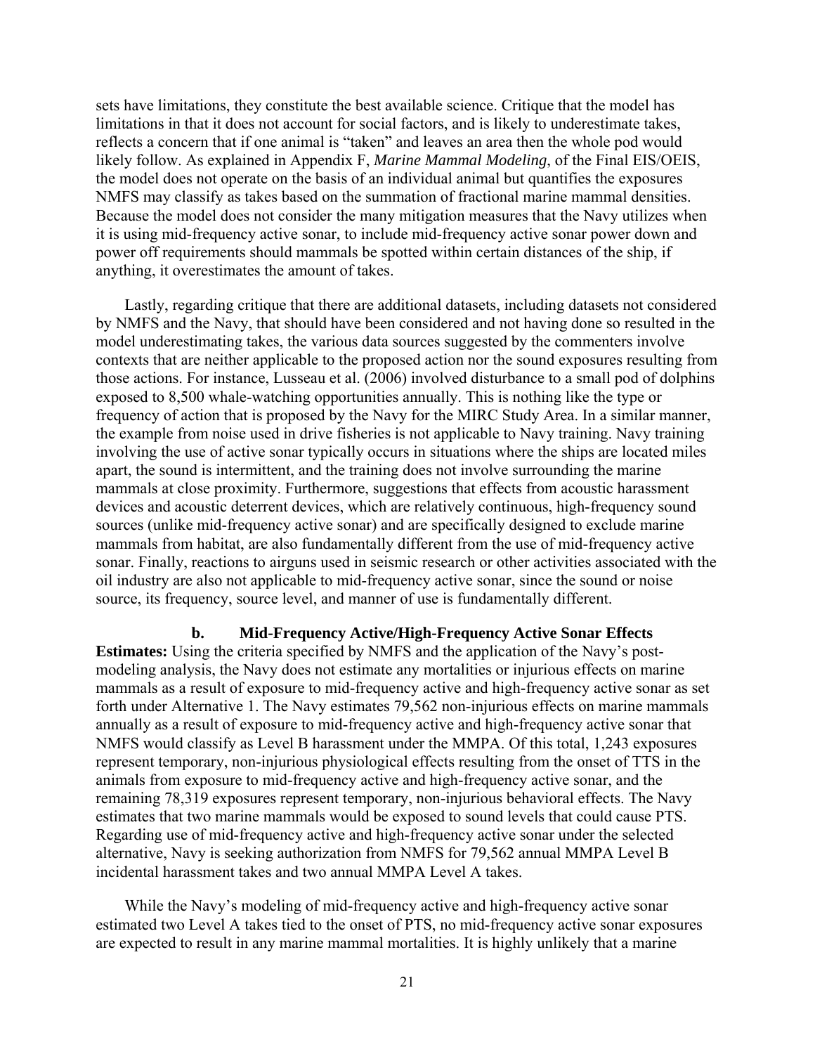sets have limitations, they constitute the best available science. Critique that the model has limitations in that it does not account for social factors, and is likely to underestimate takes, reflects a concern that if one animal is "taken" and leaves an area then the whole pod would likely follow. As explained in Appendix F, *Marine Mammal Modeling*, of the Final EIS/OEIS, the model does not operate on the basis of an individual animal but quantifies the exposures NMFS may classify as takes based on the summation of fractional marine mammal densities. Because the model does not consider the many mitigation measures that the Navy utilizes when it is using mid-frequency active sonar, to include mid-frequency active sonar power down and power off requirements should mammals be spotted within certain distances of the ship, if anything, it overestimates the amount of takes.

Lastly, regarding critique that there are additional datasets, including datasets not considered by NMFS and the Navy, that should have been considered and not having done so resulted in the model underestimating takes, the various data sources suggested by the commenters involve contexts that are neither applicable to the proposed action nor the sound exposures resulting from those actions. For instance, Lusseau et al. (2006) involved disturbance to a small pod of dolphins exposed to 8,500 whale-watching opportunities annually. This is nothing like the type or frequency of action that is proposed by the Navy for the MIRC Study Area. In a similar manner, the example from noise used in drive fisheries is not applicable to Navy training. Navy training involving the use of active sonar typically occurs in situations where the ships are located miles apart, the sound is intermittent, and the training does not involve surrounding the marine mammals at close proximity. Furthermore, suggestions that effects from acoustic harassment devices and acoustic deterrent devices, which are relatively continuous, high-frequency sound sources (unlike mid-frequency active sonar) and are specifically designed to exclude marine mammals from habitat, are also fundamentally different from the use of mid-frequency active sonar. Finally, reactions to airguns used in seismic research or other activities associated with the oil industry are also not applicable to mid-frequency active sonar, since the sound or noise source, its frequency, source level, and manner of use is fundamentally different.

**b. Mid-Frequency Active/High-Frequency Active Sonar Effects Estimates:** Using the criteria specified by NMFS and the application of the Navy's post-modeling analysis, the Navy does not estimate any mortalities or injurious effects on marine mammals as a result of exposure to mid-frequency active and high-frequency active sonar as set forth under Alternative 1. The Navy estimates 79,562 non-injurious effects on marine mammals annually as a result of exposure to mid-frequency active and high-frequency active sonar that NMFS would classify as Level B harassment under the MMPA. Of this total, 1,243 exposures represent temporary, non-injurious physiological effects resulting from the onset of TTS in the animals from exposure to mid-frequency active and high-frequency active sonar, and the remaining 78,319 exposures represent temporary, non-injurious behavioral effects. The Navy estimates that two marine mammals would be exposed to sound levels that could cause PTS. Regarding use of mid-frequency active and high-frequency active sonar under the selected alternative, Navy is seeking authorization from NMFS for 79,562 annual MMPA Level B incidental harassment takes and two annual MMPA Level A takes.

While the Navy's modeling of mid-frequency active and high-frequency active sonar estimated two Level A takes tied to the onset of PTS, no mid-frequency active sonar exposures are expected to result in any marine mammal mortalities. It is highly unlikely that a marine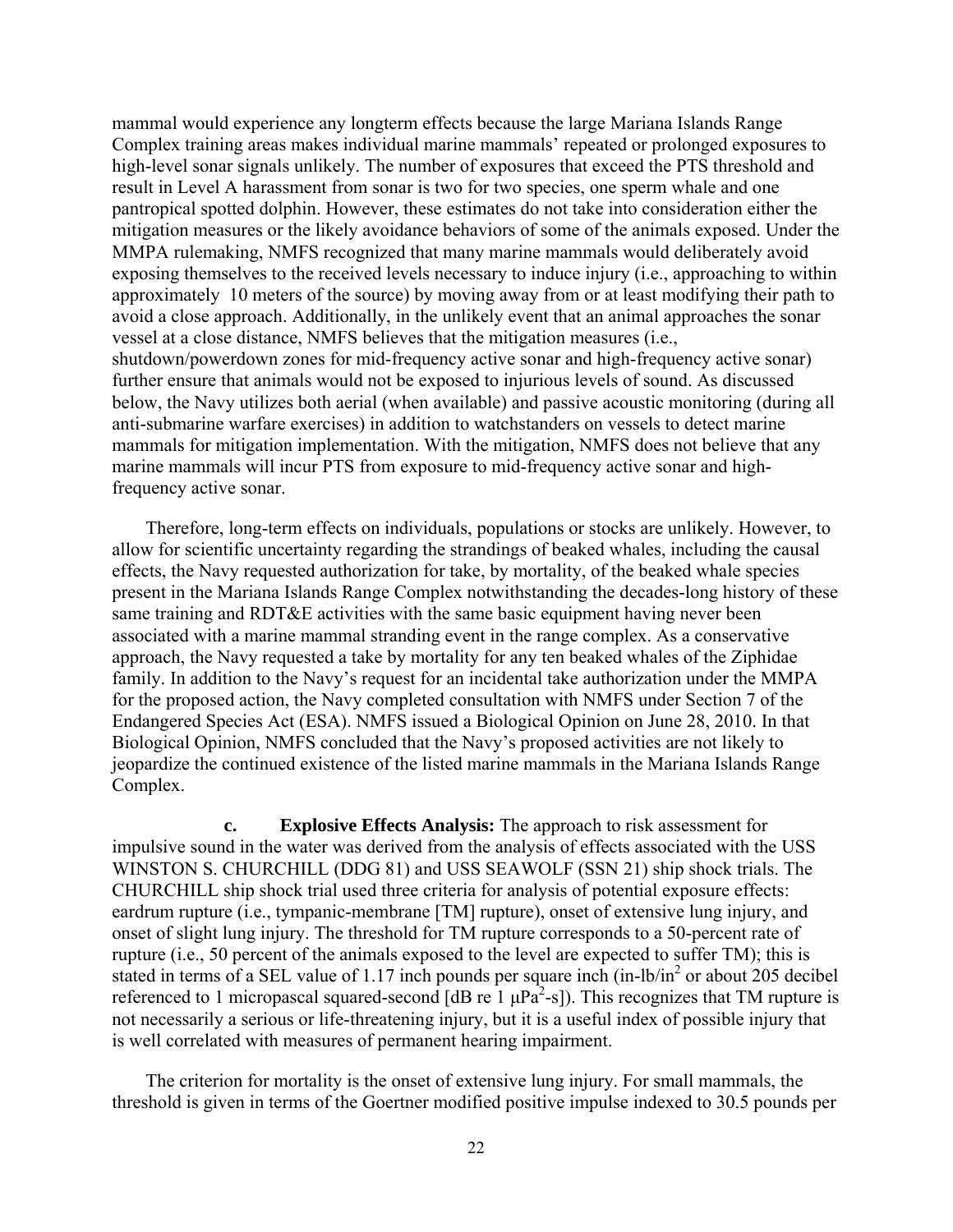mammal would experience any longterm effects because the large Mariana Islands Range Complex training areas makes individual marine mammals' repeated or prolonged exposures to high-level sonar signals unlikely. The number of exposures that exceed the PTS threshold and result in Level A harassment from sonar is two for two species, one sperm whale and one pantropical spotted dolphin. However, these estimates do not take into consideration either the mitigation measures or the likely avoidance behaviors of some of the animals exposed. Under the MMPA rulemaking, NMFS recognized that many marine mammals would deliberately avoid exposing themselves to the received levels necessary to induce injury (i.e., approaching to within approximately 10 meters of the source) by moving away from or at least modifying their path to avoid a close approach. Additionally, in the unlikely event that an animal approaches the sonar vessel at a close distance, NMFS believes that the mitigation measures (i.e., shutdown/powerdown zones for mid-frequency active sonar and high-frequency active sonar) further ensure that animals would not be exposed to injurious levels of sound. As discussed below, the Navy utilizes both aerial (when available) and passive acoustic monitoring (during all anti-submarine warfare exercises) in addition to watchstanders on vessels to detect marine mammals for mitigation implementation. With the mitigation, NMFS does not believe that any marine mammals will incur PTS from exposure to mid-frequency active sonar and high-frequency active sonar.

Therefore, long-term effects on individuals, populations or stocks are unlikely. However, to allow for scientific uncertainty regarding the strandings of beaked whales, including the causal effects, the Navy requested authorization for take, by mortality, of the beaked whale species present in the Mariana Islands Range Complex notwithstanding the decades-long history of these same training and RDT&E activities with the same basic equipment having never been associated with a marine mammal stranding event in the range complex. As a conservative approach, the Navy requested a take by mortality for any ten beaked whales of the Ziphidae family. In addition to the Navy's request for an incidental take authorization under the MMPA for the proposed action, the Navy completed consultation with NMFS under Section 7 of the Endangered Species Act (ESA). NMFS issued a Biological Opinion on June 28, 2010. In that Biological Opinion, NMFS concluded that the Navy's proposed activities are not likely to jeopardize the continued existence of the listed marine mammals in the Mariana Islands Range Complex.

**c. Explosive Effects Analysis:** The approach to risk assessment for impulsive sound in the water was derived from the analysis of effects associated with the USS WINSTON S. CHURCHILL (DDG 81) and USS SEAWOLF (SSN 21) ship shock trials. The CHURCHILL ship shock trial used three criteria for analysis of potential exposure effects: eardrum rupture (i.e., tympanic-membrane [TM] rupture), onset of extensive lung injury, and onset of slight lung injury. The threshold for TM rupture corresponds to a 50-percent rate of rupture (i.e., 50 percent of the animals exposed to the level are expected to suffer TM); this is stated in terms of a SEL value of 1.17 inch pounds per square inch (in-lb/in$^2$ or about 205 decibel referenced to 1 micropascal squared-second [dB re 1 $\mu Pa^2$-s]). This recognizes that TM rupture is not necessarily a serious or life-threatening injury, but it is a useful index of possible injury that is well correlated with measures of permanent hearing impairment.

The criterion for mortality is the onset of extensive lung injury. For small mammals, the threshold is given in terms of the Goertner modified positive impulse indexed to 30.5 pounds per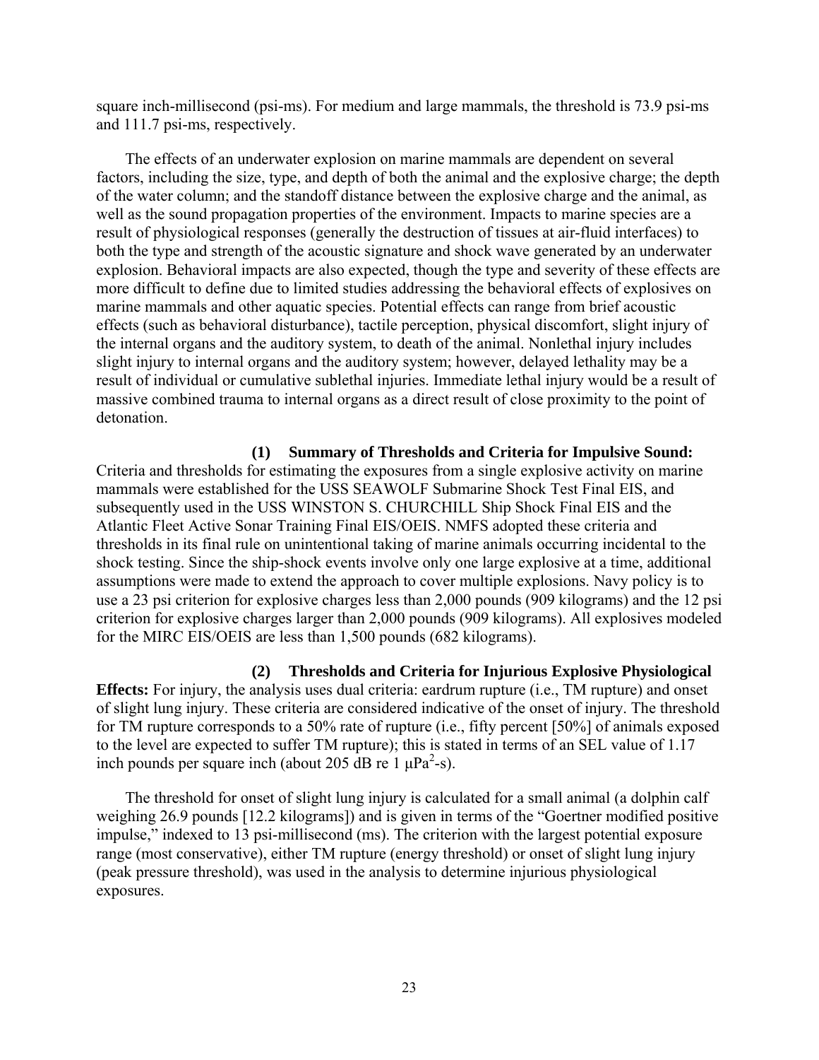square inch-millisecond (psi-ms). For medium and large mammals, the threshold is 73.9 psi-ms and 111.7 psi-ms, respectively.

The effects of an underwater explosion on marine mammals are dependent on several factors, including the size, type, and depth of both the animal and the explosive charge; the depth of the water column; and the standoff distance between the explosive charge and the animal, as well as the sound propagation properties of the environment. Impacts to marine species are a result of physiological responses (generally the destruction of tissues at air-fluid interfaces) to both the type and strength of the acoustic signature and shock wave generated by an underwater explosion. Behavioral impacts are also expected, though the type and severity of these effects are more difficult to define due to limited studies addressing the behavioral effects of explosives on marine mammals and other aquatic species. Potential effects can range from brief acoustic effects (such as behavioral disturbance), tactile perception, physical discomfort, slight injury of the internal organs and the auditory system, to death of the animal. Nonlethal injury includes slight injury to internal organs and the auditory system; however, delayed lethality may be a result of individual or cumulative sublethal injuries. Immediate lethal injury would be a result of massive combined trauma to internal organs as a direct result of close proximity to the point of detonation.

**(1) Summary of Thresholds and Criteria for Impulsive Sound:** Criteria and thresholds for estimating the exposures from a single explosive activity on marine mammals were established for the USS SEAWOLF Submarine Shock Test Final EIS, and subsequently used in the USS WINSTON S. CHURCHILL Ship Shock Final EIS and the Atlantic Fleet Active Sonar Training Final EIS/OEIS. NMFS adopted these criteria and thresholds in its final rule on unintentional taking of marine animals occurring incidental to the shock testing. Since the ship-shock events involve only one large explosive at a time, additional assumptions were made to extend the approach to cover multiple explosions. Navy policy is to use a 23 psi criterion for explosive charges less than 2,000 pounds (909 kilograms) and the 12 psi criterion for explosive charges larger than 2,000 pounds (909 kilograms). All explosives modeled for the MIRC EIS/OEIS are less than 1,500 pounds (682 kilograms).

**(2) Thresholds and Criteria for Injurious Explosive Physiological Effects:** For injury, the analysis uses dual criteria: eardrum rupture (i.e., TM rupture) and onset of slight lung injury. These criteria are considered indicative of the onset of injury. The threshold for TM rupture corresponds to a 50% rate of rupture (i.e., fifty percent [50%] of animals exposed to the level are expected to suffer TM rupture); this is stated in terms of an SEL value of 1.17 inch pounds per square inch (about 205 dB re 1 $\mu Pa^2$-s).

The threshold for onset of slight lung injury is calculated for a small animal (a dolphin calf weighing 26.9 pounds [12.2 kilograms]) and is given in terms of the "Goertner modified positive impulse," indexed to 13 psi-millisecond (ms). The criterion with the largest potential exposure range (most conservative), either TM rupture (energy threshold) or onset of slight lung injury (peak pressure threshold), was used in the analysis to determine injurious physiological exposures.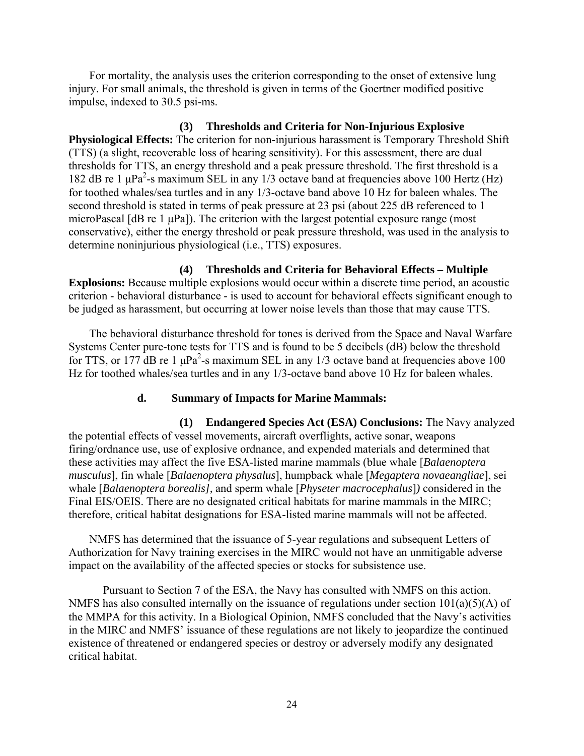For mortality, the analysis uses the criterion corresponding to the onset of extensive lung injury. For small animals, the threshold is given in terms of the Goertner modified positive impulse, indexed to 30.5 psi-ms.

**(3) Thresholds and Criteria for Non-Injurious Explosive Physiological Effects:** The criterion for non-injurious harassment is Temporary Threshold Shift (TTS) (a slight, recoverable loss of hearing sensitivity). For this assessment, there are dual thresholds for TTS, an energy threshold and a peak pressure threshold. The first threshold is a 182 dB re 1 $\mu Pa^2$-s maximum SEL in any 1/3 octave band at frequencies above 100 Hertz (Hz) for toothed whales/sea turtles and in any 1/3-octave band above 10 Hz for baleen whales. The second threshold is stated in terms of peak pressure at 23 psi (about 225 dB referenced to 1 microPascal [dB re 1 μPa]). The criterion with the largest potential exposure range (most conservative), either the energy threshold or peak pressure threshold, was used in the analysis to determine noninjurious physiological (i.e., TTS) exposures.

**(4) Thresholds and Criteria for Behavioral Effects – Multiple Explosions:** Because multiple explosions would occur within a discrete time period, an acoustic criterion - behavioral disturbance - is used to account for behavioral effects significant enough to be judged as harassment, but occurring at lower noise levels than those that may cause TTS.

The behavioral disturbance threshold for tones is derived from the Space and Naval Warfare Systems Center pure-tone tests for TTS and is found to be 5 decibels (dB) below the threshold for TTS, or 177 dB re 1 $\mu Pa^2$-s maximum SEL in any 1/3 octave band at frequencies above 100 Hz for toothed whales/sea turtles and in any 1/3-octave band above 10 Hz for baleen whales.

**d. Summary of Impacts for Marine Mammals:**

**(1) Endangered Species Act (ESA) Conclusions:** The Navy analyzed the potential effects of vessel movements, aircraft overflights, active sonar, weapons firing/ordnance use, use of explosive ordnance, and expended materials and determined that these activities may affect the five ESA-listed marine mammals (blue whale [*Balaenoptera musculus*], fin whale [*Balaenoptera physalus*], humpback whale [*Megaptera novaeangliae*], sei whale [*Balaenoptera borealis],* and sperm whale [*Physeter macrocephalus*]*)* considered in the Final EIS/OEIS. There are no designated critical habitats for marine mammals in the MIRC; therefore, critical habitat designations for ESA-listed marine mammals will not be affected.

NMFS has determined that the issuance of 5-year regulations and subsequent Letters of Authorization for Navy training exercises in the MIRC would not have an unmitigable adverse impact on the availability of the affected species or stocks for subsistence use.

Pursuant to Section 7 of the ESA, the Navy has consulted with NMFS on this action. NMFS has also consulted internally on the issuance of regulations under section 101(a)(5)(A) of the MMPA for this activity. In a Biological Opinion, NMFS concluded that the Navy's activities in the MIRC and NMFS' issuance of these regulations are not likely to jeopardize the continued existence of threatened or endangered species or destroy or adversely modify any designated critical habitat.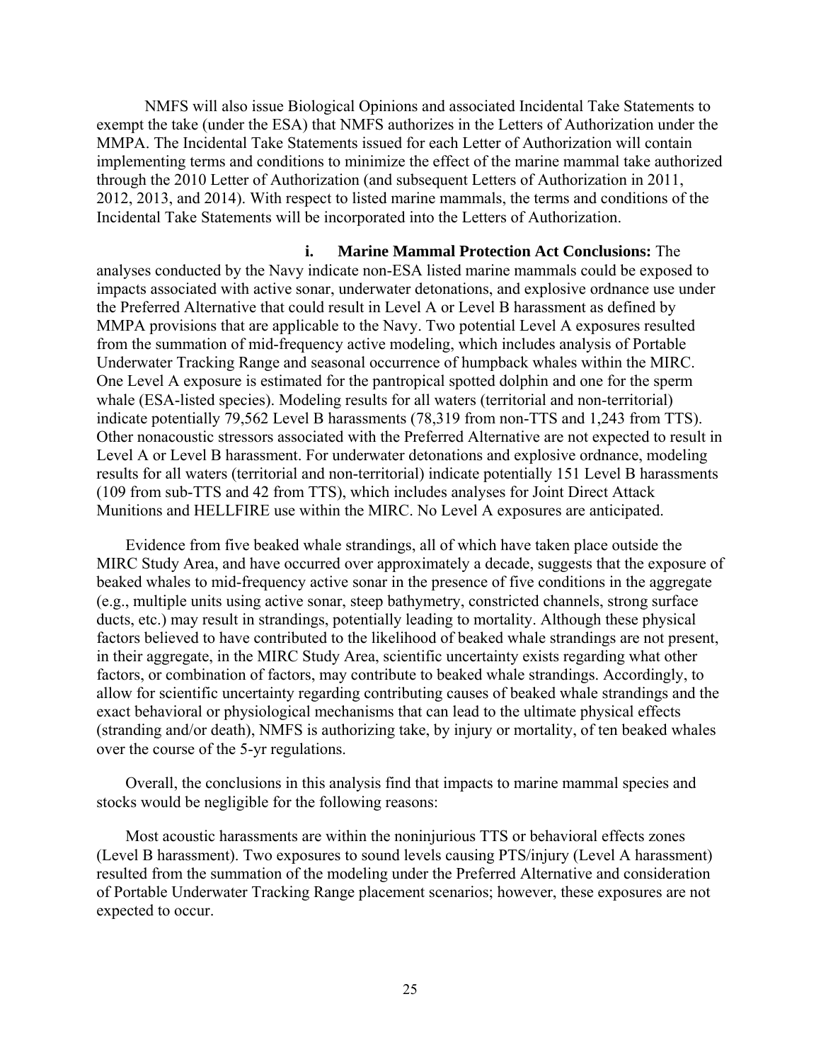NMFS will also issue Biological Opinions and associated Incidental Take Statements to exempt the take (under the ESA) that NMFS authorizes in the Letters of Authorization under the MMPA. The Incidental Take Statements issued for each Letter of Authorization will contain implementing terms and conditions to minimize the effect of the marine mammal take authorized through the 2010 Letter of Authorization (and subsequent Letters of Authorization in 2011, 2012, 2013, and 2014). With respect to listed marine mammals, the terms and conditions of the Incidental Take Statements will be incorporated into the Letters of Authorization.

**i. Marine Mammal Protection Act Conclusions:** The analyses conducted by the Navy indicate non-ESA listed marine mammals could be exposed to impacts associated with active sonar, underwater detonations, and explosive ordnance use under the Preferred Alternative that could result in Level A or Level B harassment as defined by MMPA provisions that are applicable to the Navy. Two potential Level A exposures resulted from the summation of mid-frequency active modeling, which includes analysis of Portable Underwater Tracking Range and seasonal occurrence of humpback whales within the MIRC. One Level A exposure is estimated for the pantropical spotted dolphin and one for the sperm whale (ESA-listed species). Modeling results for all waters (territorial and non-territorial) indicate potentially 79,562 Level B harassments (78,319 from non-TTS and 1,243 from TTS). Other nonacoustic stressors associated with the Preferred Alternative are not expected to result in Level A or Level B harassment. For underwater detonations and explosive ordnance, modeling results for all waters (territorial and non-territorial) indicate potentially 151 Level B harassments (109 from sub-TTS and 42 from TTS), which includes analyses for Joint Direct Attack Munitions and HELLFIRE use within the MIRC. No Level A exposures are anticipated.

Evidence from five beaked whale strandings, all of which have taken place outside the MIRC Study Area, and have occurred over approximately a decade, suggests that the exposure of beaked whales to mid-frequency active sonar in the presence of five conditions in the aggregate (e.g., multiple units using active sonar, steep bathymetry, constricted channels, strong surface ducts, etc.) may result in strandings, potentially leading to mortality. Although these physical factors believed to have contributed to the likelihood of beaked whale strandings are not present, in their aggregate, in the MIRC Study Area, scientific uncertainty exists regarding what other factors, or combination of factors, may contribute to beaked whale strandings. Accordingly, to allow for scientific uncertainty regarding contributing causes of beaked whale strandings and the exact behavioral or physiological mechanisms that can lead to the ultimate physical effects (stranding and/or death), NMFS is authorizing take, by injury or mortality, of ten beaked whales over the course of the 5-yr regulations.

Overall, the conclusions in this analysis find that impacts to marine mammal species and stocks would be negligible for the following reasons:

Most acoustic harassments are within the noninjurious TTS or behavioral effects zones (Level B harassment). Two exposures to sound levels causing PTS/injury (Level A harassment) resulted from the summation of the modeling under the Preferred Alternative and consideration of Portable Underwater Tracking Range placement scenarios; however, these exposures are not expected to occur.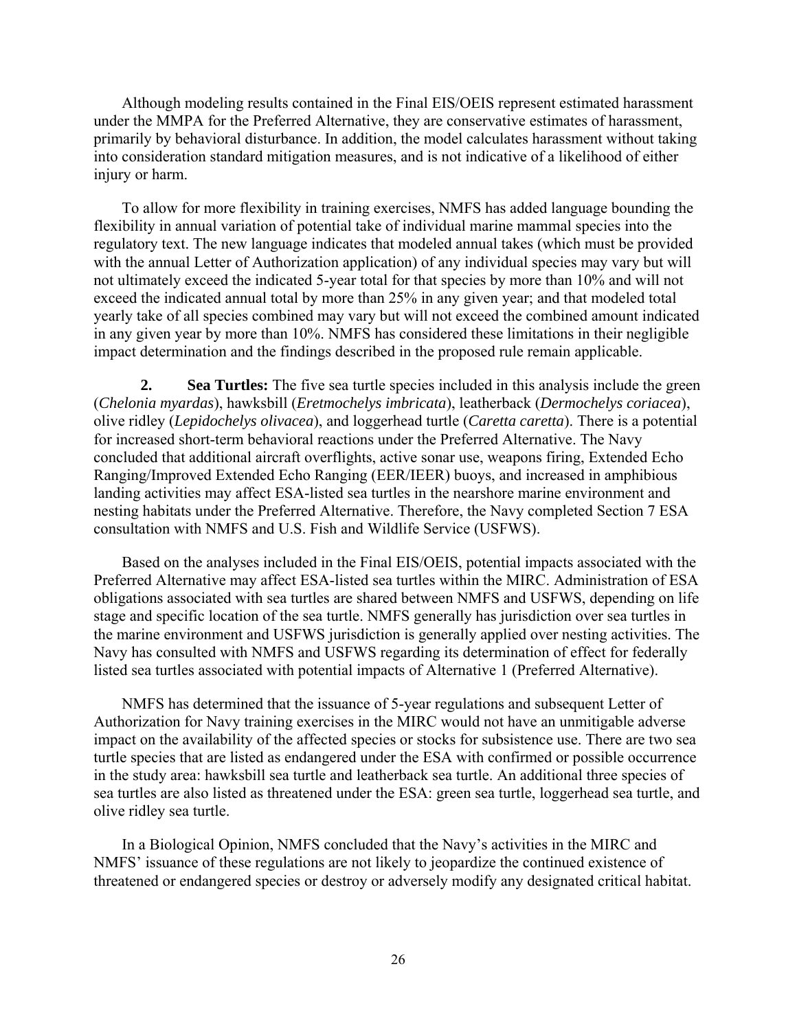Although modeling results contained in the Final EIS/OEIS represent estimated harassment under the MMPA for the Preferred Alternative, they are conservative estimates of harassment, primarily by behavioral disturbance. In addition, the model calculates harassment without taking into consideration standard mitigation measures, and is not indicative of a likelihood of either injury or harm.

To allow for more flexibility in training exercises, NMFS has added language bounding the flexibility in annual variation of potential take of individual marine mammal species into the regulatory text. The new language indicates that modeled annual takes (which must be provided with the annual Letter of Authorization application) of any individual species may vary but will not ultimately exceed the indicated 5-year total for that species by more than 10% and will not exceed the indicated annual total by more than 25% in any given year; and that modeled total yearly take of all species combined may vary but will not exceed the combined amount indicated in any given year by more than 10%. NMFS has considered these limitations in their negligible impact determination and the findings described in the proposed rule remain applicable.

**2. Sea Turtles:** The five sea turtle species included in this analysis include the green (*Chelonia myardas*), hawksbill (*Eretmochelys imbricata*), leatherback (*Dermochelys coriacea*), olive ridley (*Lepidochelys olivacea*), and loggerhead turtle (*Caretta caretta*). There is a potential for increased short-term behavioral reactions under the Preferred Alternative. The Navy concluded that additional aircraft overflights, active sonar use, weapons firing, Extended Echo Ranging/Improved Extended Echo Ranging (EER/IEER) buoys, and increased in amphibious landing activities may affect ESA-listed sea turtles in the nearshore marine environment and nesting habitats under the Preferred Alternative. Therefore, the Navy completed Section 7 ESA consultation with NMFS and U.S. Fish and Wildlife Service (USFWS).

Based on the analyses included in the Final EIS/OEIS, potential impacts associated with the Preferred Alternative may affect ESA-listed sea turtles within the MIRC. Administration of ESA obligations associated with sea turtles are shared between NMFS and USFWS, depending on life stage and specific location of the sea turtle. NMFS generally has jurisdiction over sea turtles in the marine environment and USFWS jurisdiction is generally applied over nesting activities. The Navy has consulted with NMFS and USFWS regarding its determination of effect for federally listed sea turtles associated with potential impacts of Alternative 1 (Preferred Alternative).

NMFS has determined that the issuance of 5-year regulations and subsequent Letter of Authorization for Navy training exercises in the MIRC would not have an unmitigable adverse impact on the availability of the affected species or stocks for subsistence use. There are two sea turtle species that are listed as endangered under the ESA with confirmed or possible occurrence in the study area: hawksbill sea turtle and leatherback sea turtle. An additional three species of sea turtles are also listed as threatened under the ESA: green sea turtle, loggerhead sea turtle, and olive ridley sea turtle.

In a Biological Opinion, NMFS concluded that the Navy's activities in the MIRC and NMFS' issuance of these regulations are not likely to jeopardize the continued existence of threatened or endangered species or destroy or adversely modify any designated critical habitat.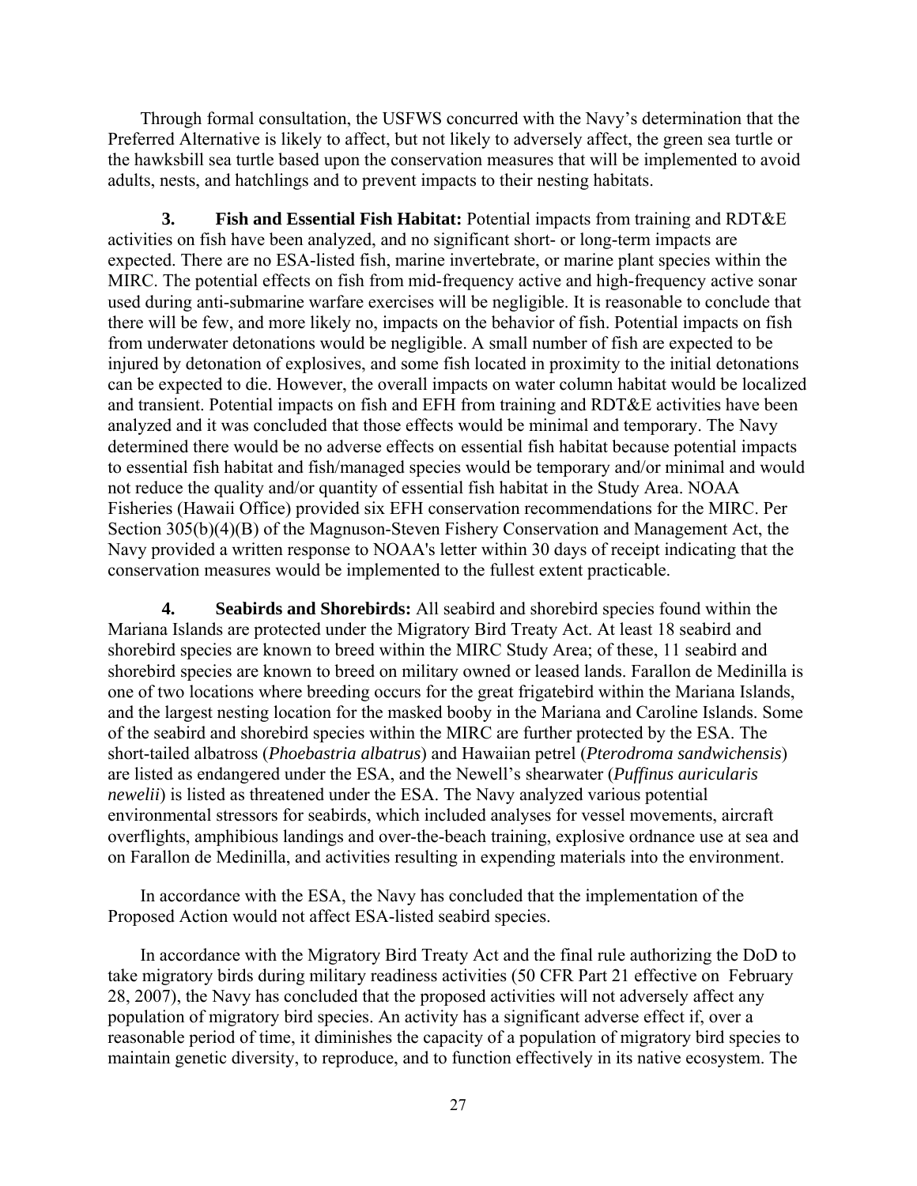Through formal consultation, the USFWS concurred with the Navy's determination that the Preferred Alternative is likely to affect, but not likely to adversely affect, the green sea turtle or the hawksbill sea turtle based upon the conservation measures that will be implemented to avoid adults, nests, and hatchlings and to prevent impacts to their nesting habitats.

**3. Fish and Essential Fish Habitat:** Potential impacts from training and RDT&E activities on fish have been analyzed, and no significant short- or long-term impacts are expected. There are no ESA-listed fish, marine invertebrate, or marine plant species within the MIRC. The potential effects on fish from mid-frequency active and high-frequency active sonar used during anti-submarine warfare exercises will be negligible. It is reasonable to conclude that there will be few, and more likely no, impacts on the behavior of fish. Potential impacts on fish from underwater detonations would be negligible. A small number of fish are expected to be injured by detonation of explosives, and some fish located in proximity to the initial detonations can be expected to die. However, the overall impacts on water column habitat would be localized and transient. Potential impacts on fish and EFH from training and RDT&E activities have been analyzed and it was concluded that those effects would be minimal and temporary. The Navy determined there would be no adverse effects on essential fish habitat because potential impacts to essential fish habitat and fish/managed species would be temporary and/or minimal and would not reduce the quality and/or quantity of essential fish habitat in the Study Area. NOAA Fisheries (Hawaii Office) provided six EFH conservation recommendations for the MIRC. Per Section 305(b)(4)(B) of the Magnuson-Steven Fishery Conservation and Management Act, the Navy provided a written response to NOAA's letter within 30 days of receipt indicating that the conservation measures would be implemented to the fullest extent practicable.

**4. Seabirds and Shorebirds:** All seabird and shorebird species found within the Mariana Islands are protected under the Migratory Bird Treaty Act. At least 18 seabird and shorebird species are known to breed within the MIRC Study Area; of these, 11 seabird and shorebird species are known to breed on military owned or leased lands. Farallon de Medinilla is one of two locations where breeding occurs for the great frigatebird within the Mariana Islands, and the largest nesting location for the masked booby in the Mariana and Caroline Islands. Some of the seabird and shorebird species within the MIRC are further protected by the ESA. The short-tailed albatross (*Phoebastria albatrus*) and Hawaiian petrel (*Pterodroma sandwichensis*) are listed as endangered under the ESA, and the Newell's shearwater (*Puffinus auricularis newelii*) is listed as threatened under the ESA. The Navy analyzed various potential environmental stressors for seabirds, which included analyses for vessel movements, aircraft overflights, amphibious landings and over-the-beach training, explosive ordnance use at sea and on Farallon de Medinilla, and activities resulting in expending materials into the environment.

In accordance with the ESA, the Navy has concluded that the implementation of the Proposed Action would not affect ESA-listed seabird species.

In accordance with the Migratory Bird Treaty Act and the final rule authorizing the DoD to take migratory birds during military readiness activities (50 CFR Part 21 effective on February 28, 2007), the Navy has concluded that the proposed activities will not adversely affect any population of migratory bird species. An activity has a significant adverse effect if, over a reasonable period of time, it diminishes the capacity of a population of migratory bird species to maintain genetic diversity, to reproduce, and to function effectively in its native ecosystem. The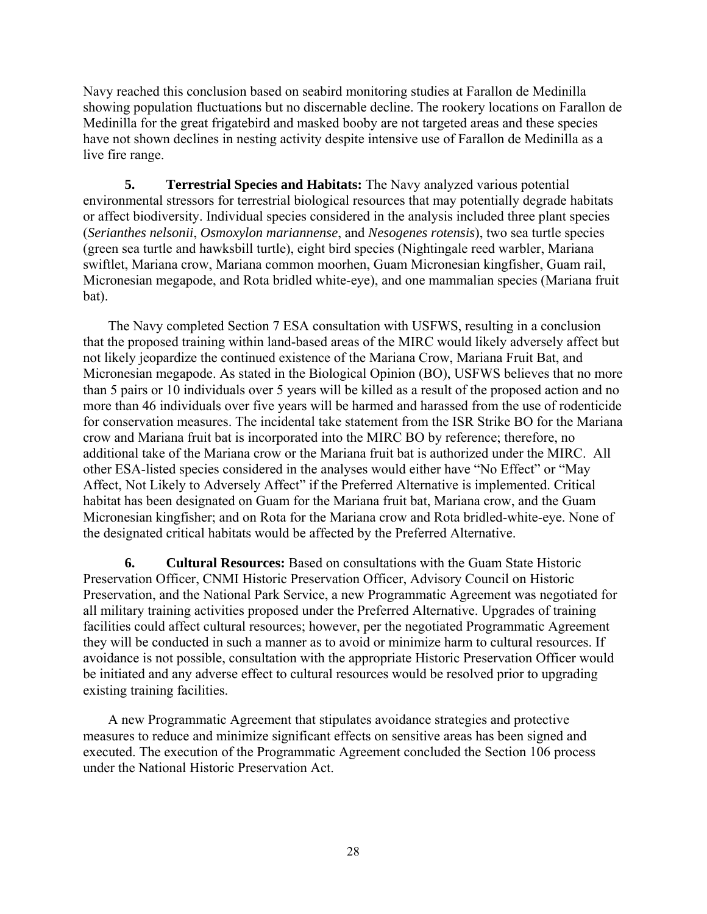Navy reached this conclusion based on seabird monitoring studies at Farallon de Medinilla showing population fluctuations but no discernable decline. The rookery locations on Farallon de Medinilla for the great frigatebird and masked booby are not targeted areas and these species have not shown declines in nesting activity despite intensive use of Farallon de Medinilla as a live fire range.

**5. Terrestrial Species and Habitats:** The Navy analyzed various potential environmental stressors for terrestrial biological resources that may potentially degrade habitats or affect biodiversity. Individual species considered in the analysis included three plant species (*Serianthes nelsonii*, *Osmoxylon mariannense*, and *Nesogenes rotensis*), two sea turtle species (green sea turtle and hawksbill turtle), eight bird species (Nightingale reed warbler, Mariana swiftlet, Mariana crow, Mariana common moorhen, Guam Micronesian kingfisher, Guam rail, Micronesian megapode, and Rota bridled white-eye), and one mammalian species (Mariana fruit bat).

The Navy completed Section 7 ESA consultation with USFWS, resulting in a conclusion that the proposed training within land-based areas of the MIRC would likely adversely affect but not likely jeopardize the continued existence of the Mariana Crow, Mariana Fruit Bat, and Micronesian megapode. As stated in the Biological Opinion (BO), USFWS believes that no more than 5 pairs or 10 individuals over 5 years will be killed as a result of the proposed action and no more than 46 individuals over five years will be harmed and harassed from the use of rodenticide for conservation measures. The incidental take statement from the ISR Strike BO for the Mariana crow and Mariana fruit bat is incorporated into the MIRC BO by reference; therefore, no additional take of the Mariana crow or the Mariana fruit bat is authorized under the MIRC. All other ESA-listed species considered in the analyses would either have "No Effect" or "May Affect, Not Likely to Adversely Affect" if the Preferred Alternative is implemented. Critical habitat has been designated on Guam for the Mariana fruit bat, Mariana crow, and the Guam Micronesian kingfisher; and on Rota for the Mariana crow and Rota bridled-white-eye. None of the designated critical habitats would be affected by the Preferred Alternative.

**6. Cultural Resources:** Based on consultations with the Guam State Historic Preservation Officer, CNMI Historic Preservation Officer, Advisory Council on Historic Preservation, and the National Park Service, a new Programmatic Agreement was negotiated for all military training activities proposed under the Preferred Alternative. Upgrades of training facilities could affect cultural resources; however, per the negotiated Programmatic Agreement they will be conducted in such a manner as to avoid or minimize harm to cultural resources. If avoidance is not possible, consultation with the appropriate Historic Preservation Officer would be initiated and any adverse effect to cultural resources would be resolved prior to upgrading existing training facilities.

A new Programmatic Agreement that stipulates avoidance strategies and protective measures to reduce and minimize significant effects on sensitive areas has been signed and executed. The execution of the Programmatic Agreement concluded the Section 106 process under the National Historic Preservation Act.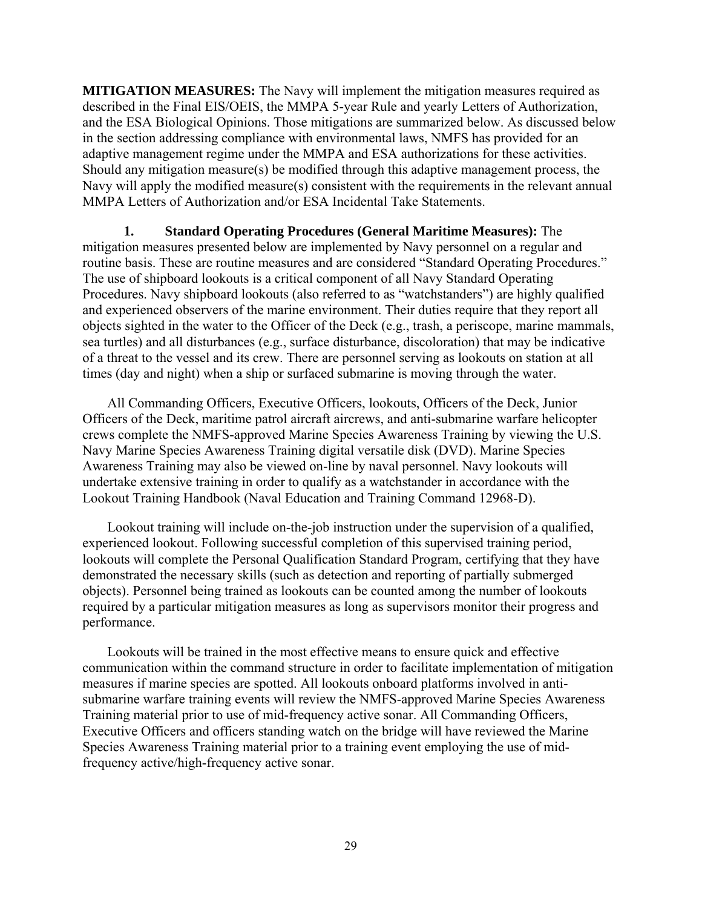**MITIGATION MEASURES:** The Navy will implement the mitigation measures required as described in the Final EIS/OEIS, the MMPA 5-year Rule and yearly Letters of Authorization, and the ESA Biological Opinions. Those mitigations are summarized below. As discussed below in the section addressing compliance with environmental laws, NMFS has provided for an adaptive management regime under the MMPA and ESA authorizations for these activities. Should any mitigation measure(s) be modified through this adaptive management process, the Navy will apply the modified measure(s) consistent with the requirements in the relevant annual MMPA Letters of Authorization and/or ESA Incidental Take Statements.

**1. Standard Operating Procedures (General Maritime Measures):** The mitigation measures presented below are implemented by Navy personnel on a regular and routine basis. These are routine measures and are considered "Standard Operating Procedures." The use of shipboard lookouts is a critical component of all Navy Standard Operating Procedures. Navy shipboard lookouts (also referred to as "watchstanders") are highly qualified and experienced observers of the marine environment. Their duties require that they report all objects sighted in the water to the Officer of the Deck (e.g., trash, a periscope, marine mammals, sea turtles) and all disturbances (e.g., surface disturbance, discoloration) that may be indicative of a threat to the vessel and its crew. There are personnel serving as lookouts on station at all times (day and night) when a ship or surfaced submarine is moving through the water.

All Commanding Officers, Executive Officers, lookouts, Officers of the Deck, Junior Officers of the Deck, maritime patrol aircraft aircrews, and anti-submarine warfare helicopter crews complete the NMFS-approved Marine Species Awareness Training by viewing the U.S. Navy Marine Species Awareness Training digital versatile disk (DVD). Marine Species Awareness Training may also be viewed on-line by naval personnel. Navy lookouts will undertake extensive training in order to qualify as a watchstander in accordance with the Lookout Training Handbook (Naval Education and Training Command 12968-D).

Lookout training will include on-the-job instruction under the supervision of a qualified, experienced lookout. Following successful completion of this supervised training period, lookouts will complete the Personal Qualification Standard Program, certifying that they have demonstrated the necessary skills (such as detection and reporting of partially submerged objects). Personnel being trained as lookouts can be counted among the number of lookouts required by a particular mitigation measures as long as supervisors monitor their progress and performance.

Lookouts will be trained in the most effective means to ensure quick and effective communication within the command structure in order to facilitate implementation of mitigation measures if marine species are spotted. All lookouts onboard platforms involved in anti-submarine warfare training events will review the NMFS-approved Marine Species Awareness Training material prior to use of mid-frequency active sonar. All Commanding Officers, Executive Officers and officers standing watch on the bridge will have reviewed the Marine Species Awareness Training material prior to a training event employing the use of mid-frequency active/high-frequency active sonar.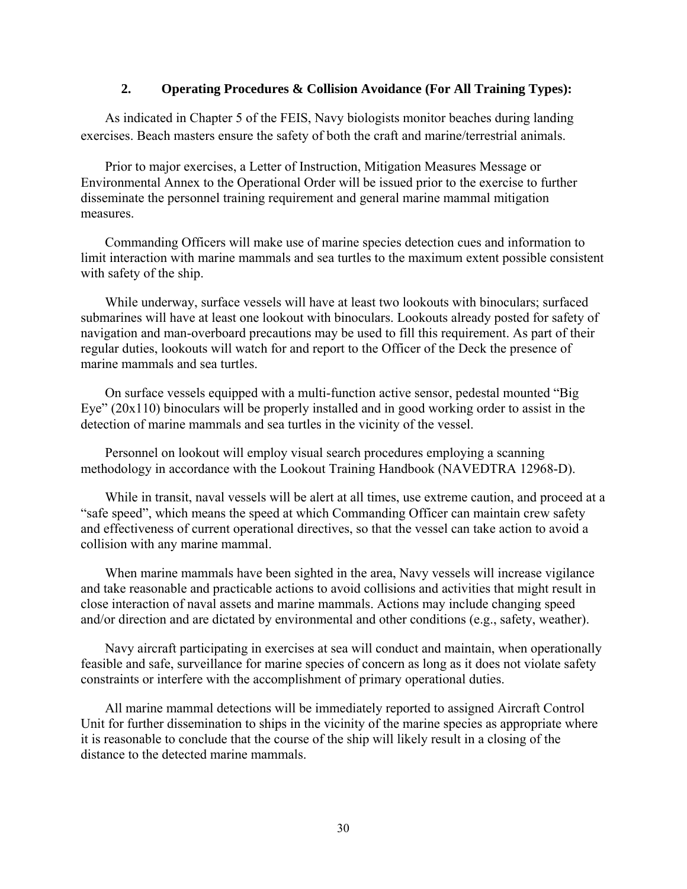## 2. Operating Procedures & Collision Avoidance (For All Training Types):

As indicated in Chapter 5 of the FEIS, Navy biologists monitor beaches during landing exercises. Beach masters ensure the safety of both the craft and marine/terrestrial animals.

Prior to major exercises, a Letter of Instruction, Mitigation Measures Message or Environmental Annex to the Operational Order will be issued prior to the exercise to further disseminate the personnel training requirement and general marine mammal mitigation measures.

Commanding Officers will make use of marine species detection cues and information to limit interaction with marine mammals and sea turtles to the maximum extent possible consistent with safety of the ship.

While underway, surface vessels will have at least two lookouts with binoculars; surfaced submarines will have at least one lookout with binoculars. Lookouts already posted for safety of navigation and man-overboard precautions may be used to fill this requirement. As part of their regular duties, lookouts will watch for and report to the Officer of the Deck the presence of marine mammals and sea turtles.

On surface vessels equipped with a multi-function active sensor, pedestal mounted "Big Eye" (20x110) binoculars will be properly installed and in good working order to assist in the detection of marine mammals and sea turtles in the vicinity of the vessel.

Personnel on lookout will employ visual search procedures employing a scanning methodology in accordance with the Lookout Training Handbook (NAVEDTRA 12968-D).

While in transit, naval vessels will be alert at all times, use extreme caution, and proceed at a "safe speed", which means the speed at which Commanding Officer can maintain crew safety and effectiveness of current operational directives, so that the vessel can take action to avoid a collision with any marine mammal.

When marine mammals have been sighted in the area, Navy vessels will increase vigilance and take reasonable and practicable actions to avoid collisions and activities that might result in close interaction of naval assets and marine mammals. Actions may include changing speed and/or direction and are dictated by environmental and other conditions (e.g., safety, weather).

Navy aircraft participating in exercises at sea will conduct and maintain, when operationally feasible and safe, surveillance for marine species of concern as long as it does not violate safety constraints or interfere with the accomplishment of primary operational duties.

All marine mammal detections will be immediately reported to assigned Aircraft Control Unit for further dissemination to ships in the vicinity of the marine species as appropriate where it is reasonable to conclude that the course of the ship will likely result in a closing of the distance to the detected marine mammals.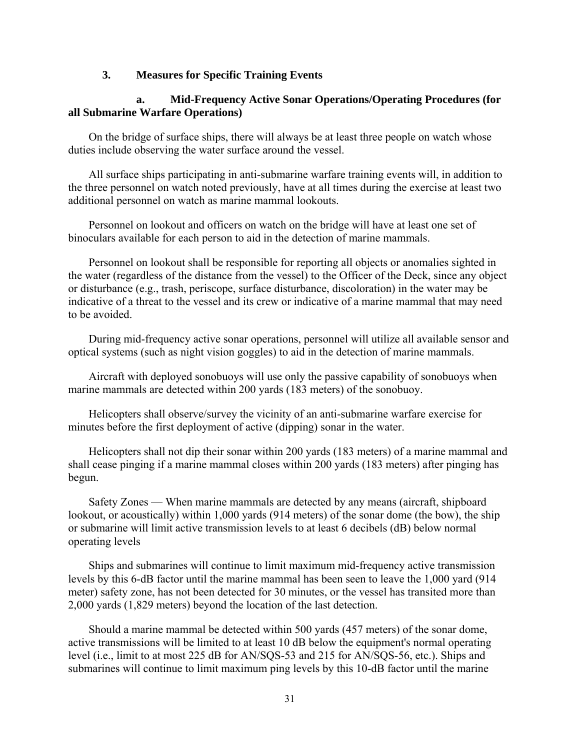### 3. Measures for Specific Training Events

#### a. Mid-Frequency Active Sonar Operations/Operating Procedures (for all Submarine Warfare Operations)

On the bridge of surface ships, there will always be at least three people on watch whose duties include observing the water surface around the vessel.

All surface ships participating in anti-submarine warfare training events will, in addition to the three personnel on watch noted previously, have at all times during the exercise at least two additional personnel on watch as marine mammal lookouts.

Personnel on lookout and officers on watch on the bridge will have at least one set of binoculars available for each person to aid in the detection of marine mammals.

Personnel on lookout shall be responsible for reporting all objects or anomalies sighted in the water (regardless of the distance from the vessel) to the Officer of the Deck, since any object or disturbance (e.g., trash, periscope, surface disturbance, discoloration) in the water may be indicative of a threat to the vessel and its crew or indicative of a marine mammal that may need to be avoided.

During mid-frequency active sonar operations, personnel will utilize all available sensor and optical systems (such as night vision goggles) to aid in the detection of marine mammals.

Aircraft with deployed sonobuoys will use only the passive capability of sonobuoys when marine mammals are detected within 200 yards (183 meters) of the sonobuoy.

Helicopters shall observe/survey the vicinity of an anti-submarine warfare exercise for minutes before the first deployment of active (dipping) sonar in the water.

Helicopters shall not dip their sonar within 200 yards (183 meters) of a marine mammal and shall cease pinging if a marine mammal closes within 200 yards (183 meters) after pinging has begun.

Safety Zones — When marine mammals are detected by any means (aircraft, shipboard lookout, or acoustically) within 1,000 yards (914 meters) of the sonar dome (the bow), the ship or submarine will limit active transmission levels to at least 6 decibels (dB) below normal operating levels

Ships and submarines will continue to limit maximum mid-frequency active transmission levels by this 6-dB factor until the marine mammal has been seen to leave the 1,000 yard (914 meter) safety zone, has not been detected for 30 minutes, or the vessel has transited more than 2,000 yards (1,829 meters) beyond the location of the last detection.

Should a marine mammal be detected within 500 yards (457 meters) of the sonar dome, active transmissions will be limited to at least 10 dB below the equipment's normal operating level (i.e., limit to at most 225 dB for AN/SQS-53 and 215 for AN/SQS-56, etc.). Ships and submarines will continue to limit maximum ping levels by this 10-dB factor until the marine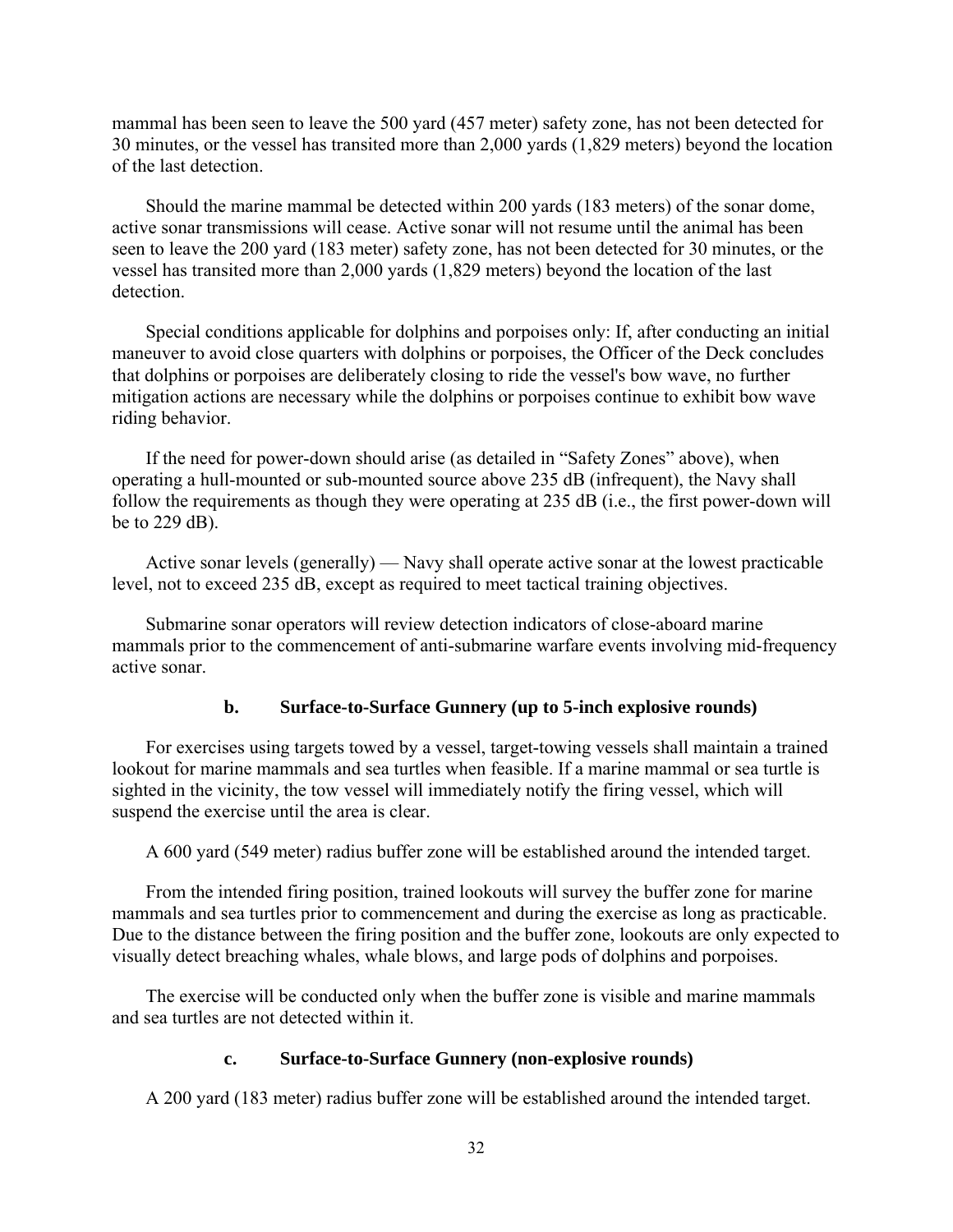mammal has been seen to leave the 500 yard (457 meter) safety zone, has not been detected for 30 minutes, or the vessel has transited more than 2,000 yards (1,829 meters) beyond the location of the last detection.

Should the marine mammal be detected within 200 yards (183 meters) of the sonar dome, active sonar transmissions will cease. Active sonar will not resume until the animal has been seen to leave the 200 yard (183 meter) safety zone, has not been detected for 30 minutes, or the vessel has transited more than 2,000 yards (1,829 meters) beyond the location of the last detection.

Special conditions applicable for dolphins and porpoises only: If, after conducting an initial maneuver to avoid close quarters with dolphins or porpoises, the Officer of the Deck concludes that dolphins or porpoises are deliberately closing to ride the vessel's bow wave, no further mitigation actions are necessary while the dolphins or porpoises continue to exhibit bow wave riding behavior.

If the need for power-down should arise (as detailed in "Safety Zones" above), when operating a hull-mounted or sub-mounted source above 235 dB (infrequent), the Navy shall follow the requirements as though they were operating at 235 dB (i.e., the first power-down will be to 229 dB).

Active sonar levels (generally) — Navy shall operate active sonar at the lowest practicable level, not to exceed 235 dB, except as required to meet tactical training objectives.

Submarine sonar operators will review detection indicators of close-aboard marine mammals prior to the commencement of anti-submarine warfare events involving mid-frequency active sonar.

### b. Surface-to-Surface Gunnery (up to 5-inch explosive rounds)

For exercises using targets towed by a vessel, target-towing vessels shall maintain a trained lookout for marine mammals and sea turtles when feasible. If a marine mammal or sea turtle is sighted in the vicinity, the tow vessel will immediately notify the firing vessel, which will suspend the exercise until the area is clear.

A 600 yard (549 meter) radius buffer zone will be established around the intended target.

From the intended firing position, trained lookouts will survey the buffer zone for marine mammals and sea turtles prior to commencement and during the exercise as long as practicable. Due to the distance between the firing position and the buffer zone, lookouts are only expected to visually detect breaching whales, whale blows, and large pods of dolphins and porpoises.

The exercise will be conducted only when the buffer zone is visible and marine mammals and sea turtles are not detected within it.

### c. Surface-to-Surface Gunnery (non-explosive rounds)

A 200 yard (183 meter) radius buffer zone will be established around the intended target.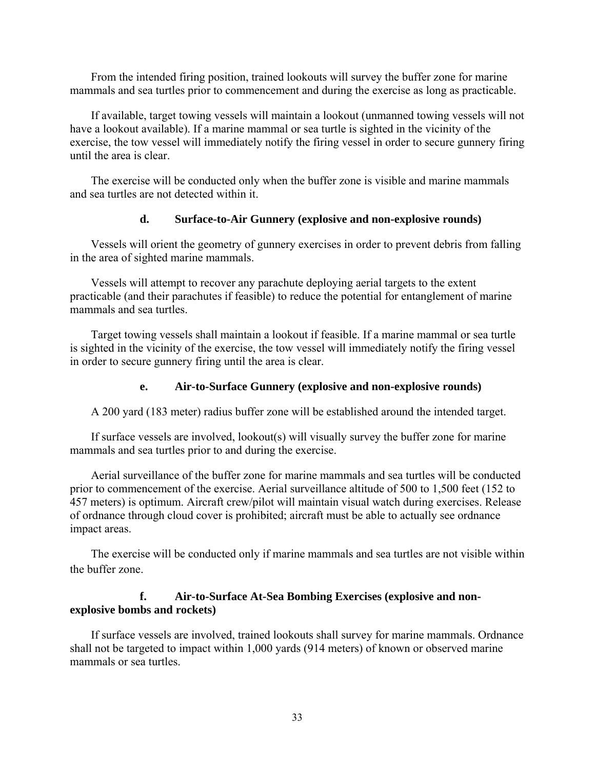From the intended firing position, trained lookouts will survey the buffer zone for marine mammals and sea turtles prior to commencement and during the exercise as long as practicable.

If available, target towing vessels will maintain a lookout (unmanned towing vessels will not have a lookout available). If a marine mammal or sea turtle is sighted in the vicinity of the exercise, the tow vessel will immediately notify the firing vessel in order to secure gunnery firing until the area is clear.

The exercise will be conducted only when the buffer zone is visible and marine mammals and sea turtles are not detected within it.

#### d. Surface-to-Air Gunnery (explosive and non-explosive rounds)

Vessels will orient the geometry of gunnery exercises in order to prevent debris from falling in the area of sighted marine mammals.

Vessels will attempt to recover any parachute deploying aerial targets to the extent practicable (and their parachutes if feasible) to reduce the potential for entanglement of marine mammals and sea turtles.

Target towing vessels shall maintain a lookout if feasible. If a marine mammal or sea turtle is sighted in the vicinity of the exercise, the tow vessel will immediately notify the firing vessel in order to secure gunnery firing until the area is clear.

#### e. Air-to-Surface Gunnery (explosive and non-explosive rounds)

A 200 yard (183 meter) radius buffer zone will be established around the intended target.

If surface vessels are involved, lookout(s) will visually survey the buffer zone for marine mammals and sea turtles prior to and during the exercise.

Aerial surveillance of the buffer zone for marine mammals and sea turtles will be conducted prior to commencement of the exercise. Aerial surveillance altitude of 500 to 1,500 feet (152 to 457 meters) is optimum. Aircraft crew/pilot will maintain visual watch during exercises. Release of ordnance through cloud cover is prohibited; aircraft must be able to actually see ordnance impact areas.

The exercise will be conducted only if marine mammals and sea turtles are not visible within the buffer zone.

#### f. Air-to-Surface At-Sea Bombing Exercises (explosive and non-explosive bombs and rockets)

If surface vessels are involved, trained lookouts shall survey for marine mammals. Ordnance shall not be targeted to impact within 1,000 yards (914 meters) of known or observed marine mammals or sea turtles.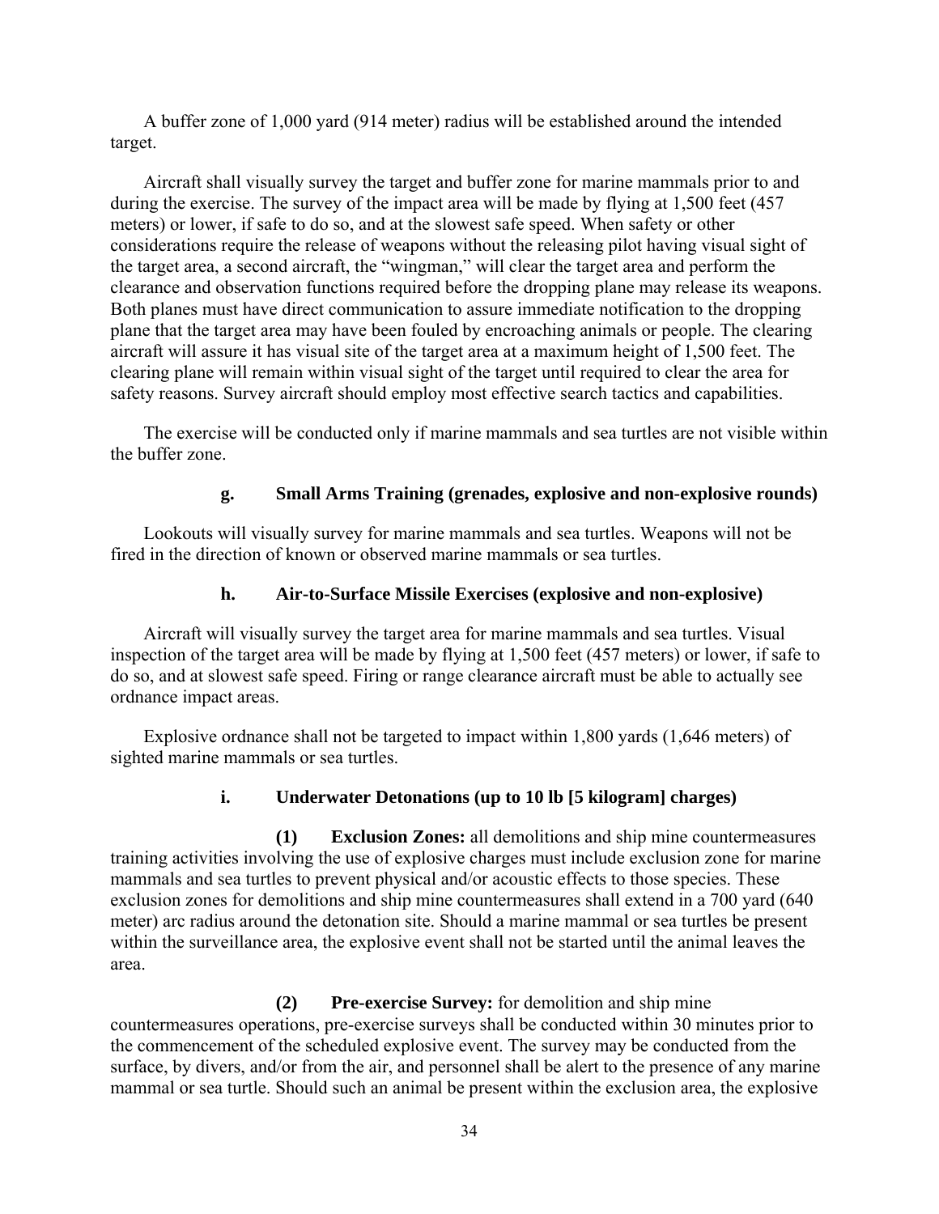A buffer zone of 1,000 yard (914 meter) radius will be established around the intended target.

Aircraft shall visually survey the target and buffer zone for marine mammals prior to and during the exercise. The survey of the impact area will be made by flying at 1,500 feet (457 meters) or lower, if safe to do so, and at the slowest safe speed. When safety or other considerations require the release of weapons without the releasing pilot having visual sight of the target area, a second aircraft, the "wingman," will clear the target area and perform the clearance and observation functions required before the dropping plane may release its weapons. Both planes must have direct communication to assure immediate notification to the dropping plane that the target area may have been fouled by encroaching animals or people. The clearing aircraft will assure it has visual site of the target area at a maximum height of 1,500 feet. The clearing plane will remain within visual sight of the target until required to clear the area for safety reasons. Survey aircraft should employ most effective search tactics and capabilities.

The exercise will be conducted only if marine mammals and sea turtles are not visible within the buffer zone.

### g. Small Arms Training (grenades, explosive and non-explosive rounds)

Lookouts will visually survey for marine mammals and sea turtles. Weapons will not be fired in the direction of known or observed marine mammals or sea turtles.

### h. Air-to-Surface Missile Exercises (explosive and non-explosive)

Aircraft will visually survey the target area for marine mammals and sea turtles. Visual inspection of the target area will be made by flying at 1,500 feet (457 meters) or lower, if safe to do so, and at slowest safe speed. Firing or range clearance aircraft must be able to actually see ordnance impact areas.

Explosive ordnance shall not be targeted to impact within 1,800 yards (1,646 meters) of sighted marine mammals or sea turtles.

### i. Underwater Detonations (up to 10 lb [5 kilogram] charges)

**(1) Exclusion Zones:** all demolitions and ship mine countermeasures training activities involving the use of explosive charges must include exclusion zone for marine mammals and sea turtles to prevent physical and/or acoustic effects to those species. These exclusion zones for demolitions and ship mine countermeasures shall extend in a 700 yard (640 meter) arc radius around the detonation site. Should a marine mammal or sea turtles be present within the surveillance area, the explosive event shall not be started until the animal leaves the area.

**(2) Pre-exercise Survey:** for demolition and ship mine countermeasures operations, pre-exercise surveys shall be conducted within 30 minutes prior to the commencement of the scheduled explosive event. The survey may be conducted from the surface, by divers, and/or from the air, and personnel shall be alert to the presence of any marine mammal or sea turtle. Should such an animal be present within the exclusion area, the explosive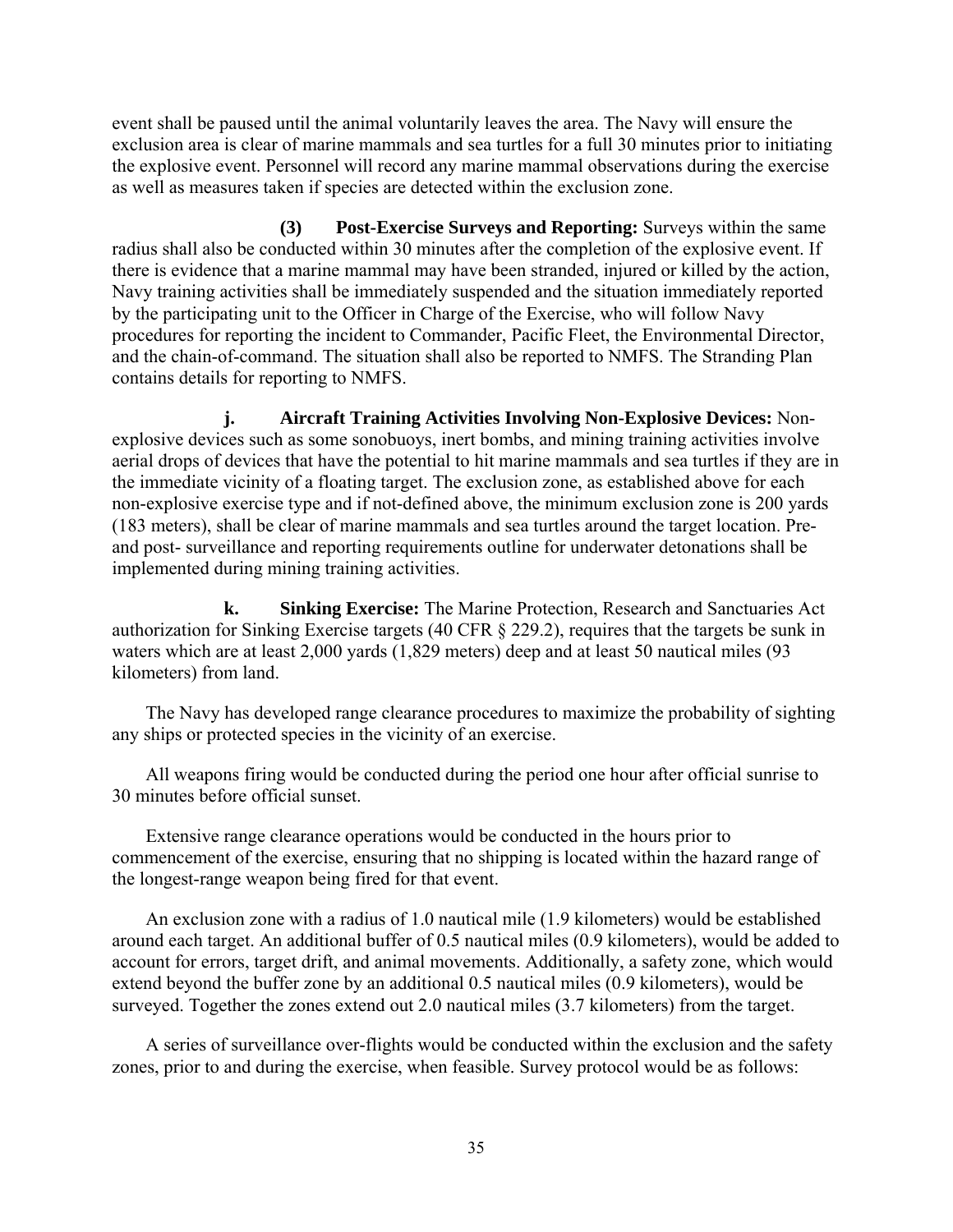event shall be paused until the animal voluntarily leaves the area. The Navy will ensure the exclusion area is clear of marine mammals and sea turtles for a full 30 minutes prior to initiating the explosive event. Personnel will record any marine mammal observations during the exercise as well as measures taken if species are detected within the exclusion zone.

**(3) Post-Exercise Surveys and Reporting:** Surveys within the same radius shall also be conducted within 30 minutes after the completion of the explosive event. If there is evidence that a marine mammal may have been stranded, injured or killed by the action, Navy training activities shall be immediately suspended and the situation immediately reported by the participating unit to the Officer in Charge of the Exercise, who will follow Navy procedures for reporting the incident to Commander, Pacific Fleet, the Environmental Director, and the chain-of-command. The situation shall also be reported to NMFS. The Stranding Plan contains details for reporting to NMFS.

**j. Aircraft Training Activities Involving Non-Explosive Devices:** Non-explosive devices such as some sonobuoys, inert bombs, and mining training activities involve aerial drops of devices that have the potential to hit marine mammals and sea turtles if they are in the immediate vicinity of a floating target. The exclusion zone, as established above for each non-explosive exercise type and if not-defined above, the minimum exclusion zone is 200 yards (183 meters), shall be clear of marine mammals and sea turtles around the target location. Pre- and post- surveillance and reporting requirements outline for underwater detonations shall be implemented during mining training activities.

**k. Sinking Exercise:** The Marine Protection, Research and Sanctuaries Act authorization for Sinking Exercise targets (40 CFR § 229.2), requires that the targets be sunk in waters which are at least 2,000 yards (1,829 meters) deep and at least 50 nautical miles (93 kilometers) from land.

The Navy has developed range clearance procedures to maximize the probability of sighting any ships or protected species in the vicinity of an exercise.

All weapons firing would be conducted during the period one hour after official sunrise to 30 minutes before official sunset.

Extensive range clearance operations would be conducted in the hours prior to commencement of the exercise, ensuring that no shipping is located within the hazard range of the longest-range weapon being fired for that event.

An exclusion zone with a radius of 1.0 nautical mile (1.9 kilometers) would be established around each target. An additional buffer of 0.5 nautical miles (0.9 kilometers), would be added to account for errors, target drift, and animal movements. Additionally, a safety zone, which would extend beyond the buffer zone by an additional 0.5 nautical miles (0.9 kilometers), would be surveyed. Together the zones extend out 2.0 nautical miles (3.7 kilometers) from the target.

A series of surveillance over-flights would be conducted within the exclusion and the safety zones, prior to and during the exercise, when feasible. Survey protocol would be as follows: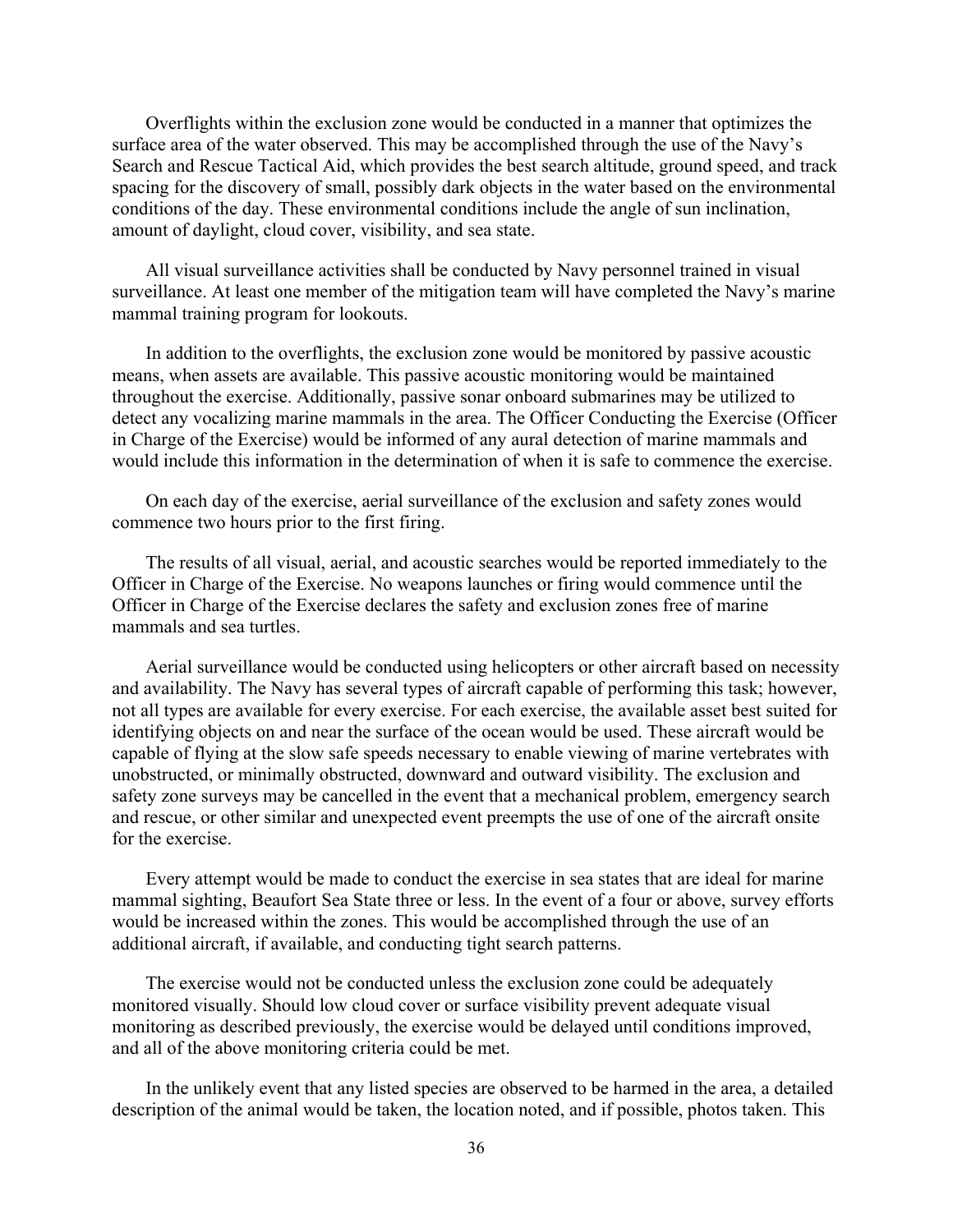Overflights within the exclusion zone would be conducted in a manner that optimizes the surface area of the water observed. This may be accomplished through the use of the Navy's Search and Rescue Tactical Aid, which provides the best search altitude, ground speed, and track spacing for the discovery of small, possibly dark objects in the water based on the environmental conditions of the day. These environmental conditions include the angle of sun inclination, amount of daylight, cloud cover, visibility, and sea state.

All visual surveillance activities shall be conducted by Navy personnel trained in visual surveillance. At least one member of the mitigation team will have completed the Navy's marine mammal training program for lookouts.

In addition to the overflights, the exclusion zone would be monitored by passive acoustic means, when assets are available. This passive acoustic monitoring would be maintained throughout the exercise. Additionally, passive sonar onboard submarines may be utilized to detect any vocalizing marine mammals in the area. The Officer Conducting the Exercise (Officer in Charge of the Exercise) would be informed of any aural detection of marine mammals and would include this information in the determination of when it is safe to commence the exercise.

On each day of the exercise, aerial surveillance of the exclusion and safety zones would commence two hours prior to the first firing.

The results of all visual, aerial, and acoustic searches would be reported immediately to the Officer in Charge of the Exercise. No weapons launches or firing would commence until the Officer in Charge of the Exercise declares the safety and exclusion zones free of marine mammals and sea turtles.

Aerial surveillance would be conducted using helicopters or other aircraft based on necessity and availability. The Navy has several types of aircraft capable of performing this task; however, not all types are available for every exercise. For each exercise, the available asset best suited for identifying objects on and near the surface of the ocean would be used. These aircraft would be capable of flying at the slow safe speeds necessary to enable viewing of marine vertebrates with unobstructed, or minimally obstructed, downward and outward visibility. The exclusion and safety zone surveys may be cancelled in the event that a mechanical problem, emergency search and rescue, or other similar and unexpected event preempts the use of one of the aircraft onsite for the exercise.

Every attempt would be made to conduct the exercise in sea states that are ideal for marine mammal sighting, Beaufort Sea State three or less. In the event of a four or above, survey efforts would be increased within the zones. This would be accomplished through the use of an additional aircraft, if available, and conducting tight search patterns.

The exercise would not be conducted unless the exclusion zone could be adequately monitored visually. Should low cloud cover or surface visibility prevent adequate visual monitoring as described previously, the exercise would be delayed until conditions improved, and all of the above monitoring criteria could be met.

In the unlikely event that any listed species are observed to be harmed in the area, a detailed description of the animal would be taken, the location noted, and if possible, photos taken. This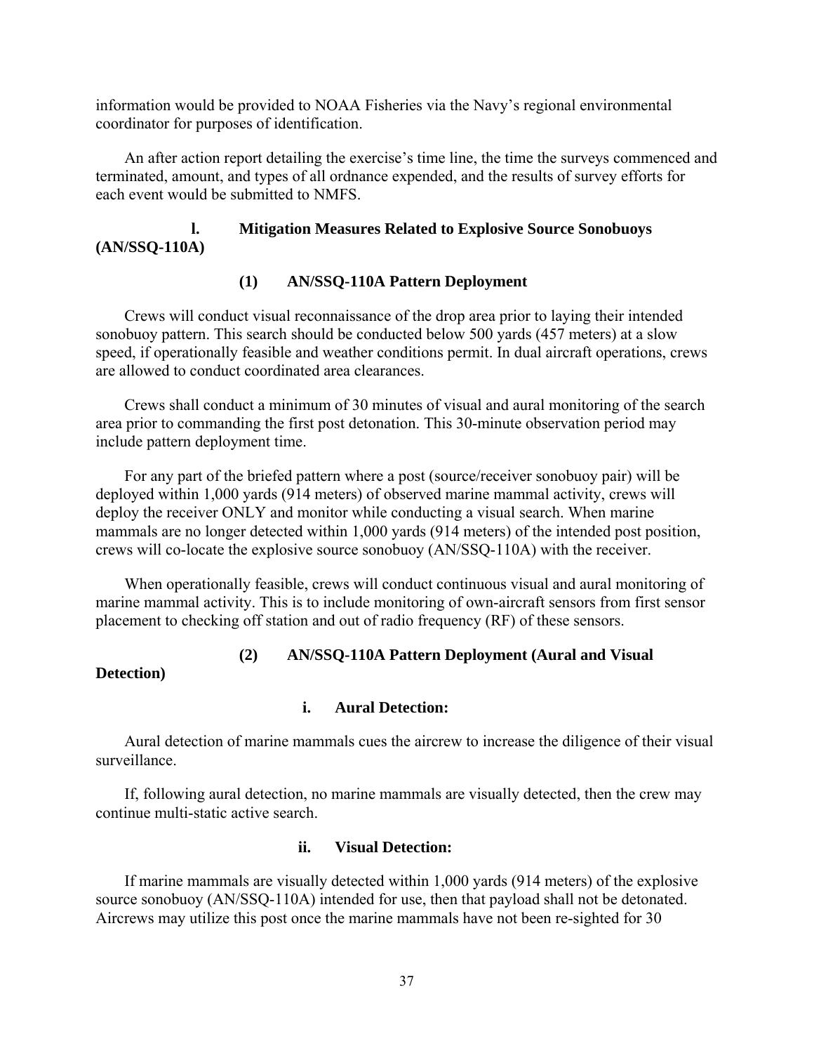information would be provided to NOAA Fisheries via the Navy's regional environmental coordinator for purposes of identification.

An after action report detailing the exercise's time line, the time the surveys commenced and terminated, amount, and types of all ordnance expended, and the results of survey efforts for each event would be submitted to NMFS.

### l. Mitigation Measures Related to Explosive Source Sonobuoys (AN/SSQ-110A)

#### (1) AN/SSQ-110A Pattern Deployment

Crews will conduct visual reconnaissance of the drop area prior to laying their intended sonobuoy pattern. This search should be conducted below 500 yards (457 meters) at a slow speed, if operationally feasible and weather conditions permit. In dual aircraft operations, crews are allowed to conduct coordinated area clearances.

Crews shall conduct a minimum of 30 minutes of visual and aural monitoring of the search area prior to commanding the first post detonation. This 30-minute observation period may include pattern deployment time.

For any part of the briefed pattern where a post (source/receiver sonobuoy pair) will be deployed within 1,000 yards (914 meters) of observed marine mammal activity, crews will deploy the receiver ONLY and monitor while conducting a visual search. When marine mammals are no longer detected within 1,000 yards (914 meters) of the intended post position, crews will co-locate the explosive source sonobuoy (AN/SSQ-110A) with the receiver.

When operationally feasible, crews will conduct continuous visual and aural monitoring of marine mammal activity. This is to include monitoring of own-aircraft sensors from first sensor placement to checking off station and out of radio frequency (RF) of these sensors.

#### (2) AN/SSQ-110A Pattern Deployment (Aural and Visual Detection)

##### i. Aural Detection:

Aural detection of marine mammals cues the aircrew to increase the diligence of their visual surveillance.

If, following aural detection, no marine mammals are visually detected, then the crew may continue multi-static active search.

##### ii. Visual Detection:

If marine mammals are visually detected within 1,000 yards (914 meters) of the explosive source sonobuoy (AN/SSQ-110A) intended for use, then that payload shall not be detonated. Aircrews may utilize this post once the marine mammals have not been re-sighted for 30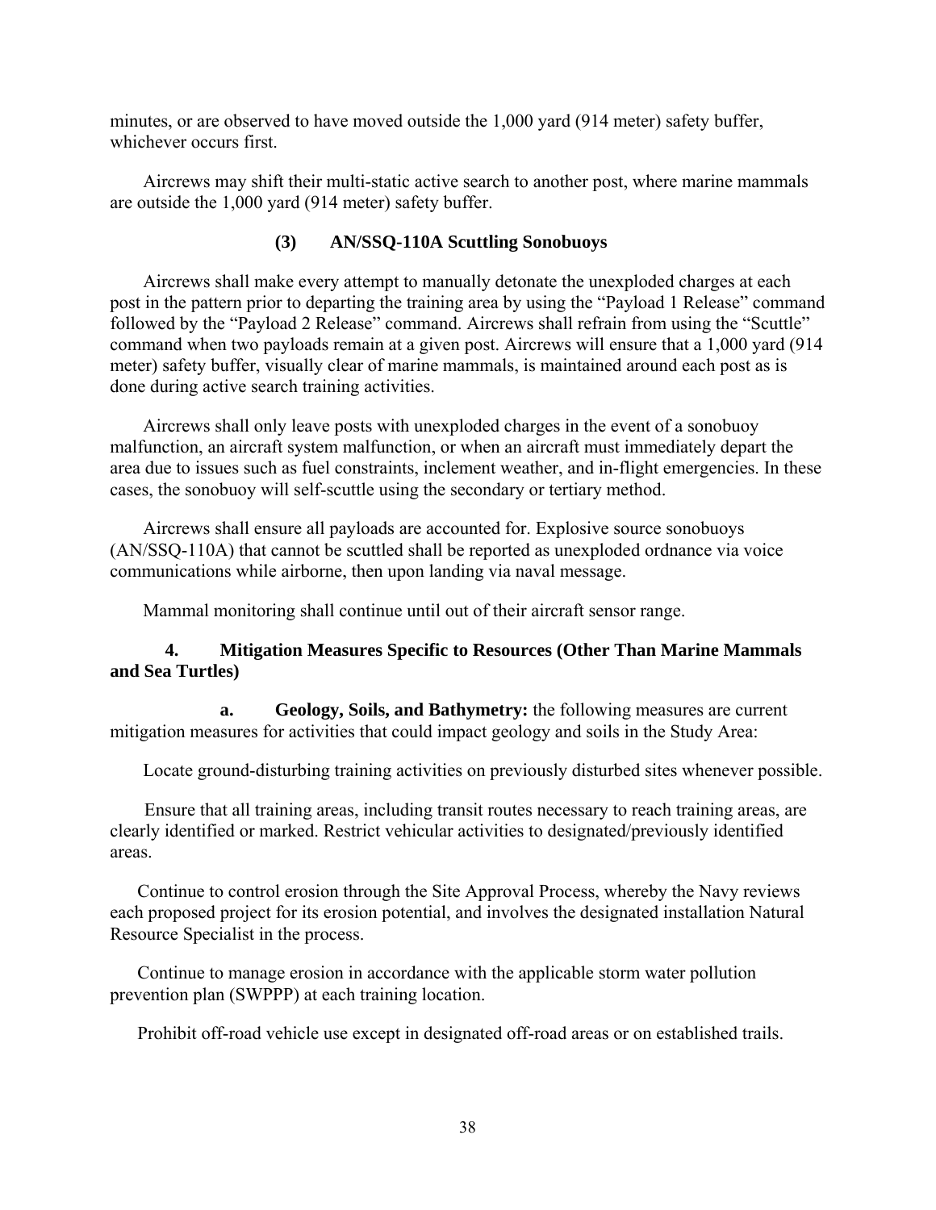minutes, or are observed to have moved outside the 1,000 yard (914 meter) safety buffer, whichever occurs first.

Aircrews may shift their multi-static active search to another post, where marine mammals are outside the 1,000 yard (914 meter) safety buffer.

#### (3) AN/SSQ-110A Scuttling Sonobuoys

Aircrews shall make every attempt to manually detonate the unexploded charges at each post in the pattern prior to departing the training area by using the "Payload 1 Release" command followed by the "Payload 2 Release" command. Aircrews shall refrain from using the "Scuttle" command when two payloads remain at a given post. Aircrews will ensure that a 1,000 yard (914 meter) safety buffer, visually clear of marine mammals, is maintained around each post as is done during active search training activities.

Aircrews shall only leave posts with unexploded charges in the event of a sonobuoy malfunction, an aircraft system malfunction, or when an aircraft must immediately depart the area due to issues such as fuel constraints, inclement weather, and in-flight emergencies. In these cases, the sonobuoy will self-scuttle using the secondary or tertiary method.

Aircrews shall ensure all payloads are accounted for. Explosive source sonobuoys (AN/SSQ-110A) that cannot be scuttled shall be reported as unexploded ordnance via voice communications while airborne, then upon landing via naval message.

Mammal monitoring shall continue until out of their aircraft sensor range.

### 4. Mitigation Measures Specific to Resources (Other Than Marine Mammals and Sea Turtles)

**a. Geology, Soils, and Bathymetry:** the following measures are current mitigation measures for activities that could impact geology and soils in the Study Area:

Locate ground-disturbing training activities on previously disturbed sites whenever possible.

Ensure that all training areas, including transit routes necessary to reach training areas, are clearly identified or marked. Restrict vehicular activities to designated/previously identified areas.

Continue to control erosion through the Site Approval Process, whereby the Navy reviews each proposed project for its erosion potential, and involves the designated installation Natural Resource Specialist in the process.

Continue to manage erosion in accordance with the applicable storm water pollution prevention plan (SWPPP) at each training location.

Prohibit off-road vehicle use except in designated off-road areas or on established trails.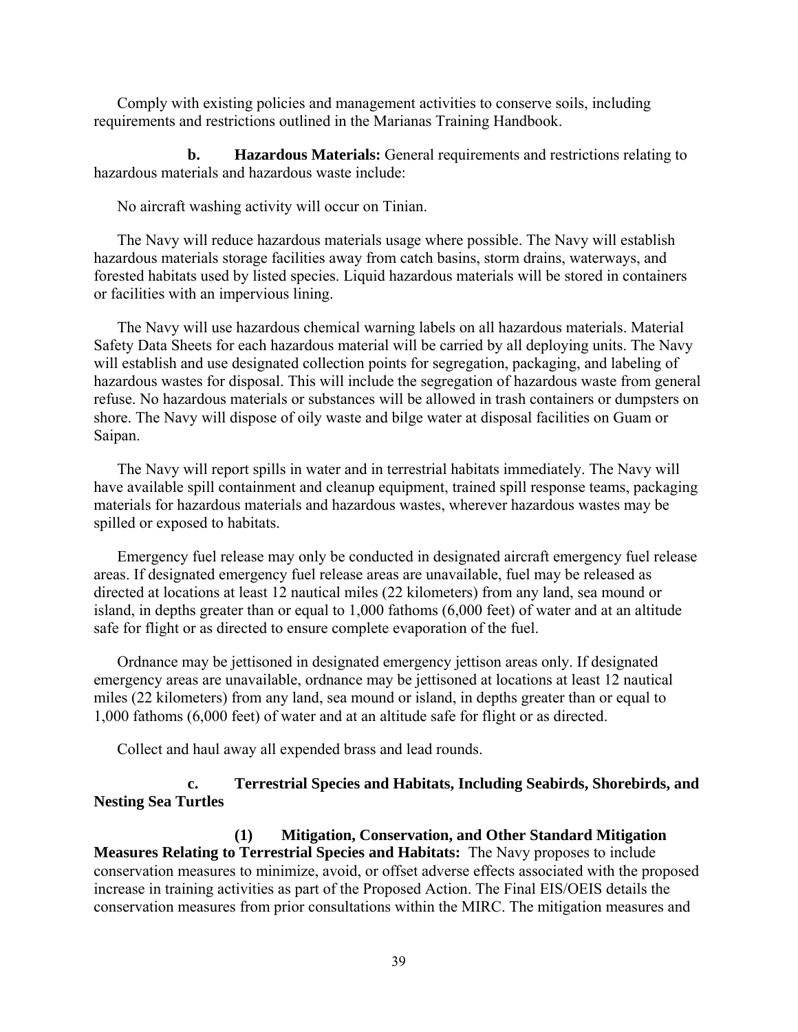Comply with existing policies and management activities to conserve soils, including requirements and restrictions outlined in the Marianas Training Handbook.

**b. Hazardous Materials:** General requirements and restrictions relating to hazardous materials and hazardous waste include:

No aircraft washing activity will occur on Tinian.

The Navy will reduce hazardous materials usage where possible. The Navy will establish hazardous materials storage facilities away from catch basins, storm drains, waterways, and forested habitats used by listed species. Liquid hazardous materials will be stored in containers or facilities with an impervious lining.

The Navy will use hazardous chemical warning labels on all hazardous materials. Material Safety Data Sheets for each hazardous material will be carried by all deploying units. The Navy will establish and use designated collection points for segregation, packaging, and labeling of hazardous wastes for disposal. This will include the segregation of hazardous waste from general refuse. No hazardous materials or substances will be allowed in trash containers or dumpsters on shore. The Navy will dispose of oily waste and bilge water at disposal facilities on Guam or Saipan.

The Navy will report spills in water and in terrestrial habitats immediately. The Navy will have available spill containment and cleanup equipment, trained spill response teams, packaging materials for hazardous materials and hazardous wastes, wherever hazardous wastes may be spilled or exposed to habitats.

Emergency fuel release may only be conducted in designated aircraft emergency fuel release areas. If designated emergency fuel release areas are unavailable, fuel may be released as directed at locations at least 12 nautical miles (22 kilometers) from any land, sea mound or island, in depths greater than or equal to 1,000 fathoms (6,000 feet) of water and at an altitude safe for flight or as directed to ensure complete evaporation of the fuel.

Ordnance may be jettisoned in designated emergency jettison areas only. If designated emergency areas are unavailable, ordnance may be jettisoned at locations at least 12 nautical miles (22 kilometers) from any land, sea mound or island, in depths greater than or equal to 1,000 fathoms (6,000 feet) of water and at an altitude safe for flight or as directed.

Collect and haul away all expended brass and lead rounds.

**c. Terrestrial Species and Habitats, Including Seabirds, Shorebirds, and Nesting Sea Turtles**

**(1) Mitigation, Conservation, and Other Standard Mitigation Measures Relating to Terrestrial Species and Habitats:** The Navy proposes to include conservation measures to minimize, avoid, or offset adverse effects associated with the proposed increase in training activities as part of the Proposed Action. The Final EIS/OEIS details the conservation measures from prior consultations within the MIRC. The mitigation measures and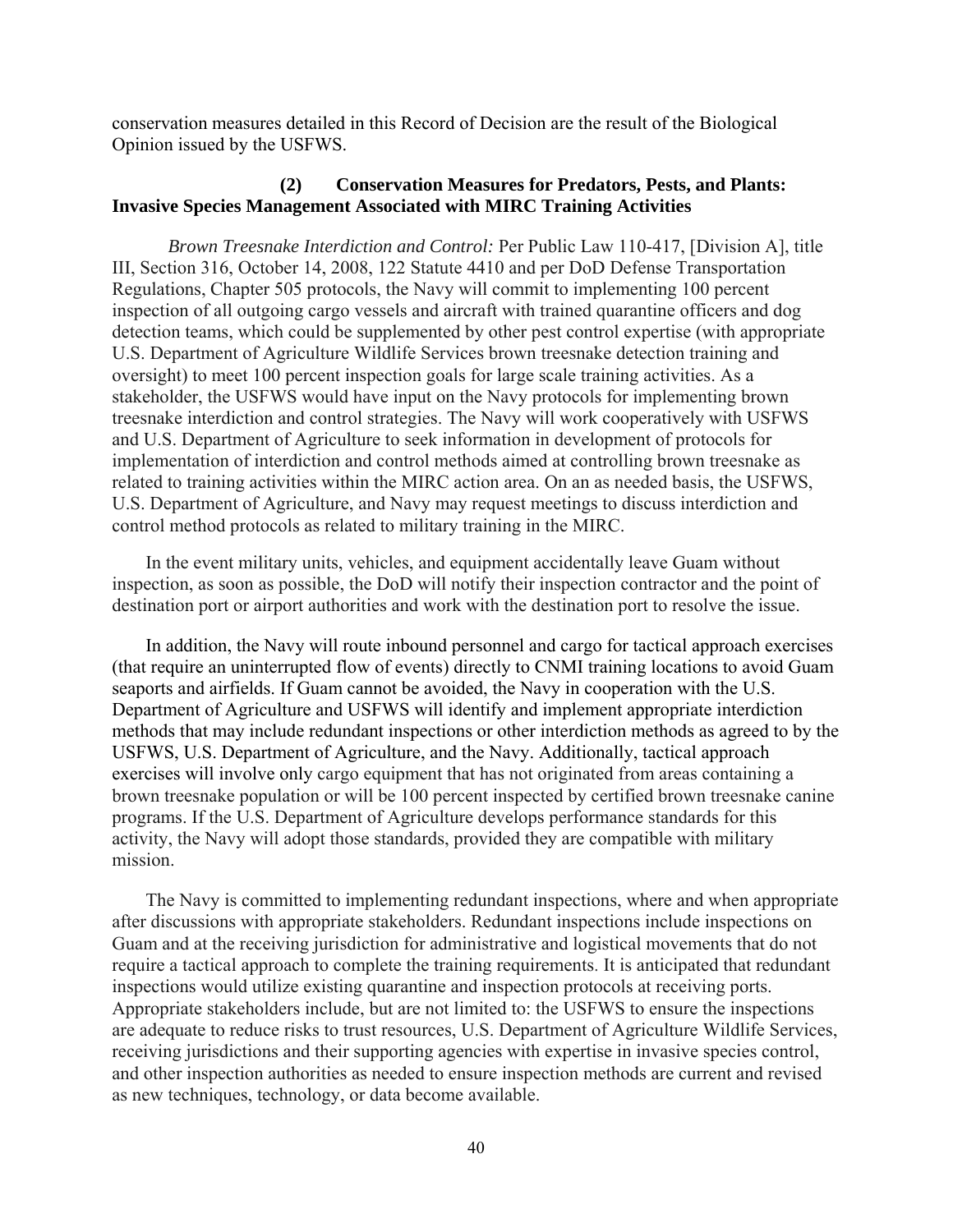conservation measures detailed in this Record of Decision are the result of the Biological Opinion issued by the USFWS.

**(2) Conservation Measures for Predators, Pests, and Plants: Invasive Species Management Associated with MIRC Training Activities**

*Brown Treesnake Interdiction and Control:* Per Public Law 110-417, [Division A], title III, Section 316, October 14, 2008, 122 Statute 4410 and per DoD Defense Transportation Regulations, Chapter 505 protocols, the Navy will commit to implementing 100 percent inspection of all outgoing cargo vessels and aircraft with trained quarantine officers and dog detection teams, which could be supplemented by other pest control expertise (with appropriate U.S. Department of Agriculture Wildlife Services brown treesnake detection training and oversight) to meet 100 percent inspection goals for large scale training activities. As a stakeholder, the USFWS would have input on the Navy protocols for implementing brown treesnake interdiction and control strategies. The Navy will work cooperatively with USFWS and U.S. Department of Agriculture to seek information in development of protocols for implementation of interdiction and control methods aimed at controlling brown treesnake as related to training activities within the MIRC action area. On an as needed basis, the USFWS, U.S. Department of Agriculture, and Navy may request meetings to discuss interdiction and control method protocols as related to military training in the MIRC.

In the event military units, vehicles, and equipment accidentally leave Guam without inspection, as soon as possible, the DoD will notify their inspection contractor and the point of destination port or airport authorities and work with the destination port to resolve the issue.

In addition, the Navy will route inbound personnel and cargo for tactical approach exercises (that require an uninterrupted flow of events) directly to CNMI training locations to avoid Guam seaports and airfields. If Guam cannot be avoided, the Navy in cooperation with the U.S. Department of Agriculture and USFWS will identify and implement appropriate interdiction methods that may include redundant inspections or other interdiction methods as agreed to by the USFWS, U.S. Department of Agriculture, and the Navy. Additionally, tactical approach exercises will involve only cargo equipment that has not originated from areas containing a brown treesnake population or will be 100 percent inspected by certified brown treesnake canine programs. If the U.S. Department of Agriculture develops performance standards for this activity, the Navy will adopt those standards, provided they are compatible with military mission.

The Navy is committed to implementing redundant inspections, where and when appropriate after discussions with appropriate stakeholders. Redundant inspections include inspections on Guam and at the receiving jurisdiction for administrative and logistical movements that do not require a tactical approach to complete the training requirements. It is anticipated that redundant inspections would utilize existing quarantine and inspection protocols at receiving ports. Appropriate stakeholders include, but are not limited to: the USFWS to ensure the inspections are adequate to reduce risks to trust resources, U.S. Department of Agriculture Wildlife Services, receiving jurisdictions and their supporting agencies with expertise in invasive species control, and other inspection authorities as needed to ensure inspection methods are current and revised as new techniques, technology, or data become available.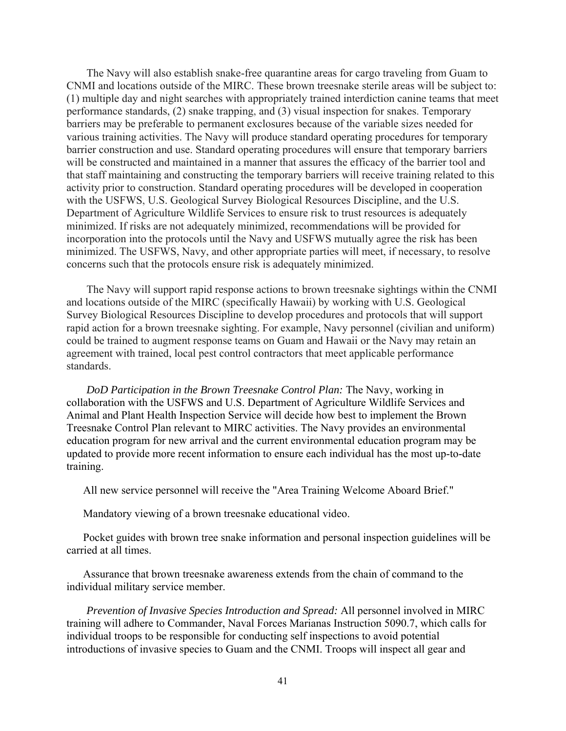The Navy will also establish snake-free quarantine areas for cargo traveling from Guam to CNMI and locations outside of the MIRC. These brown treesnake sterile areas will be subject to: (1) multiple day and night searches with appropriately trained interdiction canine teams that meet performance standards, (2) snake trapping, and (3) visual inspection for snakes. Temporary barriers may be preferable to permanent exclosures because of the variable sizes needed for various training activities. The Navy will produce standard operating procedures for temporary barrier construction and use. Standard operating procedures will ensure that temporary barriers will be constructed and maintained in a manner that assures the efficacy of the barrier tool and that staff maintaining and constructing the temporary barriers will receive training related to this activity prior to construction. Standard operating procedures will be developed in cooperation with the USFWS, U.S. Geological Survey Biological Resources Discipline, and the U.S. Department of Agriculture Wildlife Services to ensure risk to trust resources is adequately minimized. If risks are not adequately minimized, recommendations will be provided for incorporation into the protocols until the Navy and USFWS mutually agree the risk has been minimized. The USFWS, Navy, and other appropriate parties will meet, if necessary, to resolve concerns such that the protocols ensure risk is adequately minimized.

The Navy will support rapid response actions to brown treesnake sightings within the CNMI and locations outside of the MIRC (specifically Hawaii) by working with U.S. Geological Survey Biological Resources Discipline to develop procedures and protocols that will support rapid action for a brown treesnake sighting. For example, Navy personnel (civilian and uniform) could be trained to augment response teams on Guam and Hawaii or the Navy may retain an agreement with trained, local pest control contractors that meet applicable performance standards.

*DoD Participation in the Brown Treesnake Control Plan:* The Navy, working in collaboration with the USFWS and U.S. Department of Agriculture Wildlife Services and Animal and Plant Health Inspection Service will decide how best to implement the Brown Treesnake Control Plan relevant to MIRC activities. The Navy provides an environmental education program for new arrival and the current environmental education program may be updated to provide more recent information to ensure each individual has the most up-to-date training.

All new service personnel will receive the "Area Training Welcome Aboard Brief."

Mandatory viewing of a brown treesnake educational video.

Pocket guides with brown tree snake information and personal inspection guidelines will be carried at all times.

Assurance that brown treesnake awareness extends from the chain of command to the individual military service member.

*Prevention of Invasive Species Introduction and Spread:* All personnel involved in MIRC training will adhere to Commander, Naval Forces Marianas Instruction 5090.7, which calls for individual troops to be responsible for conducting self inspections to avoid potential introductions of invasive species to Guam and the CNMI. Troops will inspect all gear and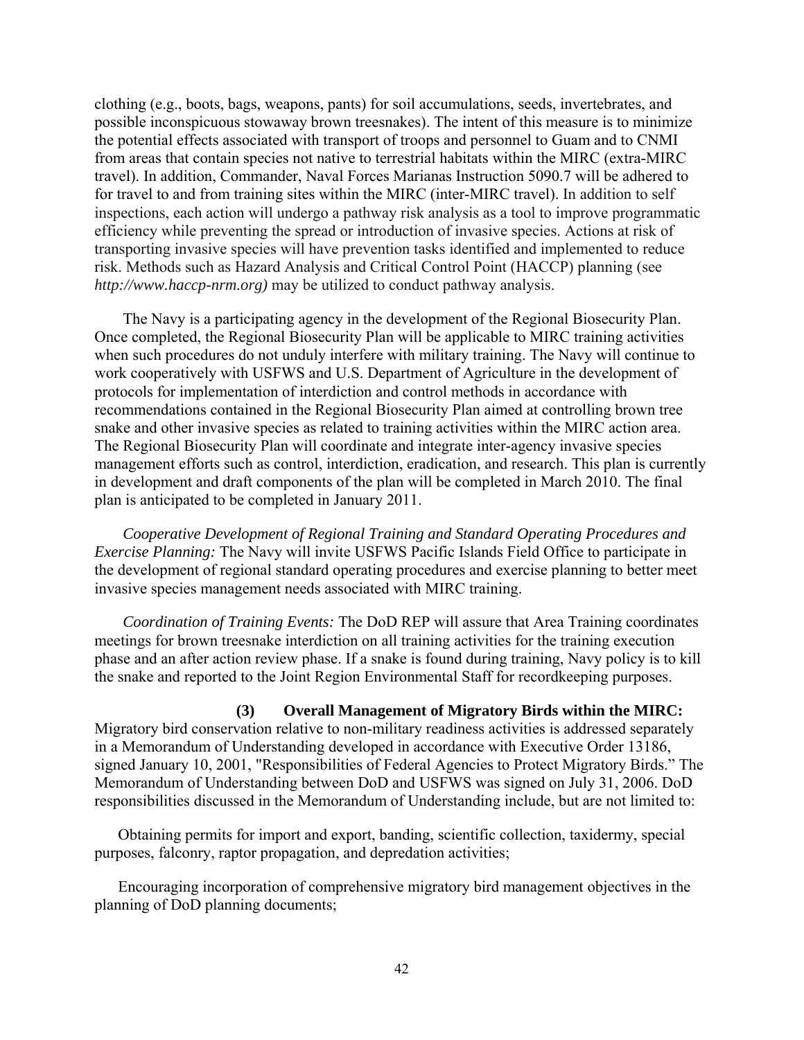clothing (e.g., boots, bags, weapons, pants) for soil accumulations, seeds, invertebrates, and possible inconspicuous stowaway brown treesnakes). The intent of this measure is to minimize the potential effects associated with transport of troops and personnel to Guam and to CNMI from areas that contain species not native to terrestrial habitats within the MIRC (extra-MIRC travel). In addition, Commander, Naval Forces Marianas Instruction 5090.7 will be adhered to for travel to and from training sites within the MIRC (inter-MIRC travel). In addition to self inspections, each action will undergo a pathway risk analysis as a tool to improve programmatic efficiency while preventing the spread or introduction of invasive species. Actions at risk of transporting invasive species will have prevention tasks identified and implemented to reduce risk. Methods such as Hazard Analysis and Critical Control Point (HACCP) planning (see *http://www.haccp-nrm.org)* may be utilized to conduct pathway analysis.

The Navy is a participating agency in the development of the Regional Biosecurity Plan. Once completed, the Regional Biosecurity Plan will be applicable to MIRC training activities when such procedures do not unduly interfere with military training. The Navy will continue to work cooperatively with USFWS and U.S. Department of Agriculture in the development of protocols for implementation of interdiction and control methods in accordance with recommendations contained in the Regional Biosecurity Plan aimed at controlling brown tree snake and other invasive species as related to training activities within the MIRC action area. The Regional Biosecurity Plan will coordinate and integrate inter-agency invasive species management efforts such as control, interdiction, eradication, and research. This plan is currently in development and draft components of the plan will be completed in March 2010. The final plan is anticipated to be completed in January 2011.

*Cooperative Development of Regional Training and Standard Operating Procedures and Exercise Planning:* The Navy will invite USFWS Pacific Islands Field Office to participate in the development of regional standard operating procedures and exercise planning to better meet invasive species management needs associated with MIRC training.

*Coordination of Training Events:* The DoD REP will assure that Area Training coordinates meetings for brown treesnake interdiction on all training activities for the training execution phase and an after action review phase. If a snake is found during training, Navy policy is to kill the snake and reported to the Joint Region Environmental Staff for recordkeeping purposes.

**(3) Overall Management of Migratory Birds within the MIRC:** Migratory bird conservation relative to non-military readiness activities is addressed separately in a Memorandum of Understanding developed in accordance with Executive Order 13186, signed January 10, 2001, "Responsibilities of Federal Agencies to Protect Migratory Birds." The Memorandum of Understanding between DoD and USFWS was signed on July 31, 2006. DoD responsibilities discussed in the Memorandum of Understanding include, but are not limited to:

Obtaining permits for import and export, banding, scientific collection, taxidermy, special purposes, falconry, raptor propagation, and depredation activities;

Encouraging incorporation of comprehensive migratory bird management objectives in the planning of DoD planning documents;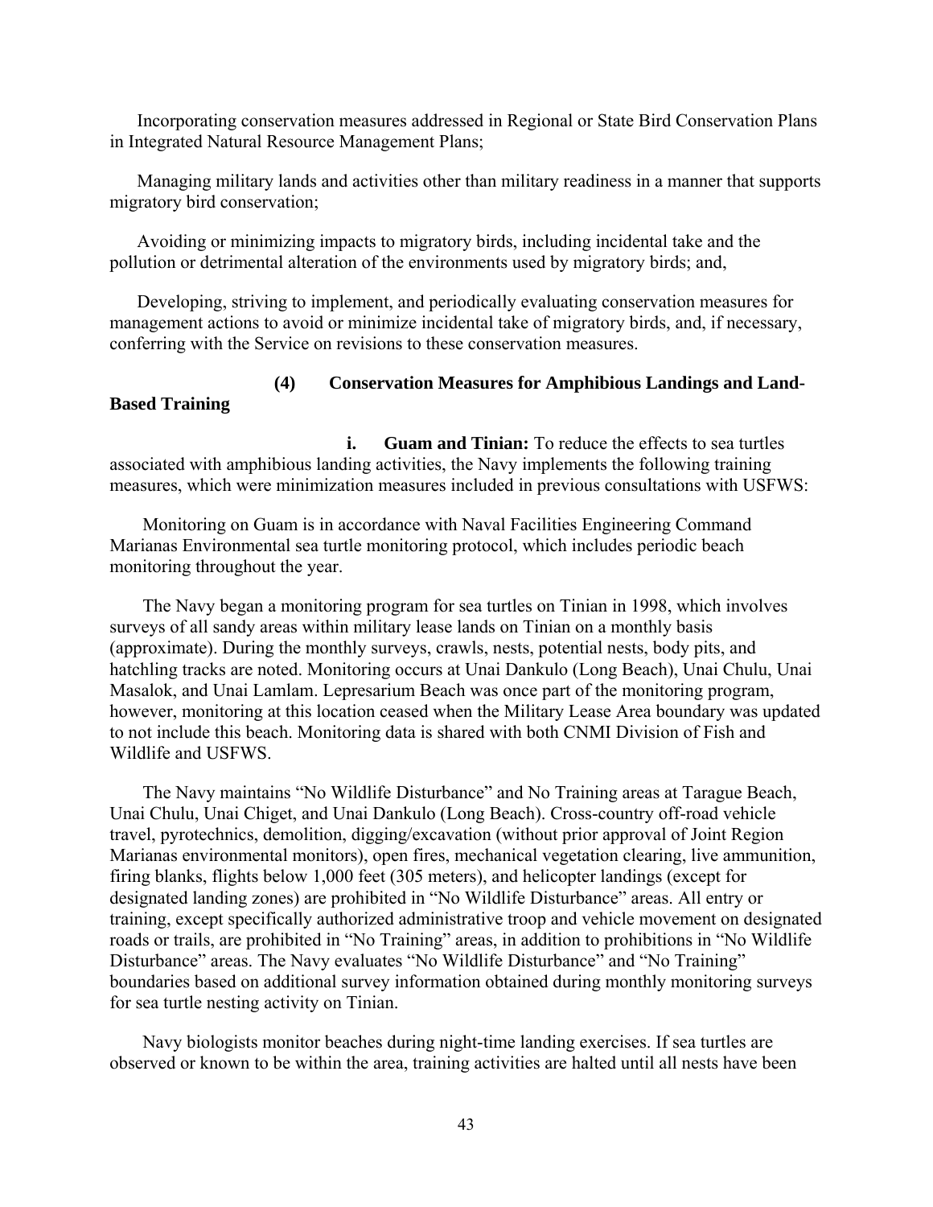Incorporating conservation measures addressed in Regional or State Bird Conservation Plans in Integrated Natural Resource Management Plans;

Managing military lands and activities other than military readiness in a manner that supports migratory bird conservation;

Avoiding or minimizing impacts to migratory birds, including incidental take and the pollution or detrimental alteration of the environments used by migratory birds; and,

Developing, striving to implement, and periodically evaluating conservation measures for management actions to avoid or minimize incidental take of migratory birds, and, if necessary, conferring with the Service on revisions to these conservation measures.

**(4) Conservation Measures for Amphibious Landings and Land-Based Training**

**i. Guam and Tinian:** To reduce the effects to sea turtles associated with amphibious landing activities, the Navy implements the following training measures, which were minimization measures included in previous consultations with USFWS:

Monitoring on Guam is in accordance with Naval Facilities Engineering Command Marianas Environmental sea turtle monitoring protocol, which includes periodic beach monitoring throughout the year.

The Navy began a monitoring program for sea turtles on Tinian in 1998, which involves surveys of all sandy areas within military lease lands on Tinian on a monthly basis (approximate). During the monthly surveys, crawls, nests, potential nests, body pits, and hatchling tracks are noted. Monitoring occurs at Unai Dankulo (Long Beach), Unai Chulu, Unai Masalok, and Unai Lamlam. Lepresarium Beach was once part of the monitoring program, however, monitoring at this location ceased when the Military Lease Area boundary was updated to not include this beach. Monitoring data is shared with both CNMI Division of Fish and Wildlife and USFWS.

The Navy maintains "No Wildlife Disturbance" and No Training areas at Tarague Beach, Unai Chulu, Unai Chiget, and Unai Dankulo (Long Beach). Cross-country off-road vehicle travel, pyrotechnics, demolition, digging/excavation (without prior approval of Joint Region Marianas environmental monitors), open fires, mechanical vegetation clearing, live ammunition, firing blanks, flights below 1,000 feet (305 meters), and helicopter landings (except for designated landing zones) are prohibited in "No Wildlife Disturbance" areas. All entry or training, except specifically authorized administrative troop and vehicle movement on designated roads or trails, are prohibited in "No Training" areas, in addition to prohibitions in "No Wildlife Disturbance" areas. The Navy evaluates "No Wildlife Disturbance" and "No Training" boundaries based on additional survey information obtained during monthly monitoring surveys for sea turtle nesting activity on Tinian.

Navy biologists monitor beaches during night-time landing exercises. If sea turtles are observed or known to be within the area, training activities are halted until all nests have been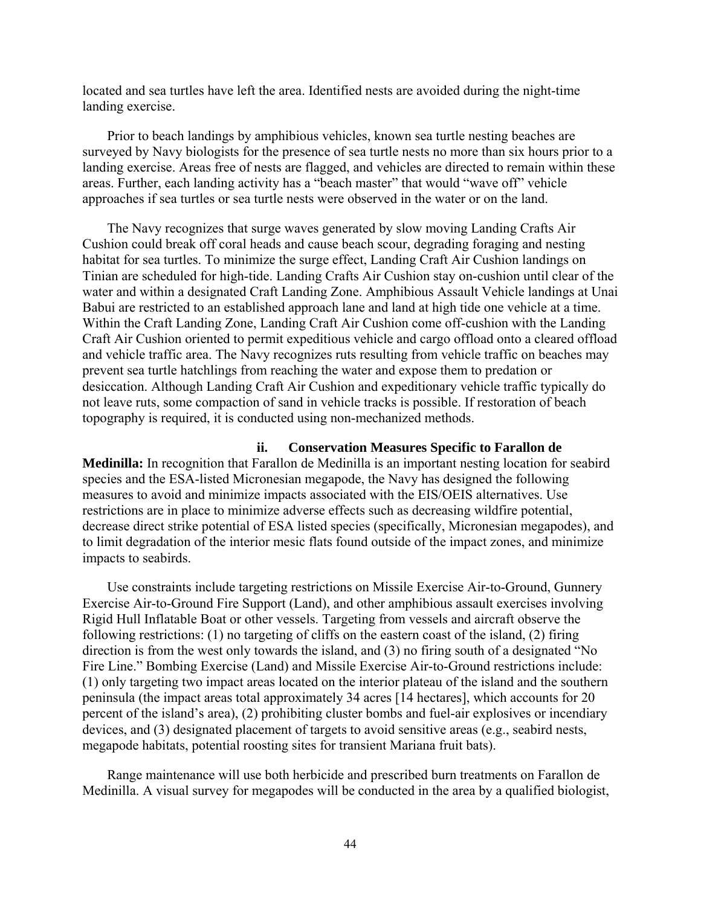located and sea turtles have left the area. Identified nests are avoided during the night-time landing exercise.

Prior to beach landings by amphibious vehicles, known sea turtle nesting beaches are surveyed by Navy biologists for the presence of sea turtle nests no more than six hours prior to a landing exercise. Areas free of nests are flagged, and vehicles are directed to remain within these areas. Further, each landing activity has a "beach master" that would "wave off" vehicle approaches if sea turtles or sea turtle nests were observed in the water or on the land.

The Navy recognizes that surge waves generated by slow moving Landing Crafts Air Cushion could break off coral heads and cause beach scour, degrading foraging and nesting habitat for sea turtles. To minimize the surge effect, Landing Craft Air Cushion landings on Tinian are scheduled for high-tide. Landing Crafts Air Cushion stay on-cushion until clear of the water and within a designated Craft Landing Zone. Amphibious Assault Vehicle landings at Unai Babui are restricted to an established approach lane and land at high tide one vehicle at a time. Within the Craft Landing Zone, Landing Craft Air Cushion come off-cushion with the Landing Craft Air Cushion oriented to permit expeditious vehicle and cargo offload onto a cleared offload and vehicle traffic area. The Navy recognizes ruts resulting from vehicle traffic on beaches may prevent sea turtle hatchlings from reaching the water and expose them to predation or desiccation. Although Landing Craft Air Cushion and expeditionary vehicle traffic typically do not leave ruts, some compaction of sand in vehicle tracks is possible. If restoration of beach topography is required, it is conducted using non-mechanized methods.

**ii. Conservation Measures Specific to Farallon de Medinilla:** In recognition that Farallon de Medinilla is an important nesting location for seabird species and the ESA-listed Micronesian megapode, the Navy has designed the following measures to avoid and minimize impacts associated with the EIS/OEIS alternatives. Use restrictions are in place to minimize adverse effects such as decreasing wildfire potential, decrease direct strike potential of ESA listed species (specifically, Micronesian megapodes), and to limit degradation of the interior mesic flats found outside of the impact zones, and minimize impacts to seabirds.

Use constraints include targeting restrictions on Missile Exercise Air-to-Ground, Gunnery Exercise Air-to-Ground Fire Support (Land), and other amphibious assault exercises involving Rigid Hull Inflatable Boat or other vessels. Targeting from vessels and aircraft observe the following restrictions: (1) no targeting of cliffs on the eastern coast of the island, (2) firing direction is from the west only towards the island, and (3) no firing south of a designated "No Fire Line." Bombing Exercise (Land) and Missile Exercise Air-to-Ground restrictions include: (1) only targeting two impact areas located on the interior plateau of the island and the southern peninsula (the impact areas total approximately 34 acres [14 hectares], which accounts for 20 percent of the island's area), (2) prohibiting cluster bombs and fuel-air explosives or incendiary devices, and (3) designated placement of targets to avoid sensitive areas (e.g., seabird nests, megapode habitats, potential roosting sites for transient Mariana fruit bats).

Range maintenance will use both herbicide and prescribed burn treatments on Farallon de Medinilla. A visual survey for megapodes will be conducted in the area by a qualified biologist,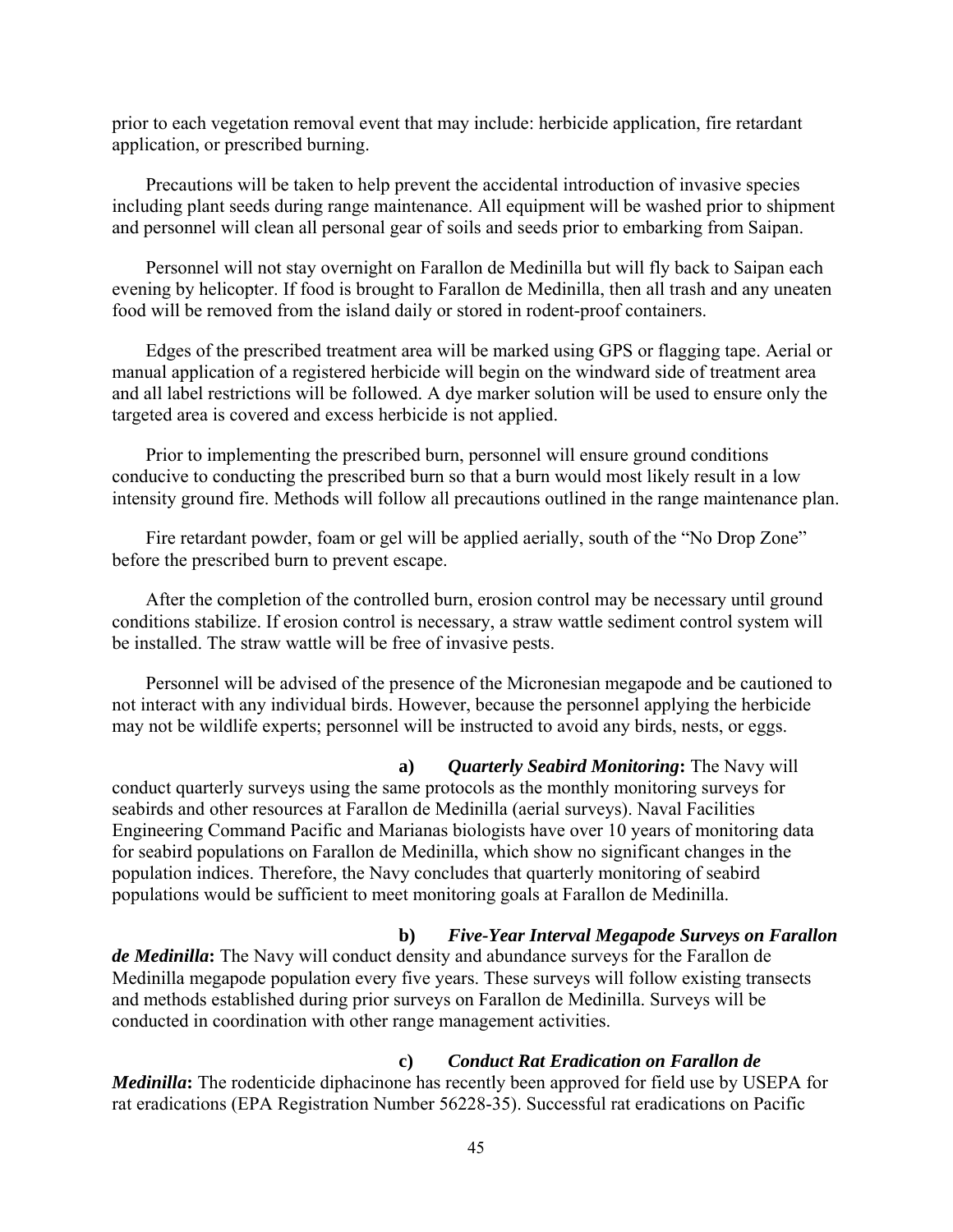prior to each vegetation removal event that may include: herbicide application, fire retardant application, or prescribed burning.

Precautions will be taken to help prevent the accidental introduction of invasive species including plant seeds during range maintenance. All equipment will be washed prior to shipment and personnel will clean all personal gear of soils and seeds prior to embarking from Saipan.

Personnel will not stay overnight on Farallon de Medinilla but will fly back to Saipan each evening by helicopter. If food is brought to Farallon de Medinilla, then all trash and any uneaten food will be removed from the island daily or stored in rodent-proof containers.

Edges of the prescribed treatment area will be marked using GPS or flagging tape. Aerial or manual application of a registered herbicide will begin on the windward side of treatment area and all label restrictions will be followed. A dye marker solution will be used to ensure only the targeted area is covered and excess herbicide is not applied.

Prior to implementing the prescribed burn, personnel will ensure ground conditions conducive to conducting the prescribed burn so that a burn would most likely result in a low intensity ground fire. Methods will follow all precautions outlined in the range maintenance plan.

Fire retardant powder, foam or gel will be applied aerially, south of the "No Drop Zone" before the prescribed burn to prevent escape.

After the completion of the controlled burn, erosion control may be necessary until ground conditions stabilize. If erosion control is necessary, a straw wattle sediment control system will be installed. The straw wattle will be free of invasive pests.

Personnel will be advised of the presence of the Micronesian megapode and be cautioned to not interact with any individual birds. However, because the personnel applying the herbicide may not be wildlife experts; personnel will be instructed to avoid any birds, nests, or eggs.

**a)** ***Quarterly Seabird Monitoring*****:** The Navy will conduct quarterly surveys using the same protocols as the monthly monitoring surveys for seabirds and other resources at Farallon de Medinilla (aerial surveys). Naval Facilities Engineering Command Pacific and Marianas biologists have over 10 years of monitoring data for seabird populations on Farallon de Medinilla, which show no significant changes in the population indices. Therefore, the Navy concludes that quarterly monitoring of seabird populations would be sufficient to meet monitoring goals at Farallon de Medinilla.

**b)** ***Five-Year Interval Megapode Surveys on Farallon de Medinilla*****:** The Navy will conduct density and abundance surveys for the Farallon de Medinilla megapode population every five years. These surveys will follow existing transects and methods established during prior surveys on Farallon de Medinilla. Surveys will be conducted in coordination with other range management activities.

**c)** ***Conduct Rat Eradication on Farallon de Medinilla*****:** The rodenticide diphacinone has recently been approved for field use by USEPA for rat eradications (EPA Registration Number 56228-35). Successful rat eradications on Pacific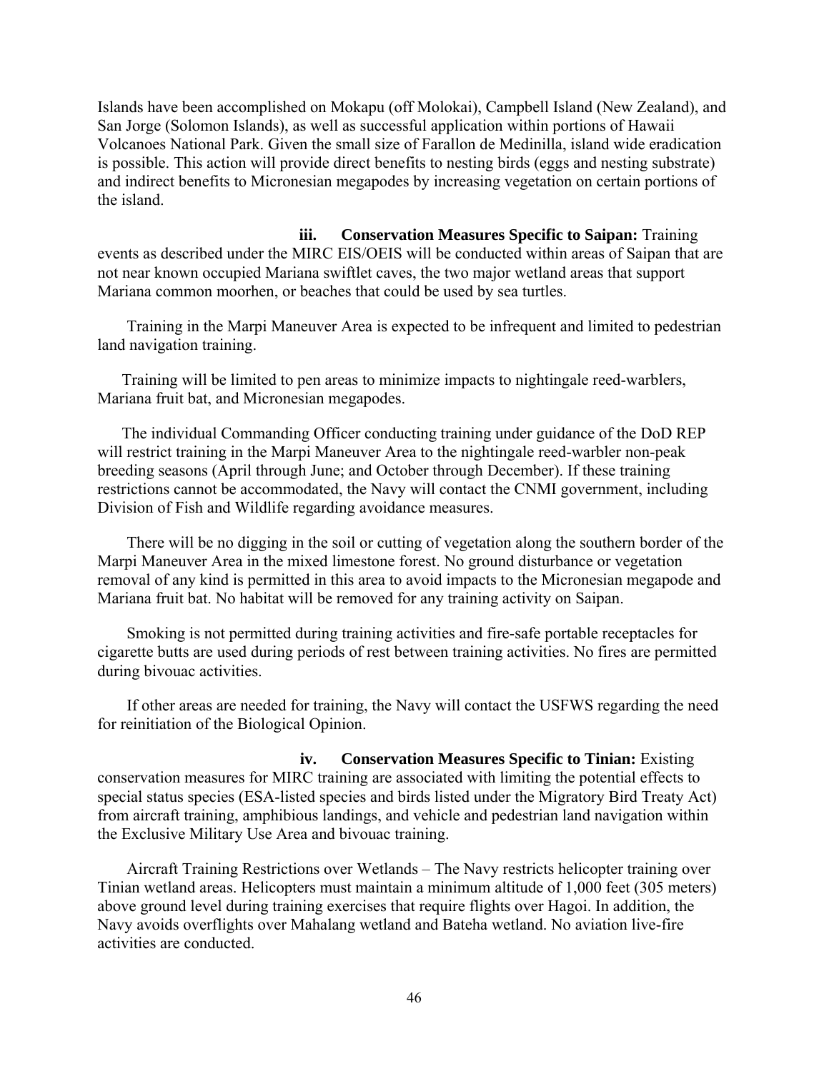Islands have been accomplished on Mokapu (off Molokai), Campbell Island (New Zealand), and San Jorge (Solomon Islands), as well as successful application within portions of Hawaii Volcanoes National Park. Given the small size of Farallon de Medinilla, island wide eradication is possible. This action will provide direct benefits to nesting birds (eggs and nesting substrate) and indirect benefits to Micronesian megapodes by increasing vegetation on certain portions of the island.

**iii. Conservation Measures Specific to Saipan:** Training events as described under the MIRC EIS/OEIS will be conducted within areas of Saipan that are not near known occupied Mariana swiftlet caves, the two major wetland areas that support Mariana common moorhen, or beaches that could be used by sea turtles.

Training in the Marpi Maneuver Area is expected to be infrequent and limited to pedestrian land navigation training.

Training will be limited to pen areas to minimize impacts to nightingale reed-warblers, Mariana fruit bat, and Micronesian megapodes.

The individual Commanding Officer conducting training under guidance of the DoD REP will restrict training in the Marpi Maneuver Area to the nightingale reed-warbler non-peak breeding seasons (April through June; and October through December). If these training restrictions cannot be accommodated, the Navy will contact the CNMI government, including Division of Fish and Wildlife regarding avoidance measures.

There will be no digging in the soil or cutting of vegetation along the southern border of the Marpi Maneuver Area in the mixed limestone forest. No ground disturbance or vegetation removal of any kind is permitted in this area to avoid impacts to the Micronesian megapode and Mariana fruit bat. No habitat will be removed for any training activity on Saipan.

Smoking is not permitted during training activities and fire-safe portable receptacles for cigarette butts are used during periods of rest between training activities. No fires are permitted during bivouac activities.

If other areas are needed for training, the Navy will contact the USFWS regarding the need for reinitiation of the Biological Opinion.

**iv. Conservation Measures Specific to Tinian:** Existing conservation measures for MIRC training are associated with limiting the potential effects to special status species (ESA-listed species and birds listed under the Migratory Bird Treaty Act) from aircraft training, amphibious landings, and vehicle and pedestrian land navigation within the Exclusive Military Use Area and bivouac training.

Aircraft Training Restrictions over Wetlands – The Navy restricts helicopter training over Tinian wetland areas. Helicopters must maintain a minimum altitude of 1,000 feet (305 meters) above ground level during training exercises that require flights over Hagoi. In addition, the Navy avoids overflights over Mahalang wetland and Bateha wetland. No aviation live-fire activities are conducted.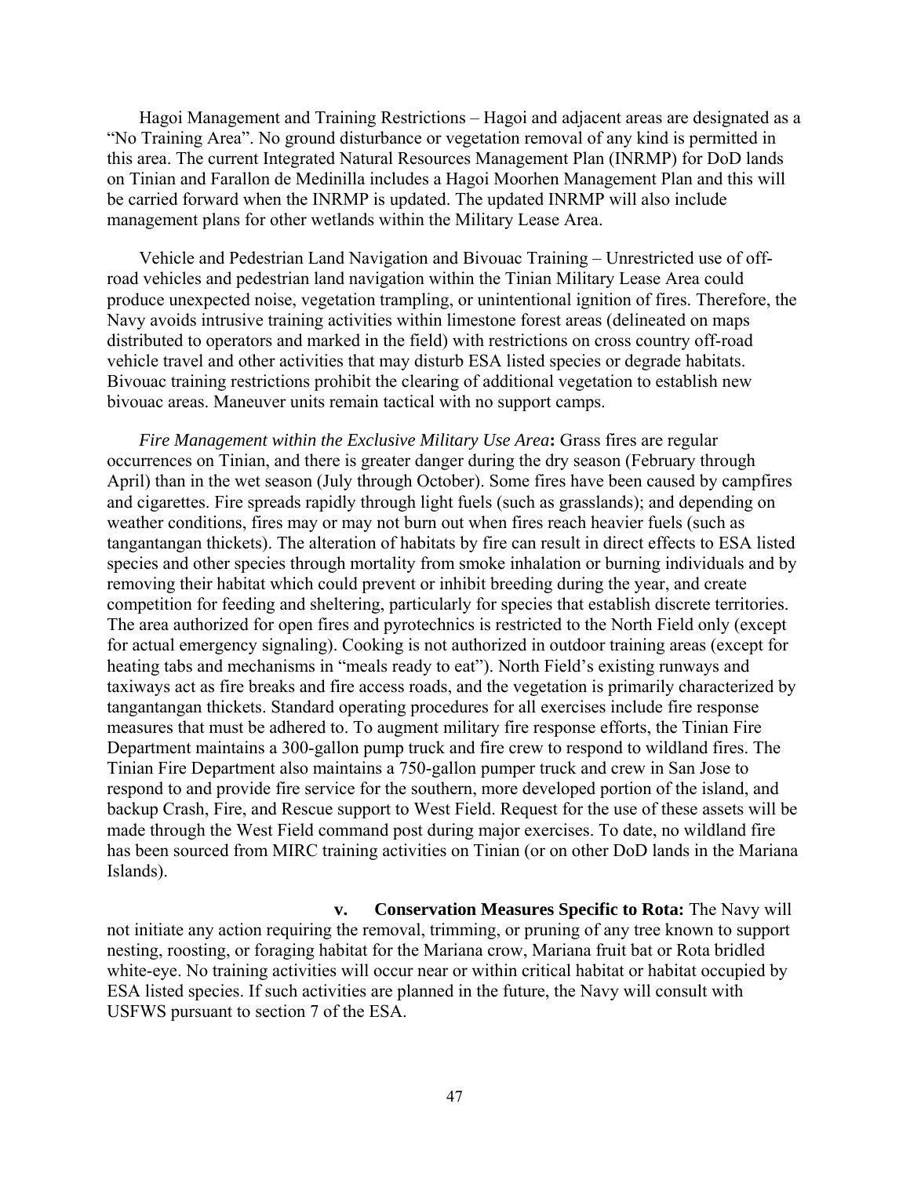Hagoi Management and Training Restrictions – Hagoi and adjacent areas are designated as a "No Training Area". No ground disturbance or vegetation removal of any kind is permitted in this area. The current Integrated Natural Resources Management Plan (INRMP) for DoD lands on Tinian and Farallon de Medinilla includes a Hagoi Moorhen Management Plan and this will be carried forward when the INRMP is updated. The updated INRMP will also include management plans for other wetlands within the Military Lease Area.

Vehicle and Pedestrian Land Navigation and Bivouac Training – Unrestricted use of off-road vehicles and pedestrian land navigation within the Tinian Military Lease Area could produce unexpected noise, vegetation trampling, or unintentional ignition of fires. Therefore, the Navy avoids intrusive training activities within limestone forest areas (delineated on maps distributed to operators and marked in the field) with restrictions on cross country off-road vehicle travel and other activities that may disturb ESA listed species or degrade habitats. Bivouac training restrictions prohibit the clearing of additional vegetation to establish new bivouac areas. Maneuver units remain tactical with no support camps.

*Fire Management within the Exclusive Military Use Area***:** Grass fires are regular occurrences on Tinian, and there is greater danger during the dry season (February through April) than in the wet season (July through October). Some fires have been caused by campfires and cigarettes. Fire spreads rapidly through light fuels (such as grasslands); and depending on weather conditions, fires may or may not burn out when fires reach heavier fuels (such as tangantangan thickets). The alteration of habitats by fire can result in direct effects to ESA listed species and other species through mortality from smoke inhalation or burning individuals and by removing their habitat which could prevent or inhibit breeding during the year, and create competition for feeding and sheltering, particularly for species that establish discrete territories. The area authorized for open fires and pyrotechnics is restricted to the North Field only (except for actual emergency signaling). Cooking is not authorized in outdoor training areas (except for heating tabs and mechanisms in "meals ready to eat"). North Field's existing runways and taxiways act as fire breaks and fire access roads, and the vegetation is primarily characterized by tangantangan thickets. Standard operating procedures for all exercises include fire response measures that must be adhered to. To augment military fire response efforts, the Tinian Fire Department maintains a 300-gallon pump truck and fire crew to respond to wildland fires. The Tinian Fire Department also maintains a 750-gallon pumper truck and crew in San Jose to respond to and provide fire service for the southern, more developed portion of the island, and backup Crash, Fire, and Rescue support to West Field. Request for the use of these assets will be made through the West Field command post during major exercises. To date, no wildland fire has been sourced from MIRC training activities on Tinian (or on other DoD lands in the Mariana Islands).

**v. Conservation Measures Specific to Rota:** The Navy will not initiate any action requiring the removal, trimming, or pruning of any tree known to support nesting, roosting, or foraging habitat for the Mariana crow, Mariana fruit bat or Rota bridled white-eye. No training activities will occur near or within critical habitat or habitat occupied by ESA listed species. If such activities are planned in the future, the Navy will consult with USFWS pursuant to section 7 of the ESA.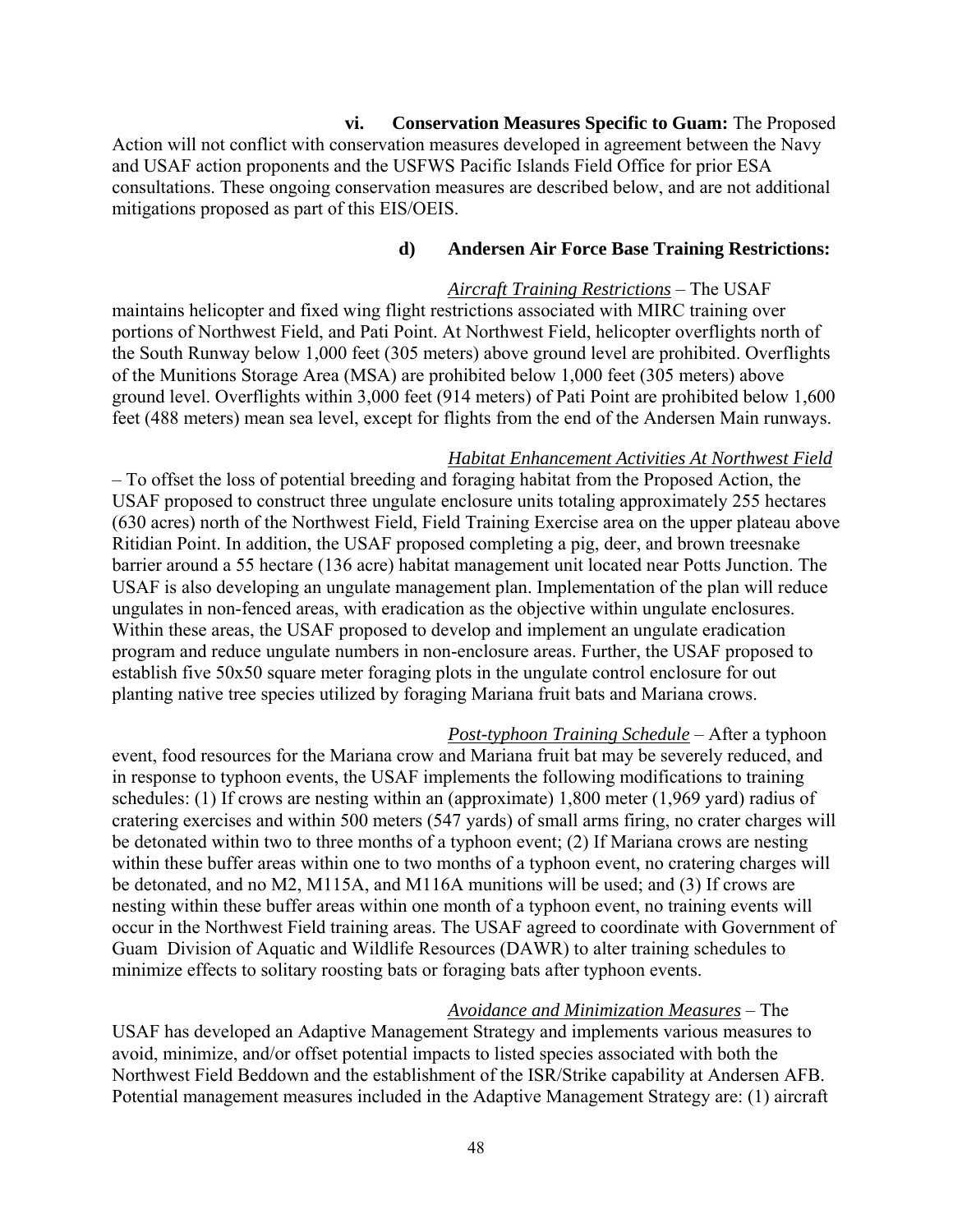**vi. Conservation Measures Specific to Guam:** The Proposed Action will not conflict with conservation measures developed in agreement between the Navy and USAF action proponents and the USFWS Pacific Islands Field Office for prior ESA consultations. These ongoing conservation measures are described below, and are not additional mitigations proposed as part of this EIS/OEIS.

**d) Andersen Air Force Base Training Restrictions:**

*Aircraft Training Restrictions* – The USAF maintains helicopter and fixed wing flight restrictions associated with MIRC training over portions of Northwest Field, and Pati Point. At Northwest Field, helicopter overflights north of the South Runway below 1,000 feet (305 meters) above ground level are prohibited. Overflights of the Munitions Storage Area (MSA) are prohibited below 1,000 feet (305 meters) above ground level. Overflights within 3,000 feet (914 meters) of Pati Point are prohibited below 1,600 feet (488 meters) mean sea level, except for flights from the end of the Andersen Main runways.

*Habitat Enhancement Activities At Northwest Field* – To offset the loss of potential breeding and foraging habitat from the Proposed Action, the USAF proposed to construct three ungulate enclosure units totaling approximately 255 hectares (630 acres) north of the Northwest Field, Field Training Exercise area on the upper plateau above Ritidian Point. In addition, the USAF proposed completing a pig, deer, and brown treesnake barrier around a 55 hectare (136 acre) habitat management unit located near Potts Junction. The USAF is also developing an ungulate management plan. Implementation of the plan will reduce ungulates in non-fenced areas, with eradication as the objective within ungulate enclosures. Within these areas, the USAF proposed to develop and implement an ungulate eradication program and reduce ungulate numbers in non-enclosure areas. Further, the USAF proposed to establish five 50x50 square meter foraging plots in the ungulate control enclosure for out planting native tree species utilized by foraging Mariana fruit bats and Mariana crows.

*Post-typhoon Training Schedule* – After a typhoon event, food resources for the Mariana crow and Mariana fruit bat may be severely reduced, and in response to typhoon events, the USAF implements the following modifications to training schedules: (1) If crows are nesting within an (approximate) 1,800 meter (1,969 yard) radius of cratering exercises and within 500 meters (547 yards) of small arms firing, no crater charges will be detonated within two to three months of a typhoon event; (2) If Mariana crows are nesting within these buffer areas within one to two months of a typhoon event, no cratering charges will be detonated, and no M2, M115A, and M116A munitions will be used; and (3) If crows are nesting within these buffer areas within one month of a typhoon event, no training events will occur in the Northwest Field training areas. The USAF agreed to coordinate with Government of Guam Division of Aquatic and Wildlife Resources (DAWR) to alter training schedules to minimize effects to solitary roosting bats or foraging bats after typhoon events.

*Avoidance and Minimization Measures* – The USAF has developed an Adaptive Management Strategy and implements various measures to avoid, minimize, and/or offset potential impacts to listed species associated with both the Northwest Field Beddown and the establishment of the ISR/Strike capability at Andersen AFB. Potential management measures included in the Adaptive Management Strategy are: (1) aircraft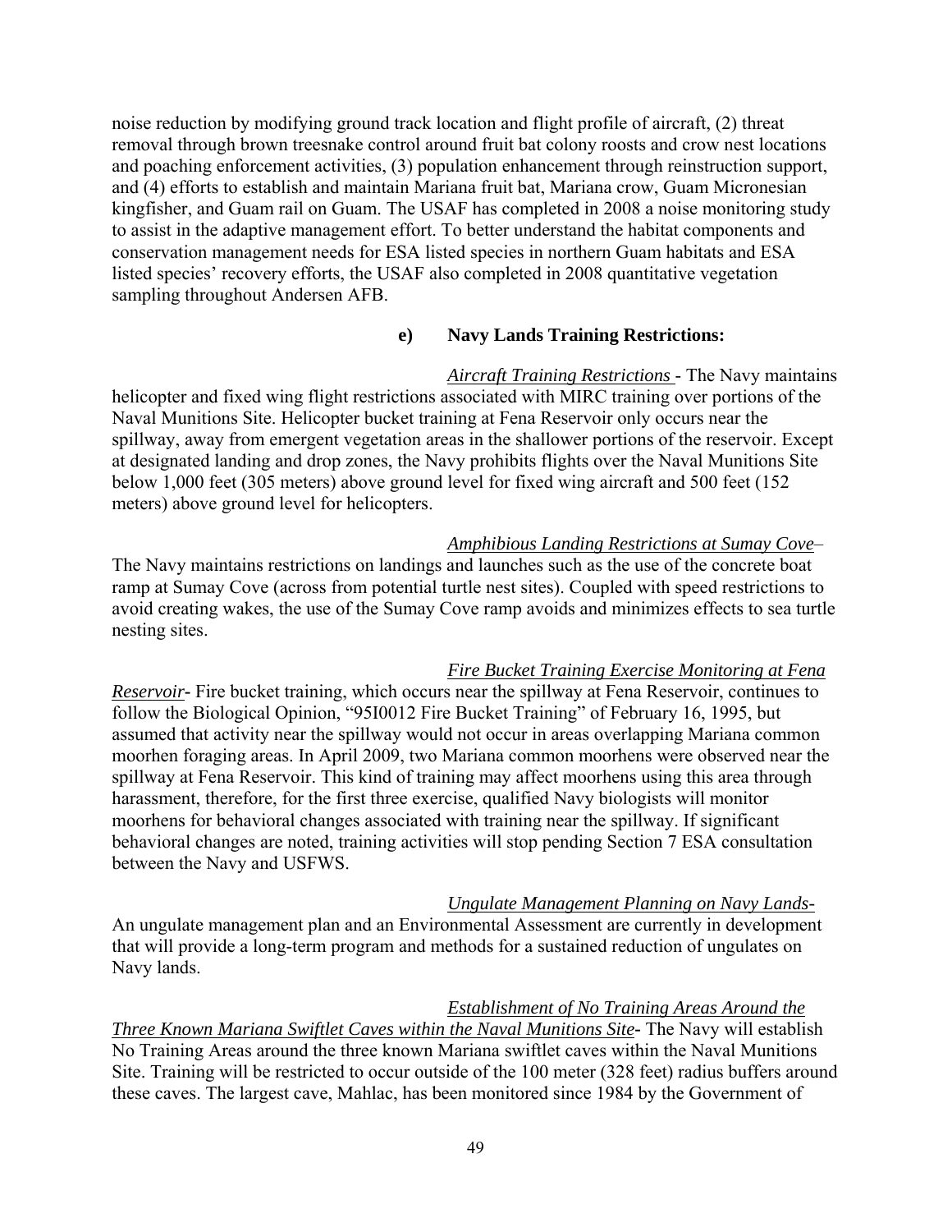noise reduction by modifying ground track location and flight profile of aircraft, (2) threat removal through brown treesnake control around fruit bat colony roosts and crow nest locations and poaching enforcement activities, (3) population enhancement through reinstruction support, and (4) efforts to establish and maintain Mariana fruit bat, Mariana crow, Guam Micronesian kingfisher, and Guam rail on Guam. The USAF has completed in 2008 a noise monitoring study to assist in the adaptive management effort. To better understand the habitat components and conservation management needs for ESA listed species in northern Guam habitats and ESA listed species' recovery efforts, the USAF also completed in 2008 quantitative vegetation sampling throughout Andersen AFB.

#### e) Navy Lands Training Restrictions:

*Aircraft Training Restrictions* - The Navy maintains helicopter and fixed wing flight restrictions associated with MIRC training over portions of the Naval Munitions Site. Helicopter bucket training at Fena Reservoir only occurs near the spillway, away from emergent vegetation areas in the shallower portions of the reservoir. Except at designated landing and drop zones, the Navy prohibits flights over the Naval Munitions Site below 1,000 feet (305 meters) above ground level for fixed wing aircraft and 500 feet (152 meters) above ground level for helicopters.

*Amphibious Landing Restrictions at Sumay Cove*– The Navy maintains restrictions on landings and launches such as the use of the concrete boat ramp at Sumay Cove (across from potential turtle nest sites). Coupled with speed restrictions to avoid creating wakes, the use of the Sumay Cove ramp avoids and minimizes effects to sea turtle nesting sites.

*Fire Bucket Training Exercise Monitoring at Fena Reservoir*- Fire bucket training, which occurs near the spillway at Fena Reservoir, continues to follow the Biological Opinion, "95I0012 Fire Bucket Training" of February 16, 1995, but assumed that activity near the spillway would not occur in areas overlapping Mariana common moorhen foraging areas. In April 2009, two Mariana common moorhens were observed near the spillway at Fena Reservoir. This kind of training may affect moorhens using this area through harassment, therefore, for the first three exercise, qualified Navy biologists will monitor moorhens for behavioral changes associated with training near the spillway. If significant behavioral changes are noted, training activities will stop pending Section 7 ESA consultation between the Navy and USFWS.

*Ungulate Management Planning on Navy Lands*- An ungulate management plan and an Environmental Assessment are currently in development that will provide a long-term program and methods for a sustained reduction of ungulates on Navy lands.

*Establishment of No Training Areas Around the Three Known Mariana Swiftlet Caves within the Naval Munitions Site*- The Navy will establish No Training Areas around the three known Mariana swiftlet caves within the Naval Munitions Site. Training will be restricted to occur outside of the 100 meter (328 feet) radius buffers around these caves. The largest cave, Mahlac, has been monitored since 1984 by the Government of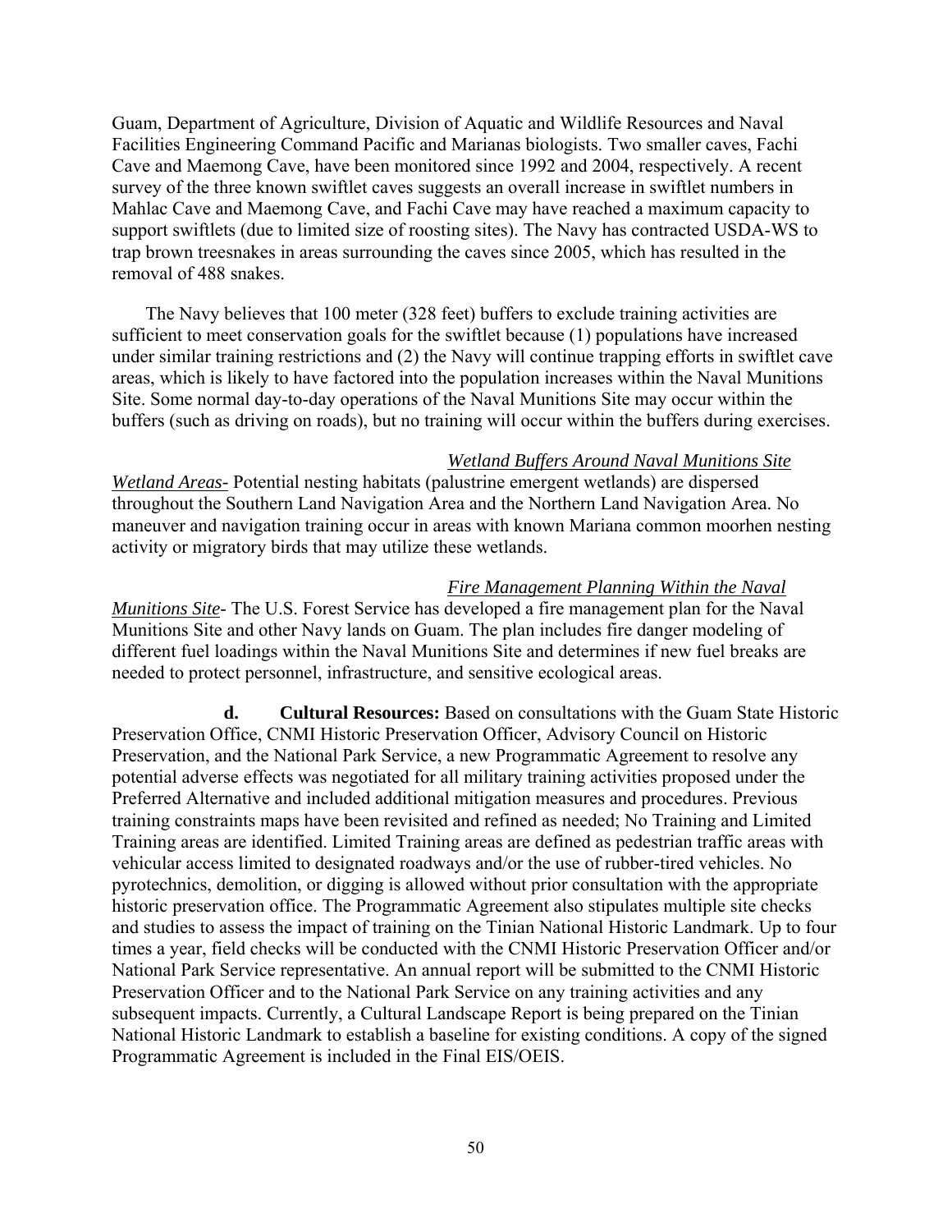Guam, Department of Agriculture, Division of Aquatic and Wildlife Resources and Naval Facilities Engineering Command Pacific and Marianas biologists. Two smaller caves, Fachi Cave and Maemong Cave, have been monitored since 1992 and 2004, respectively. A recent survey of the three known swiftlet caves suggests an overall increase in swiftlet numbers in Mahlac Cave and Maemong Cave, and Fachi Cave may have reached a maximum capacity to support swiftlets (due to limited size of roosting sites). The Navy has contracted USDA-WS to trap brown treesnakes in areas surrounding the caves since 2005, which has resulted in the removal of 488 snakes.

The Navy believes that 100 meter (328 feet) buffers to exclude training activities are sufficient to meet conservation goals for the swiftlet because (1) populations have increased under similar training restrictions and (2) the Navy will continue trapping efforts in swiftlet cave areas, which is likely to have factored into the population increases within the Naval Munitions Site. Some normal day-to-day operations of the Naval Munitions Site may occur within the buffers (such as driving on roads), but no training will occur within the buffers during exercises.

*Wetland Buffers Around Naval Munitions Site Wetland Areas-* Potential nesting habitats (palustrine emergent wetlands) are dispersed throughout the Southern Land Navigation Area and the Northern Land Navigation Area. No maneuver and navigation training occur in areas with known Mariana common moorhen nesting activity or migratory birds that may utilize these wetlands.

*Fire Management Planning Within the Naval Munitions Site-* The U.S. Forest Service has developed a fire management plan for the Naval Munitions Site and other Navy lands on Guam. The plan includes fire danger modeling of different fuel loadings within the Naval Munitions Site and determines if new fuel breaks are needed to protect personnel, infrastructure, and sensitive ecological areas.

**d. Cultural Resources:** Based on consultations with the Guam State Historic Preservation Office, CNMI Historic Preservation Officer, Advisory Council on Historic Preservation, and the National Park Service, a new Programmatic Agreement to resolve any potential adverse effects was negotiated for all military training activities proposed under the Preferred Alternative and included additional mitigation measures and procedures. Previous training constraints maps have been revisited and refined as needed; No Training and Limited Training areas are identified. Limited Training areas are defined as pedestrian traffic areas with vehicular access limited to designated roadways and/or the use of rubber-tired vehicles. No pyrotechnics, demolition, or digging is allowed without prior consultation with the appropriate historic preservation office. The Programmatic Agreement also stipulates multiple site checks and studies to assess the impact of training on the Tinian National Historic Landmark. Up to four times a year, field checks will be conducted with the CNMI Historic Preservation Officer and/or National Park Service representative. An annual report will be submitted to the CNMI Historic Preservation Officer and to the National Park Service on any training activities and any subsequent impacts. Currently, a Cultural Landscape Report is being prepared on the Tinian National Historic Landmark to establish a baseline for existing conditions. A copy of the signed Programmatic Agreement is included in the Final EIS/OEIS.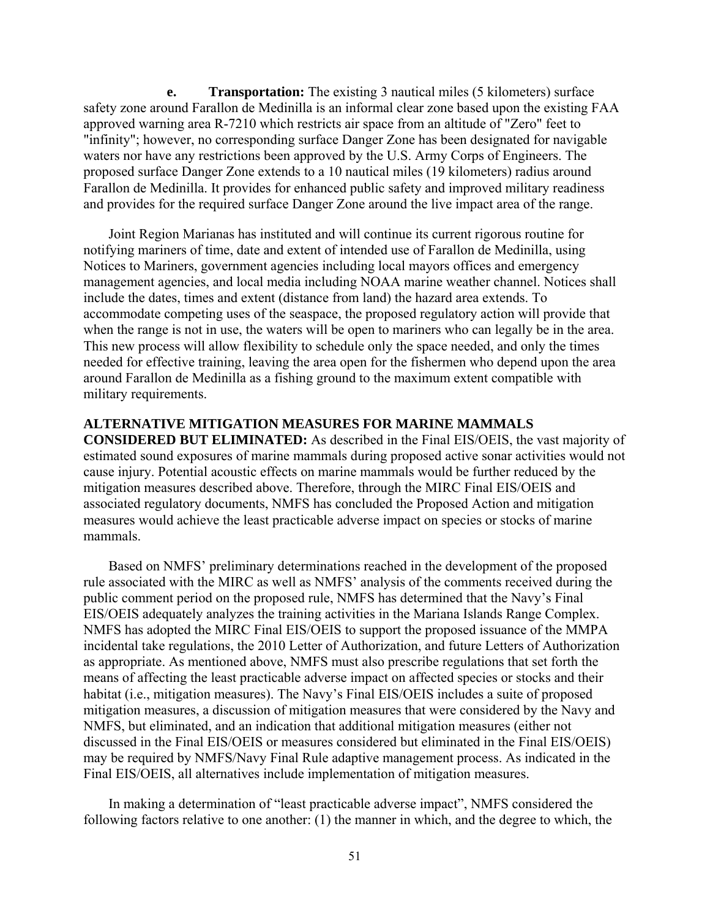**e. Transportation:** The existing 3 nautical miles (5 kilometers) surface safety zone around Farallon de Medinilla is an informal clear zone based upon the existing FAA approved warning area R-7210 which restricts air space from an altitude of "Zero" feet to "infinity"; however, no corresponding surface Danger Zone has been designated for navigable waters nor have any restrictions been approved by the U.S. Army Corps of Engineers. The proposed surface Danger Zone extends to a 10 nautical miles (19 kilometers) radius around Farallon de Medinilla. It provides for enhanced public safety and improved military readiness and provides for the required surface Danger Zone around the live impact area of the range.

Joint Region Marianas has instituted and will continue its current rigorous routine for notifying mariners of time, date and extent of intended use of Farallon de Medinilla, using Notices to Mariners, government agencies including local mayors offices and emergency management agencies, and local media including NOAA marine weather channel. Notices shall include the dates, times and extent (distance from land) the hazard area extends. To accommodate competing uses of the seaspace, the proposed regulatory action will provide that when the range is not in use, the waters will be open to mariners who can legally be in the area. This new process will allow flexibility to schedule only the space needed, and only the times needed for effective training, leaving the area open for the fishermen who depend upon the area around Farallon de Medinilla as a fishing ground to the maximum extent compatible with military requirements.

**ALTERNATIVE MITIGATION MEASURES FOR MARINE MAMMALS CONSIDERED BUT ELIMINATED:** As described in the Final EIS/OEIS, the vast majority of estimated sound exposures of marine mammals during proposed active sonar activities would not cause injury. Potential acoustic effects on marine mammals would be further reduced by the mitigation measures described above. Therefore, through the MIRC Final EIS/OEIS and associated regulatory documents, NMFS has concluded the Proposed Action and mitigation measures would achieve the least practicable adverse impact on species or stocks of marine mammals.

Based on NMFS' preliminary determinations reached in the development of the proposed rule associated with the MIRC as well as NMFS' analysis of the comments received during the public comment period on the proposed rule, NMFS has determined that the Navy's Final EIS/OEIS adequately analyzes the training activities in the Mariana Islands Range Complex. NMFS has adopted the MIRC Final EIS/OEIS to support the proposed issuance of the MMPA incidental take regulations, the 2010 Letter of Authorization, and future Letters of Authorization as appropriate. As mentioned above, NMFS must also prescribe regulations that set forth the means of affecting the least practicable adverse impact on affected species or stocks and their habitat (i.e., mitigation measures). The Navy's Final EIS/OEIS includes a suite of proposed mitigation measures, a discussion of mitigation measures that were considered by the Navy and NMFS, but eliminated, and an indication that additional mitigation measures (either not discussed in the Final EIS/OEIS or measures considered but eliminated in the Final EIS/OEIS) may be required by NMFS/Navy Final Rule adaptive management process. As indicated in the Final EIS/OEIS, all alternatives include implementation of mitigation measures.

In making a determination of "least practicable adverse impact", NMFS considered the following factors relative to one another: (1) the manner in which, and the degree to which, the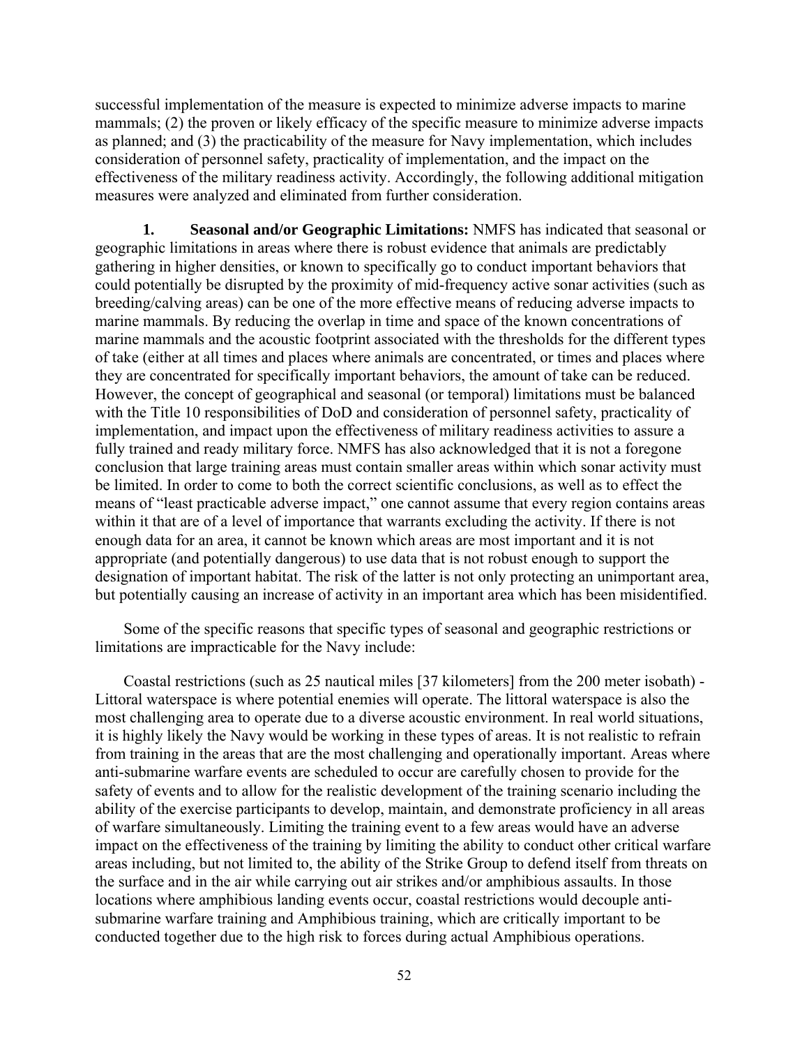successful implementation of the measure is expected to minimize adverse impacts to marine mammals; (2) the proven or likely efficacy of the specific measure to minimize adverse impacts as planned; and (3) the practicability of the measure for Navy implementation, which includes consideration of personnel safety, practicality of implementation, and the impact on the effectiveness of the military readiness activity. Accordingly, the following additional mitigation measures were analyzed and eliminated from further consideration.

**1. Seasonal and/or Geographic Limitations:** NMFS has indicated that seasonal or geographic limitations in areas where there is robust evidence that animals are predictably gathering in higher densities, or known to specifically go to conduct important behaviors that could potentially be disrupted by the proximity of mid-frequency active sonar activities (such as breeding/calving areas) can be one of the more effective means of reducing adverse impacts to marine mammals. By reducing the overlap in time and space of the known concentrations of marine mammals and the acoustic footprint associated with the thresholds for the different types of take (either at all times and places where animals are concentrated, or times and places where they are concentrated for specifically important behaviors, the amount of take can be reduced. However, the concept of geographical and seasonal (or temporal) limitations must be balanced with the Title 10 responsibilities of DoD and consideration of personnel safety, practicality of implementation, and impact upon the effectiveness of military readiness activities to assure a fully trained and ready military force. NMFS has also acknowledged that it is not a foregone conclusion that large training areas must contain smaller areas within which sonar activity must be limited. In order to come to both the correct scientific conclusions, as well as to effect the means of "least practicable adverse impact," one cannot assume that every region contains areas within it that are of a level of importance that warrants excluding the activity. If there is not enough data for an area, it cannot be known which areas are most important and it is not appropriate (and potentially dangerous) to use data that is not robust enough to support the designation of important habitat. The risk of the latter is not only protecting an unimportant area, but potentially causing an increase of activity in an important area which has been misidentified.

Some of the specific reasons that specific types of seasonal and geographic restrictions or limitations are impracticable for the Navy include:

Coastal restrictions (such as 25 nautical miles [37 kilometers] from the 200 meter isobath) - Littoral waterspace is where potential enemies will operate. The littoral waterspace is also the most challenging area to operate due to a diverse acoustic environment. In real world situations, it is highly likely the Navy would be working in these types of areas. It is not realistic to refrain from training in the areas that are the most challenging and operationally important. Areas where anti-submarine warfare events are scheduled to occur are carefully chosen to provide for the safety of events and to allow for the realistic development of the training scenario including the ability of the exercise participants to develop, maintain, and demonstrate proficiency in all areas of warfare simultaneously. Limiting the training event to a few areas would have an adverse impact on the effectiveness of the training by limiting the ability to conduct other critical warfare areas including, but not limited to, the ability of the Strike Group to defend itself from threats on the surface and in the air while carrying out air strikes and/or amphibious assaults. In those locations where amphibious landing events occur, coastal restrictions would decouple anti-submarine warfare training and Amphibious training, which are critically important to be conducted together due to the high risk to forces during actual Amphibious operations.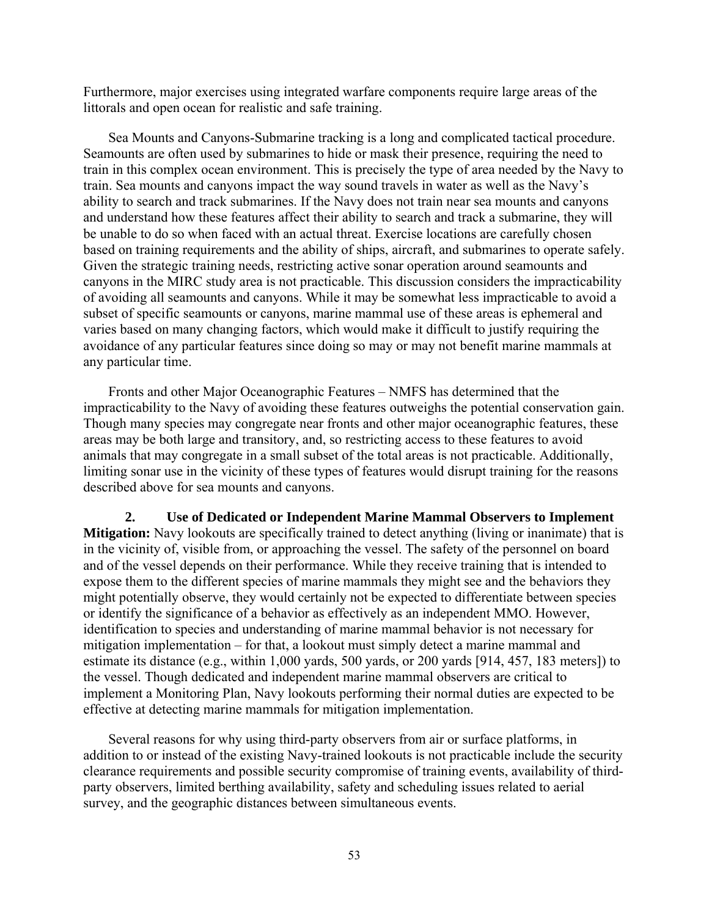Furthermore, major exercises using integrated warfare components require large areas of the littorals and open ocean for realistic and safe training.

Sea Mounts and Canyons-Submarine tracking is a long and complicated tactical procedure. Seamounts are often used by submarines to hide or mask their presence, requiring the need to train in this complex ocean environment. This is precisely the type of area needed by the Navy to train. Sea mounts and canyons impact the way sound travels in water as well as the Navy's ability to search and track submarines. If the Navy does not train near sea mounts and canyons and understand how these features affect their ability to search and track a submarine, they will be unable to do so when faced with an actual threat. Exercise locations are carefully chosen based on training requirements and the ability of ships, aircraft, and submarines to operate safely. Given the strategic training needs, restricting active sonar operation around seamounts and canyons in the MIRC study area is not practicable. This discussion considers the impracticability of avoiding all seamounts and canyons. While it may be somewhat less impracticable to avoid a subset of specific seamounts or canyons, marine mammal use of these areas is ephemeral and varies based on many changing factors, which would make it difficult to justify requiring the avoidance of any particular features since doing so may or may not benefit marine mammals at any particular time.

Fronts and other Major Oceanographic Features – NMFS has determined that the impracticability to the Navy of avoiding these features outweighs the potential conservation gain. Though many species may congregate near fronts and other major oceanographic features, these areas may be both large and transitory, and, so restricting access to these features to avoid animals that may congregate in a small subset of the total areas is not practicable. Additionally, limiting sonar use in the vicinity of these types of features would disrupt training for the reasons described above for sea mounts and canyons.

**2. Use of Dedicated or Independent Marine Mammal Observers to Implement Mitigation:** Navy lookouts are specifically trained to detect anything (living or inanimate) that is in the vicinity of, visible from, or approaching the vessel. The safety of the personnel on board and of the vessel depends on their performance. While they receive training that is intended to expose them to the different species of marine mammals they might see and the behaviors they might potentially observe, they would certainly not be expected to differentiate between species or identify the significance of a behavior as effectively as an independent MMO. However, identification to species and understanding of marine mammal behavior is not necessary for mitigation implementation – for that, a lookout must simply detect a marine mammal and estimate its distance (e.g., within 1,000 yards, 500 yards, or 200 yards [914, 457, 183 meters]) to the vessel. Though dedicated and independent marine mammal observers are critical to implement a Monitoring Plan, Navy lookouts performing their normal duties are expected to be effective at detecting marine mammals for mitigation implementation.

Several reasons for why using third-party observers from air or surface platforms, in addition to or instead of the existing Navy-trained lookouts is not practicable include the security clearance requirements and possible security compromise of training events, availability of third-party observers, limited berthing availability, safety and scheduling issues related to aerial survey, and the geographic distances between simultaneous events.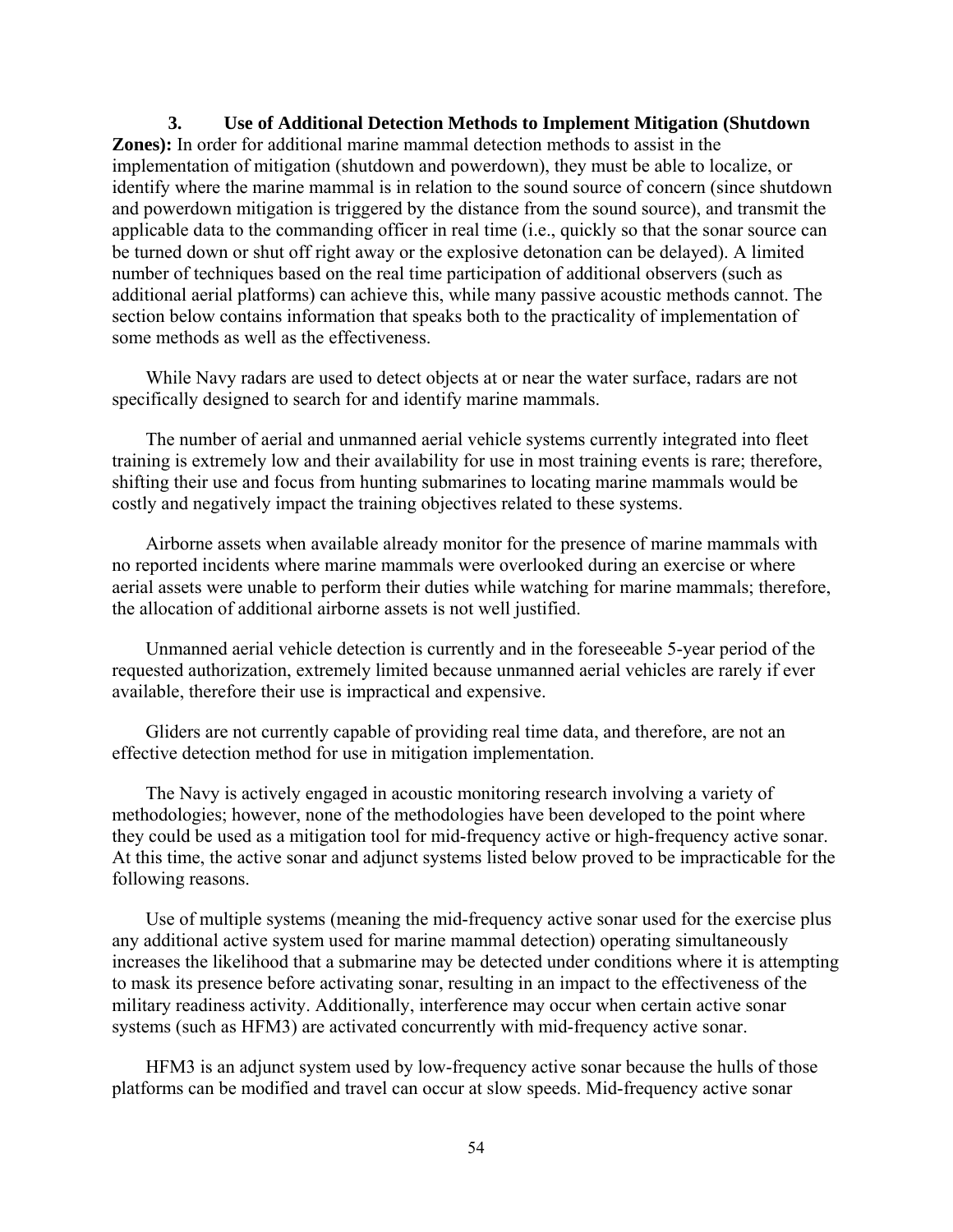**3. Use of Additional Detection Methods to Implement Mitigation (Shutdown Zones):** In order for additional marine mammal detection methods to assist in the implementation of mitigation (shutdown and powerdown), they must be able to localize, or identify where the marine mammal is in relation to the sound source of concern (since shutdown and powerdown mitigation is triggered by the distance from the sound source), and transmit the applicable data to the commanding officer in real time (i.e., quickly so that the sonar source can be turned down or shut off right away or the explosive detonation can be delayed). A limited number of techniques based on the real time participation of additional observers (such as additional aerial platforms) can achieve this, while many passive acoustic methods cannot. The section below contains information that speaks both to the practicality of implementation of some methods as well as the effectiveness.

While Navy radars are used to detect objects at or near the water surface, radars are not specifically designed to search for and identify marine mammals.

The number of aerial and unmanned aerial vehicle systems currently integrated into fleet training is extremely low and their availability for use in most training events is rare; therefore, shifting their use and focus from hunting submarines to locating marine mammals would be costly and negatively impact the training objectives related to these systems.

Airborne assets when available already monitor for the presence of marine mammals with no reported incidents where marine mammals were overlooked during an exercise or where aerial assets were unable to perform their duties while watching for marine mammals; therefore, the allocation of additional airborne assets is not well justified.

Unmanned aerial vehicle detection is currently and in the foreseeable 5-year period of the requested authorization, extremely limited because unmanned aerial vehicles are rarely if ever available, therefore their use is impractical and expensive.

Gliders are not currently capable of providing real time data, and therefore, are not an effective detection method for use in mitigation implementation.

The Navy is actively engaged in acoustic monitoring research involving a variety of methodologies; however, none of the methodologies have been developed to the point where they could be used as a mitigation tool for mid-frequency active or high-frequency active sonar. At this time, the active sonar and adjunct systems listed below proved to be impracticable for the following reasons.

Use of multiple systems (meaning the mid-frequency active sonar used for the exercise plus any additional active system used for marine mammal detection) operating simultaneously increases the likelihood that a submarine may be detected under conditions where it is attempting to mask its presence before activating sonar, resulting in an impact to the effectiveness of the military readiness activity. Additionally, interference may occur when certain active sonar systems (such as HFM3) are activated concurrently with mid-frequency active sonar.

HFM3 is an adjunct system used by low-frequency active sonar because the hulls of those platforms can be modified and travel can occur at slow speeds. Mid-frequency active sonar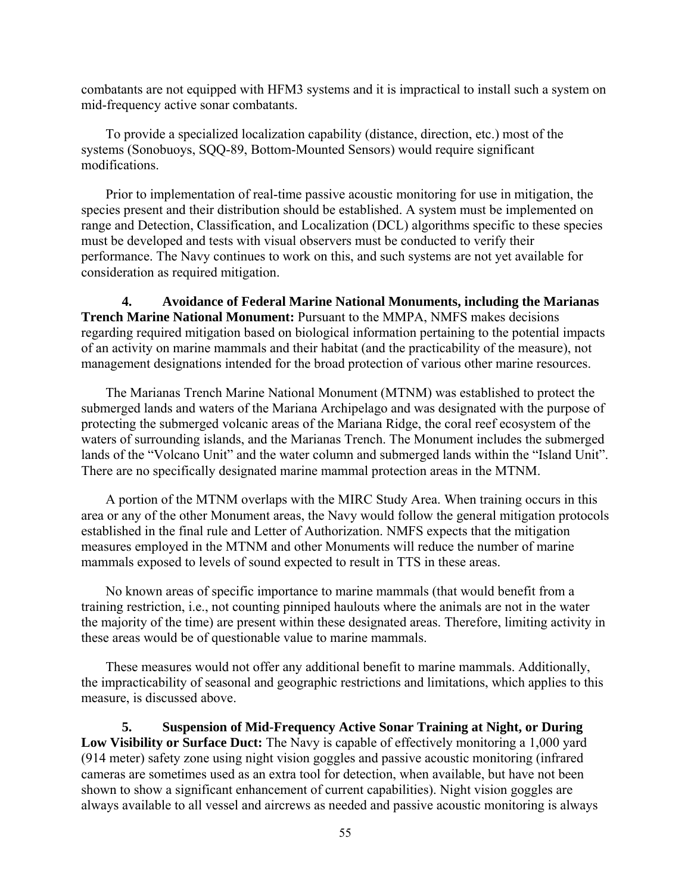combatants are not equipped with HFM3 systems and it is impractical to install such a system on mid-frequency active sonar combatants.

To provide a specialized localization capability (distance, direction, etc.) most of the systems (Sonobuoys, SQQ-89, Bottom-Mounted Sensors) would require significant modifications.

Prior to implementation of real-time passive acoustic monitoring for use in mitigation, the species present and their distribution should be established. A system must be implemented on range and Detection, Classification, and Localization (DCL) algorithms specific to these species must be developed and tests with visual observers must be conducted to verify their performance. The Navy continues to work on this, and such systems are not yet available for consideration as required mitigation.

**4. Avoidance of Federal Marine National Monuments, including the Marianas Trench Marine National Monument:** Pursuant to the MMPA, NMFS makes decisions regarding required mitigation based on biological information pertaining to the potential impacts of an activity on marine mammals and their habitat (and the practicability of the measure), not management designations intended for the broad protection of various other marine resources.

The Marianas Trench Marine National Monument (MTNM) was established to protect the submerged lands and waters of the Mariana Archipelago and was designated with the purpose of protecting the submerged volcanic areas of the Mariana Ridge, the coral reef ecosystem of the waters of surrounding islands, and the Marianas Trench. The Monument includes the submerged lands of the "Volcano Unit" and the water column and submerged lands within the "Island Unit". There are no specifically designated marine mammal protection areas in the MTNM.

A portion of the MTNM overlaps with the MIRC Study Area. When training occurs in this area or any of the other Monument areas, the Navy would follow the general mitigation protocols established in the final rule and Letter of Authorization. NMFS expects that the mitigation measures employed in the MTNM and other Monuments will reduce the number of marine mammals exposed to levels of sound expected to result in TTS in these areas.

No known areas of specific importance to marine mammals (that would benefit from a training restriction, i.e., not counting pinniped haulouts where the animals are not in the water the majority of the time) are present within these designated areas. Therefore, limiting activity in these areas would be of questionable value to marine mammals.

These measures would not offer any additional benefit to marine mammals. Additionally, the impracticability of seasonal and geographic restrictions and limitations, which applies to this measure, is discussed above.

**5. Suspension of Mid-Frequency Active Sonar Training at Night, or During Low Visibility or Surface Duct:** The Navy is capable of effectively monitoring a 1,000 yard (914 meter) safety zone using night vision goggles and passive acoustic monitoring (infrared cameras are sometimes used as an extra tool for detection, when available, but have not been shown to show a significant enhancement of current capabilities). Night vision goggles are always available to all vessel and aircrews as needed and passive acoustic monitoring is always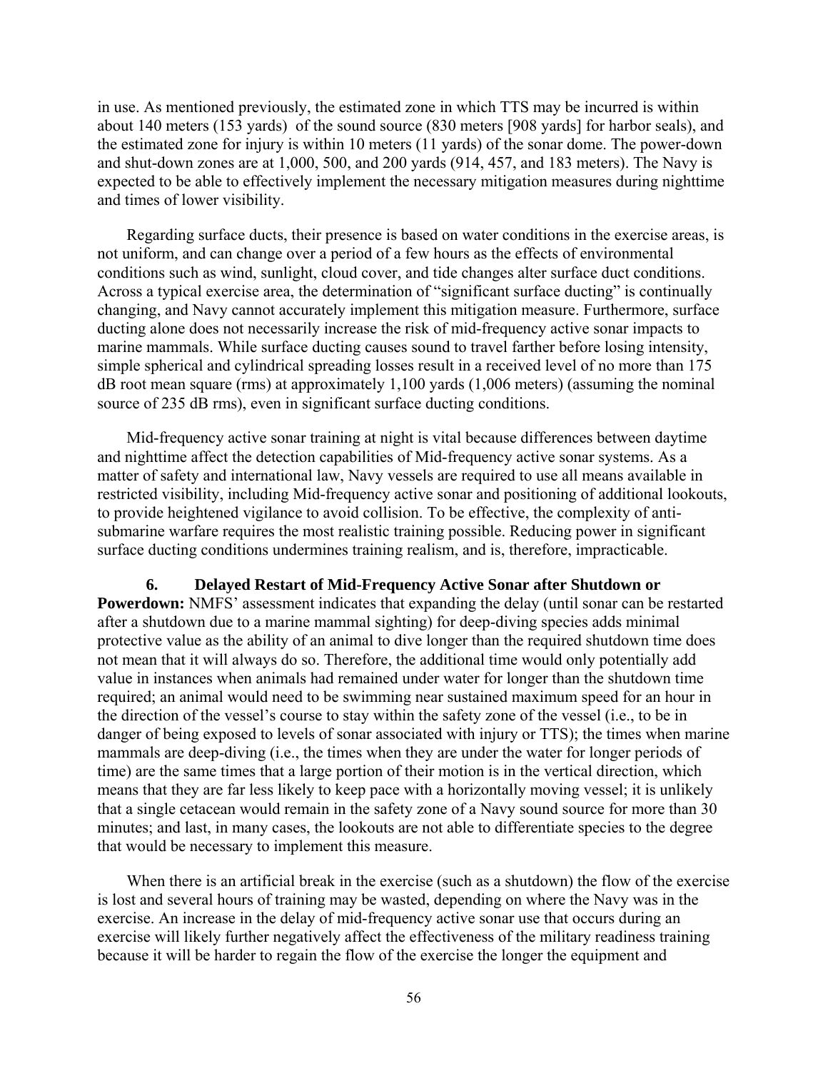in use. As mentioned previously, the estimated zone in which TTS may be incurred is within about 140 meters (153 yards) of the sound source (830 meters [908 yards] for harbor seals), and the estimated zone for injury is within 10 meters (11 yards) of the sonar dome. The power-down and shut-down zones are at 1,000, 500, and 200 yards (914, 457, and 183 meters). The Navy is expected to be able to effectively implement the necessary mitigation measures during nighttime and times of lower visibility.

Regarding surface ducts, their presence is based on water conditions in the exercise areas, is not uniform, and can change over a period of a few hours as the effects of environmental conditions such as wind, sunlight, cloud cover, and tide changes alter surface duct conditions. Across a typical exercise area, the determination of "significant surface ducting" is continually changing, and Navy cannot accurately implement this mitigation measure. Furthermore, surface ducting alone does not necessarily increase the risk of mid-frequency active sonar impacts to marine mammals. While surface ducting causes sound to travel farther before losing intensity, simple spherical and cylindrical spreading losses result in a received level of no more than 175 dB root mean square (rms) at approximately 1,100 yards (1,006 meters) (assuming the nominal source of 235 dB rms), even in significant surface ducting conditions.

Mid-frequency active sonar training at night is vital because differences between daytime and nighttime affect the detection capabilities of Mid-frequency active sonar systems. As a matter of safety and international law, Navy vessels are required to use all means available in restricted visibility, including Mid-frequency active sonar and positioning of additional lookouts, to provide heightened vigilance to avoid collision. To be effective, the complexity of anti-submarine warfare requires the most realistic training possible. Reducing power in significant surface ducting conditions undermines training realism, and is, therefore, impracticable.

**6. Delayed Restart of Mid-Frequency Active Sonar after Shutdown or Powerdown:** NMFS' assessment indicates that expanding the delay (until sonar can be restarted after a shutdown due to a marine mammal sighting) for deep-diving species adds minimal protective value as the ability of an animal to dive longer than the required shutdown time does not mean that it will always do so. Therefore, the additional time would only potentially add value in instances when animals had remained under water for longer than the shutdown time required; an animal would need to be swimming near sustained maximum speed for an hour in the direction of the vessel's course to stay within the safety zone of the vessel (i.e., to be in danger of being exposed to levels of sonar associated with injury or TTS); the times when marine mammals are deep-diving (i.e., the times when they are under the water for longer periods of time) are the same times that a large portion of their motion is in the vertical direction, which means that they are far less likely to keep pace with a horizontally moving vessel; it is unlikely that a single cetacean would remain in the safety zone of a Navy sound source for more than 30 minutes; and last, in many cases, the lookouts are not able to differentiate species to the degree that would be necessary to implement this measure.

When there is an artificial break in the exercise (such as a shutdown) the flow of the exercise is lost and several hours of training may be wasted, depending on where the Navy was in the exercise. An increase in the delay of mid-frequency active sonar use that occurs during an exercise will likely further negatively affect the effectiveness of the military readiness training because it will be harder to regain the flow of the exercise the longer the equipment and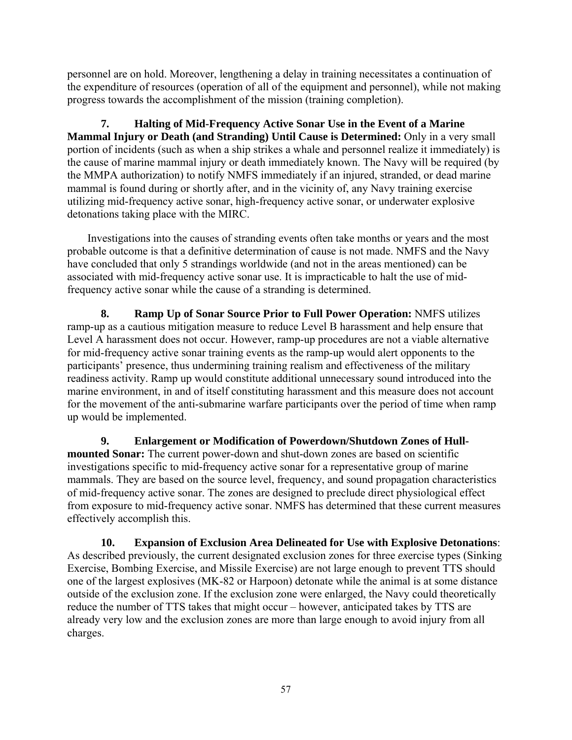personnel are on hold. Moreover, lengthening a delay in training necessitates a continuation of the expenditure of resources (operation of all of the equipment and personnel), while not making progress towards the accomplishment of the mission (training completion).

**7. Halting of Mid-Frequency Active Sonar Use in the Event of a Marine Mammal Injury or Death (and Stranding) Until Cause is Determined:** Only in a very small portion of incidents (such as when a ship strikes a whale and personnel realize it immediately) is the cause of marine mammal injury or death immediately known. The Navy will be required (by the MMPA authorization) to notify NMFS immediately if an injured, stranded, or dead marine mammal is found during or shortly after, and in the vicinity of, any Navy training exercise utilizing mid-frequency active sonar, high-frequency active sonar, or underwater explosive detonations taking place with the MIRC.

Investigations into the causes of stranding events often take months or years and the most probable outcome is that a definitive determination of cause is not made. NMFS and the Navy have concluded that only 5 strandings worldwide (and not in the areas mentioned) can be associated with mid-frequency active sonar use. It is impracticable to halt the use of mid-frequency active sonar while the cause of a stranding is determined.

**8. Ramp Up of Sonar Source Prior to Full Power Operation:** NMFS utilizes ramp-up as a cautious mitigation measure to reduce Level B harassment and help ensure that Level A harassment does not occur. However, ramp-up procedures are not a viable alternative for mid-frequency active sonar training events as the ramp-up would alert opponents to the participants' presence, thus undermining training realism and effectiveness of the military readiness activity. Ramp up would constitute additional unnecessary sound introduced into the marine environment, in and of itself constituting harassment and this measure does not account for the movement of the anti-submarine warfare participants over the period of time when ramp up would be implemented.

**9. Enlargement or Modification of Powerdown/Shutdown Zones of Hull-mounted Sonar:** The current power-down and shut-down zones are based on scientific investigations specific to mid-frequency active sonar for a representative group of marine mammals. They are based on the source level, frequency, and sound propagation characteristics of mid-frequency active sonar. The zones are designed to preclude direct physiological effect from exposure to mid-frequency active sonar. NMFS has determined that these current measures effectively accomplish this.

**10. Expansion of Exclusion Area Delineated for Use with Explosive Detonations**: As described previously, the current designated exclusion zones for three *ex*ercise types (Sinking Exercise, Bombing Exercise, and Missile Exercise) are not large enough to prevent TTS should one of the largest explosives (MK-82 or Harpoon) detonate while the animal is at some distance outside of the exclusion zone. If the exclusion zone were enlarged, the Navy could theoretically reduce the number of TTS takes that might occur – however, anticipated takes by TTS are already very low and the exclusion zones are more than large enough to avoid injury from all charges.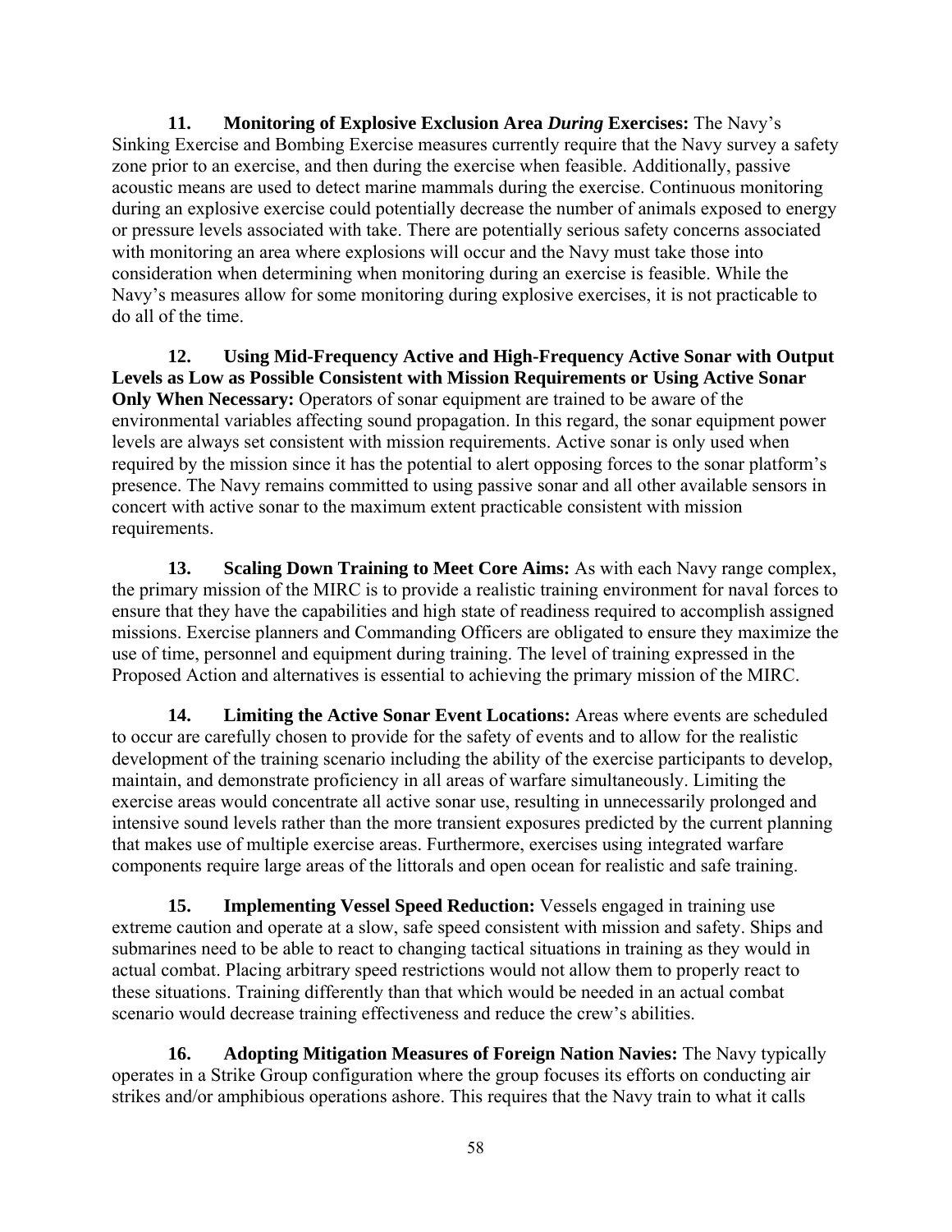**11. Monitoring of Explosive Exclusion Area *During* Exercises:** The Navy's Sinking Exercise and Bombing Exercise measures currently require that the Navy survey a safety zone prior to an exercise, and then during the exercise when feasible. Additionally, passive acoustic means are used to detect marine mammals during the exercise. Continuous monitoring during an explosive exercise could potentially decrease the number of animals exposed to energy or pressure levels associated with take. There are potentially serious safety concerns associated with monitoring an area where explosions will occur and the Navy must take those into consideration when determining when monitoring during an exercise is feasible. While the Navy's measures allow for some monitoring during explosive exercises, it is not practicable to do all of the time.

**12. Using Mid-Frequency Active and High-Frequency Active Sonar with Output Levels as Low as Possible Consistent with Mission Requirements or Using Active Sonar Only When Necessary:** Operators of sonar equipment are trained to be aware of the environmental variables affecting sound propagation. In this regard, the sonar equipment power levels are always set consistent with mission requirements. Active sonar is only used when required by the mission since it has the potential to alert opposing forces to the sonar platform's presence. The Navy remains committed to using passive sonar and all other available sensors in concert with active sonar to the maximum extent practicable consistent with mission requirements.

**13. Scaling Down Training to Meet Core Aims:** As with each Navy range complex, the primary mission of the MIRC is to provide a realistic training environment for naval forces to ensure that they have the capabilities and high state of readiness required to accomplish assigned missions. Exercise planners and Commanding Officers are obligated to ensure they maximize the use of time, personnel and equipment during training. The level of training expressed in the Proposed Action and alternatives is essential to achieving the primary mission of the MIRC.

**14. Limiting the Active Sonar Event Locations:** Areas where events are scheduled to occur are carefully chosen to provide for the safety of events and to allow for the realistic development of the training scenario including the ability of the exercise participants to develop, maintain, and demonstrate proficiency in all areas of warfare simultaneously. Limiting the exercise areas would concentrate all active sonar use, resulting in unnecessarily prolonged and intensive sound levels rather than the more transient exposures predicted by the current planning that makes use of multiple exercise areas. Furthermore, exercises using integrated warfare components require large areas of the littorals and open ocean for realistic and safe training.

**15. Implementing Vessel Speed Reduction:** Vessels engaged in training use extreme caution and operate at a slow, safe speed consistent with mission and safety. Ships and submarines need to be able to react to changing tactical situations in training as they would in actual combat. Placing arbitrary speed restrictions would not allow them to properly react to these situations. Training differently than that which would be needed in an actual combat scenario would decrease training effectiveness and reduce the crew's abilities.

**16. Adopting Mitigation Measures of Foreign Nation Navies:** The Navy typically operates in a Strike Group configuration where the group focuses its efforts on conducting air strikes and/or amphibious operations ashore. This requires that the Navy train to what it calls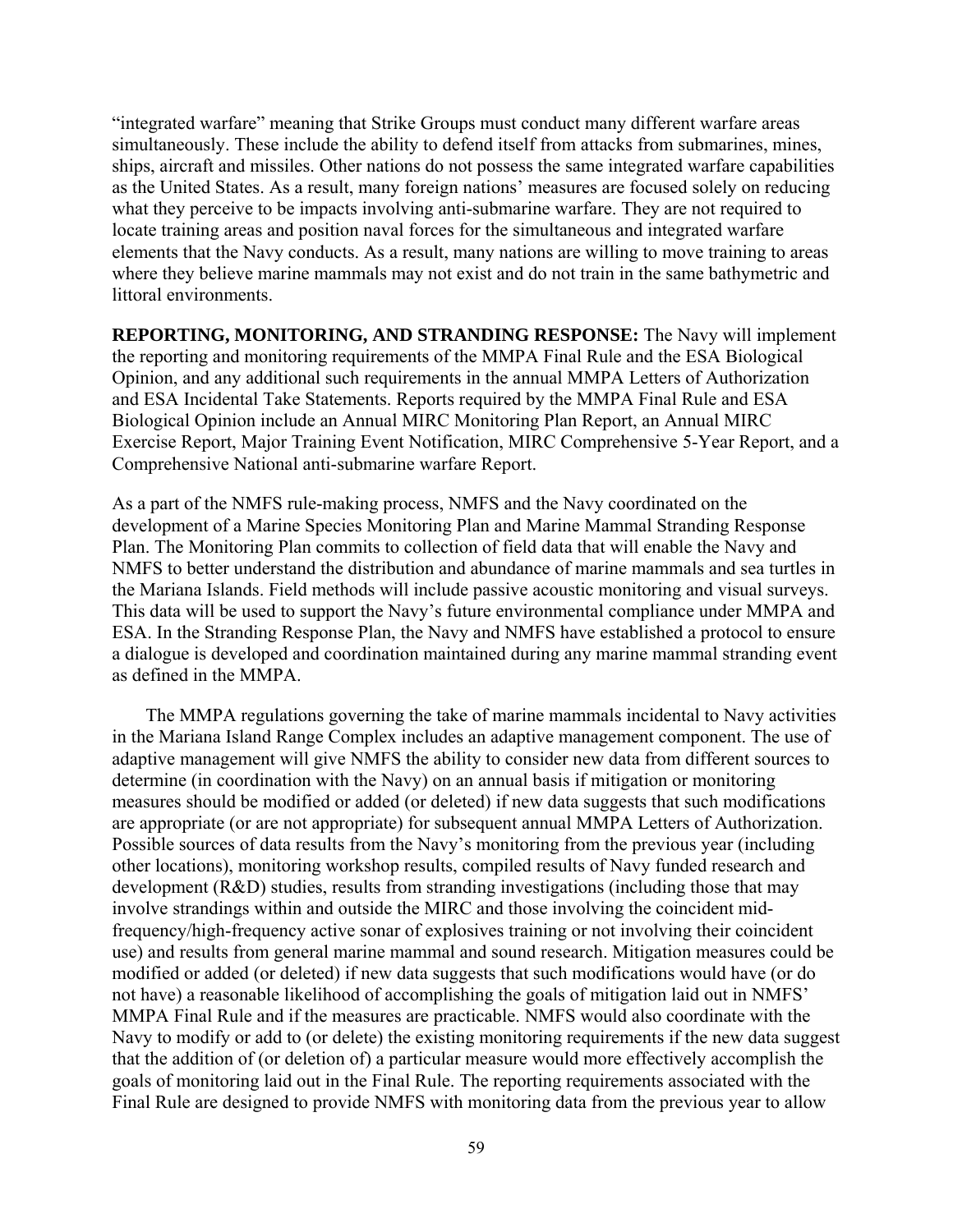"integrated warfare" meaning that Strike Groups must conduct many different warfare areas simultaneously. These include the ability to defend itself from attacks from submarines, mines, ships, aircraft and missiles. Other nations do not possess the same integrated warfare capabilities as the United States. As a result, many foreign nations' measures are focused solely on reducing what they perceive to be impacts involving anti-submarine warfare. They are not required to locate training areas and position naval forces for the simultaneous and integrated warfare elements that the Navy conducts. As a result, many nations are willing to move training to areas where they believe marine mammals may not exist and do not train in the same bathymetric and littoral environments.

**REPORTING, MONITORING, AND STRANDING RESPONSE:** The Navy will implement the reporting and monitoring requirements of the MMPA Final Rule and the ESA Biological Opinion, and any additional such requirements in the annual MMPA Letters of Authorization and ESA Incidental Take Statements. Reports required by the MMPA Final Rule and ESA Biological Opinion include an Annual MIRC Monitoring Plan Report, an Annual MIRC Exercise Report, Major Training Event Notification, MIRC Comprehensive 5-Year Report, and a Comprehensive National anti-submarine warfare Report.

As a part of the NMFS rule-making process, NMFS and the Navy coordinated on the development of a Marine Species Monitoring Plan and Marine Mammal Stranding Response Plan. The Monitoring Plan commits to collection of field data that will enable the Navy and NMFS to better understand the distribution and abundance of marine mammals and sea turtles in the Mariana Islands. Field methods will include passive acoustic monitoring and visual surveys. This data will be used to support the Navy's future environmental compliance under MMPA and ESA. In the Stranding Response Plan, the Navy and NMFS have established a protocol to ensure a dialogue is developed and coordination maintained during any marine mammal stranding event as defined in the MMPA.

The MMPA regulations governing the take of marine mammals incidental to Navy activities in the Mariana Island Range Complex includes an adaptive management component. The use of adaptive management will give NMFS the ability to consider new data from different sources to determine (in coordination with the Navy) on an annual basis if mitigation or monitoring measures should be modified or added (or deleted) if new data suggests that such modifications are appropriate (or are not appropriate) for subsequent annual MMPA Letters of Authorization. Possible sources of data results from the Navy's monitoring from the previous year (including other locations), monitoring workshop results, compiled results of Navy funded research and development (R&D) studies, results from stranding investigations (including those that may involve strandings within and outside the MIRC and those involving the coincident mid-frequency/high-frequency active sonar of explosives training or not involving their coincident use) and results from general marine mammal and sound research. Mitigation measures could be modified or added (or deleted) if new data suggests that such modifications would have (or do not have) a reasonable likelihood of accomplishing the goals of mitigation laid out in NMFS' MMPA Final Rule and if the measures are practicable. NMFS would also coordinate with the Navy to modify or add to (or delete) the existing monitoring requirements if the new data suggest that the addition of (or deletion of) a particular measure would more effectively accomplish the goals of monitoring laid out in the Final Rule. The reporting requirements associated with the Final Rule are designed to provide NMFS with monitoring data from the previous year to allow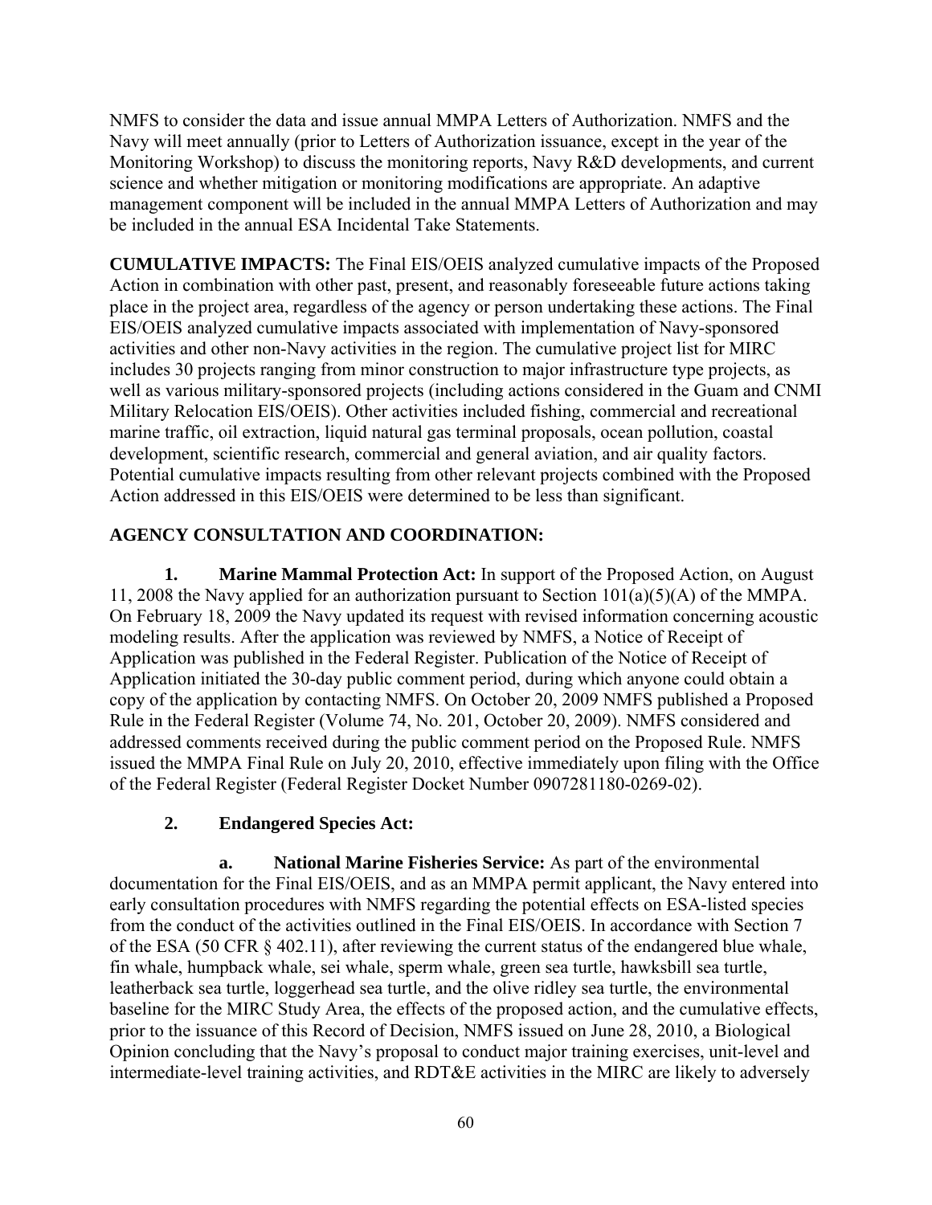NMFS to consider the data and issue annual MMPA Letters of Authorization. NMFS and the Navy will meet annually (prior to Letters of Authorization issuance, except in the year of the Monitoring Workshop) to discuss the monitoring reports, Navy R&D developments, and current science and whether mitigation or monitoring modifications are appropriate. An adaptive management component will be included in the annual MMPA Letters of Authorization and may be included in the annual ESA Incidental Take Statements.

**CUMULATIVE IMPACTS:** The Final EIS/OEIS analyzed cumulative impacts of the Proposed Action in combination with other past, present, and reasonably foreseeable future actions taking place in the project area, regardless of the agency or person undertaking these actions. The Final EIS/OEIS analyzed cumulative impacts associated with implementation of Navy-sponsored activities and other non-Navy activities in the region. The cumulative project list for MIRC includes 30 projects ranging from minor construction to major infrastructure type projects, as well as various military-sponsored projects (including actions considered in the Guam and CNMI Military Relocation EIS/OEIS). Other activities included fishing, commercial and recreational marine traffic, oil extraction, liquid natural gas terminal proposals, ocean pollution, coastal development, scientific research, commercial and general aviation, and air quality factors. Potential cumulative impacts resulting from other relevant projects combined with the Proposed Action addressed in this EIS/OEIS were determined to be less than significant.

**AGENCY CONSULTATION AND COORDINATION:**

**1. Marine Mammal Protection Act:** In support of the Proposed Action, on August 11, 2008 the Navy applied for an authorization pursuant to Section 101(a)(5)(A) of the MMPA. On February 18, 2009 the Navy updated its request with revised information concerning acoustic modeling results. After the application was reviewed by NMFS, a Notice of Receipt of Application was published in the Federal Register. Publication of the Notice of Receipt of Application initiated the 30-day public comment period, during which anyone could obtain a copy of the application by contacting NMFS. On October 20, 2009 NMFS published a Proposed Rule in the Federal Register (Volume 74, No. 201, October 20, 2009). NMFS considered and addressed comments received during the public comment period on the Proposed Rule. NMFS issued the MMPA Final Rule on July 20, 2010, effective immediately upon filing with the Office of the Federal Register (Federal Register Docket Number 0907281180-0269-02).

**2. Endangered Species Act:**

**a. National Marine Fisheries Service:** As part of the environmental documentation for the Final EIS/OEIS, and as an MMPA permit applicant, the Navy entered into early consultation procedures with NMFS regarding the potential effects on ESA-listed species from the conduct of the activities outlined in the Final EIS/OEIS. In accordance with Section 7 of the ESA (50 CFR § 402.11), after reviewing the current status of the endangered blue whale, fin whale, humpback whale, sei whale, sperm whale, green sea turtle, hawksbill sea turtle, leatherback sea turtle, loggerhead sea turtle, and the olive ridley sea turtle, the environmental baseline for the MIRC Study Area, the effects of the proposed action, and the cumulative effects, prior to the issuance of this Record of Decision, NMFS issued on June 28, 2010, a Biological Opinion concluding that the Navy's proposal to conduct major training exercises, unit-level and intermediate-level training activities, and RDT&E activities in the MIRC are likely to adversely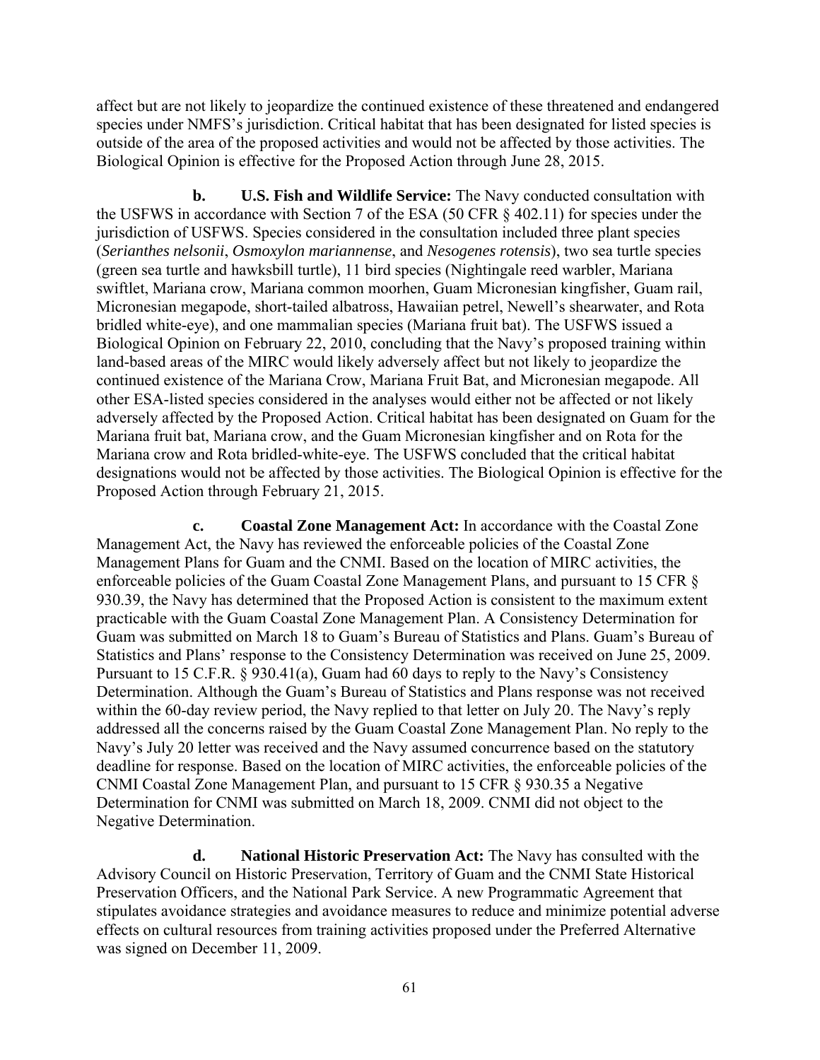affect but are not likely to jeopardize the continued existence of these threatened and endangered species under NMFS's jurisdiction. Critical habitat that has been designated for listed species is outside of the area of the proposed activities and would not be affected by those activities. The Biological Opinion is effective for the Proposed Action through June 28, 2015.

**b. U.S. Fish and Wildlife Service:** The Navy conducted consultation with the USFWS in accordance with Section 7 of the ESA (50 CFR § 402.11) for species under the jurisdiction of USFWS. Species considered in the consultation included three plant species (*Serianthes nelsonii*, *Osmoxylon mariannense*, and *Nesogenes rotensis*), two sea turtle species (green sea turtle and hawksbill turtle), 11 bird species (Nightingale reed warbler, Mariana swiftlet, Mariana crow, Mariana common moorhen, Guam Micronesian kingfisher, Guam rail, Micronesian megapode, short-tailed albatross, Hawaiian petrel, Newell's shearwater, and Rota bridled white-eye), and one mammalian species (Mariana fruit bat). The USFWS issued a Biological Opinion on February 22, 2010, concluding that the Navy's proposed training within land-based areas of the MIRC would likely adversely affect but not likely to jeopardize the continued existence of the Mariana Crow, Mariana Fruit Bat, and Micronesian megapode. All other ESA-listed species considered in the analyses would either not be affected or not likely adversely affected by the Proposed Action. Critical habitat has been designated on Guam for the Mariana fruit bat, Mariana crow, and the Guam Micronesian kingfisher and on Rota for the Mariana crow and Rota bridled-white-eye. The USFWS concluded that the critical habitat designations would not be affected by those activities. The Biological Opinion is effective for the Proposed Action through February 21, 2015.

**c. Coastal Zone Management Act:** In accordance with the Coastal Zone Management Act, the Navy has reviewed the enforceable policies of the Coastal Zone Management Plans for Guam and the CNMI. Based on the location of MIRC activities, the enforceable policies of the Guam Coastal Zone Management Plans, and pursuant to 15 CFR § 930.39, the Navy has determined that the Proposed Action is consistent to the maximum extent practicable with the Guam Coastal Zone Management Plan. A Consistency Determination for Guam was submitted on March 18 to Guam's Bureau of Statistics and Plans. Guam's Bureau of Statistics and Plans' response to the Consistency Determination was received on June 25, 2009. Pursuant to 15 C.F.R. § 930.41(a), Guam had 60 days to reply to the Navy's Consistency Determination. Although the Guam's Bureau of Statistics and Plans response was not received within the 60-day review period, the Navy replied to that letter on July 20. The Navy's reply addressed all the concerns raised by the Guam Coastal Zone Management Plan. No reply to the Navy's July 20 letter was received and the Navy assumed concurrence based on the statutory deadline for response. Based on the location of MIRC activities, the enforceable policies of the CNMI Coastal Zone Management Plan, and pursuant to 15 CFR § 930.35 a Negative Determination for CNMI was submitted on March 18, 2009. CNMI did not object to the Negative Determination.

**d. National Historic Preservation Act:** The Navy has consulted with the Advisory Council on Historic Preservation, Territory of Guam and the CNMI State Historical Preservation Officers, and the National Park Service. A new Programmatic Agreement that stipulates avoidance strategies and avoidance measures to reduce and minimize potential adverse effects on cultural resources from training activities proposed under the Preferred Alternative was signed on December 11, 2009.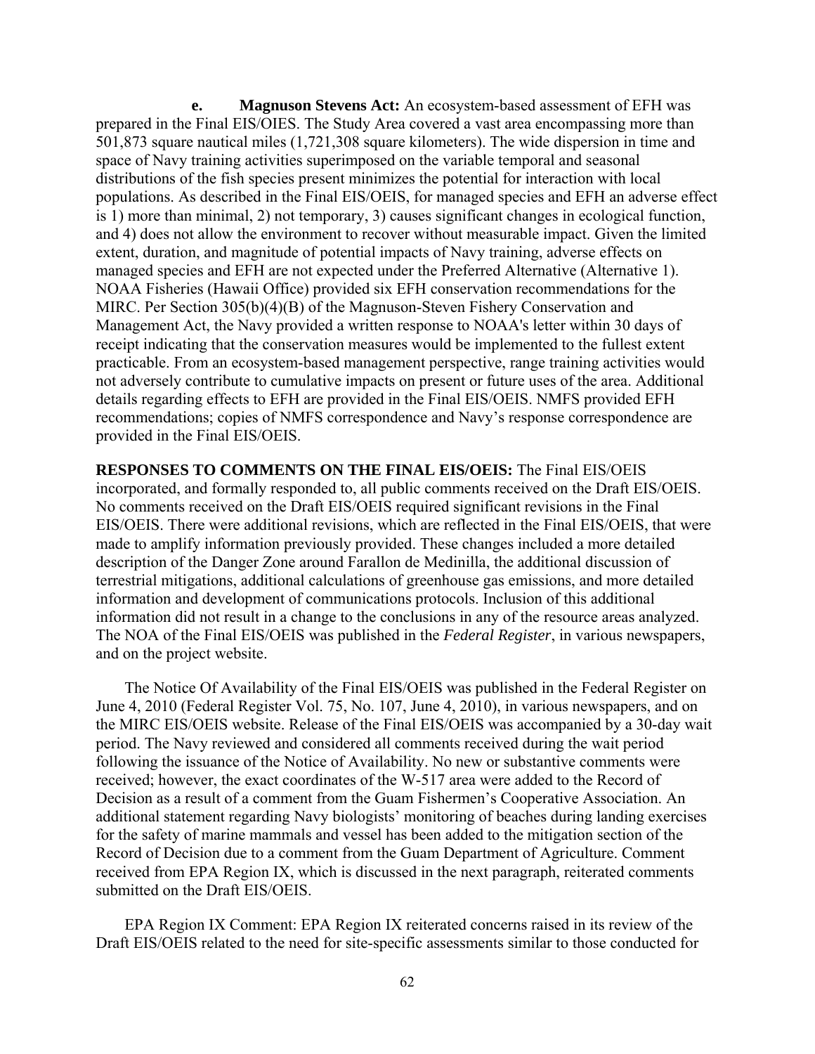**e. Magnuson Stevens Act:** An ecosystem-based assessment of EFH was prepared in the Final EIS/OIES. The Study Area covered a vast area encompassing more than 501,873 square nautical miles (1,721,308 square kilometers). The wide dispersion in time and space of Navy training activities superimposed on the variable temporal and seasonal distributions of the fish species present minimizes the potential for interaction with local populations. As described in the Final EIS/OEIS, for managed species and EFH an adverse effect is 1) more than minimal, 2) not temporary, 3) causes significant changes in ecological function, and 4) does not allow the environment to recover without measurable impact. Given the limited extent, duration, and magnitude of potential impacts of Navy training, adverse effects on managed species and EFH are not expected under the Preferred Alternative (Alternative 1). NOAA Fisheries (Hawaii Office) provided six EFH conservation recommendations for the MIRC. Per Section 305(b)(4)(B) of the Magnuson-Steven Fishery Conservation and Management Act, the Navy provided a written response to NOAA's letter within 30 days of receipt indicating that the conservation measures would be implemented to the fullest extent practicable. From an ecosystem-based management perspective, range training activities would not adversely contribute to cumulative impacts on present or future uses of the area. Additional details regarding effects to EFH are provided in the Final EIS/OEIS. NMFS provided EFH recommendations; copies of NMFS correspondence and Navy's response correspondence are provided in the Final EIS/OEIS.

**RESPONSES TO COMMENTS ON THE FINAL EIS/OEIS:** The Final EIS/OEIS incorporated, and formally responded to, all public comments received on the Draft EIS/OEIS. No comments received on the Draft EIS/OEIS required significant revisions in the Final EIS/OEIS. There were additional revisions, which are reflected in the Final EIS/OEIS, that were made to amplify information previously provided. These changes included a more detailed description of the Danger Zone around Farallon de Medinilla, the additional discussion of terrestrial mitigations, additional calculations of greenhouse gas emissions, and more detailed information and development of communications protocols. Inclusion of this additional information did not result in a change to the conclusions in any of the resource areas analyzed. The NOA of the Final EIS/OEIS was published in the *Federal Register*, in various newspapers, and on the project website.

The Notice Of Availability of the Final EIS/OEIS was published in the Federal Register on June 4, 2010 (Federal Register Vol. 75, No. 107, June 4, 2010), in various newspapers, and on the MIRC EIS/OEIS website. Release of the Final EIS/OEIS was accompanied by a 30-day wait period. The Navy reviewed and considered all comments received during the wait period following the issuance of the Notice of Availability. No new or substantive comments were received; however, the exact coordinates of the W-517 area were added to the Record of Decision as a result of a comment from the Guam Fishermen's Cooperative Association. An additional statement regarding Navy biologists' monitoring of beaches during landing exercises for the safety of marine mammals and vessel has been added to the mitigation section of the Record of Decision due to a comment from the Guam Department of Agriculture. Comment received from EPA Region IX, which is discussed in the next paragraph, reiterated comments submitted on the Draft EIS/OEIS.

EPA Region IX Comment: EPA Region IX reiterated concerns raised in its review of the Draft EIS/OEIS related to the need for site-specific assessments similar to those conducted for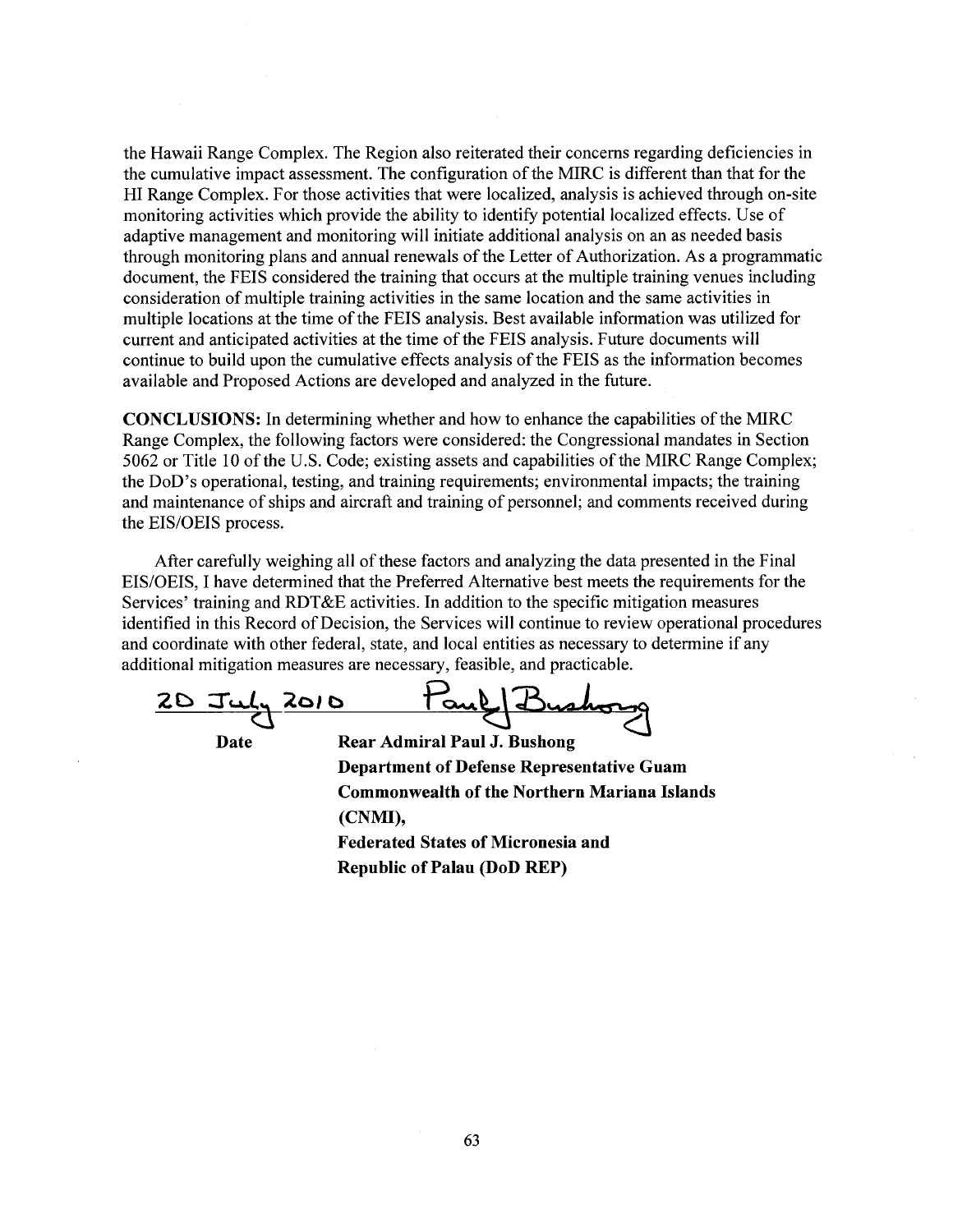the Hawaii Range Complex. The Region also reiterated their concerns regarding deficiencies in the cumulative impact assessment. The configuration of the MIRC is different than that for the HI Range Complex. For those activities that were localized, analysis is achieved through on-site monitoring activities which provide the ability to identify potential localized effects. Use of adaptive management and monitoring will initiate additional analysis on an as needed basis through monitoring plans and annual renewals of the Letter of Authorization. As a programmatic document, the FEIS considered the training that occurs at the multiple training venues including consideration of multiple training activities in the same location and the same activities in multiple locations at the time of the FEIS analysis. Best available information was utilized for current and anticipated activities at the time of the FEIS analysis. Future documents will continue to build upon the cumulative effects analysis of the FEIS as the information becomes available and Proposed Actions are developed and analyzed in the future.

**CONCLUSIONS:** In determining whether and how to enhance the capabilities of the MIRC Range Complex, the following factors were considered: the Congressional mandates in Section 5062 or Title 10 of the U.S. Code; existing assets and capabilities of the MIRC Range Complex; the DoD's operational, testing, and training requirements; environmental impacts; the training and maintenance of ships and aircraft and training of personnel; and comments received during the EIS/OEIS process.

After carefully weighing all of these factors and analyzing the data presented in the Final EIS/OEIS, I have determined that the Preferred Alternative best meets the requirements for the Services' training and RDT&E activities. In addition to the specific mitigation measures identified in this Record of Decision, the Services will continue to review operational procedures and coordinate with other federal, state, and local entities as necessary to determine if any additional mitigation measures are necessary, feasible, and practicable.

20 July 2010

**Date**

Paul J Bushong

**Rear Admiral Paul J. Bushong**
**Department of Defense Representative Guam**
**Commonwealth of the Northern Mariana Islands (CNMI),**
**Federated States of Micronesia and**
**Republic of Palau (DoD REP)**